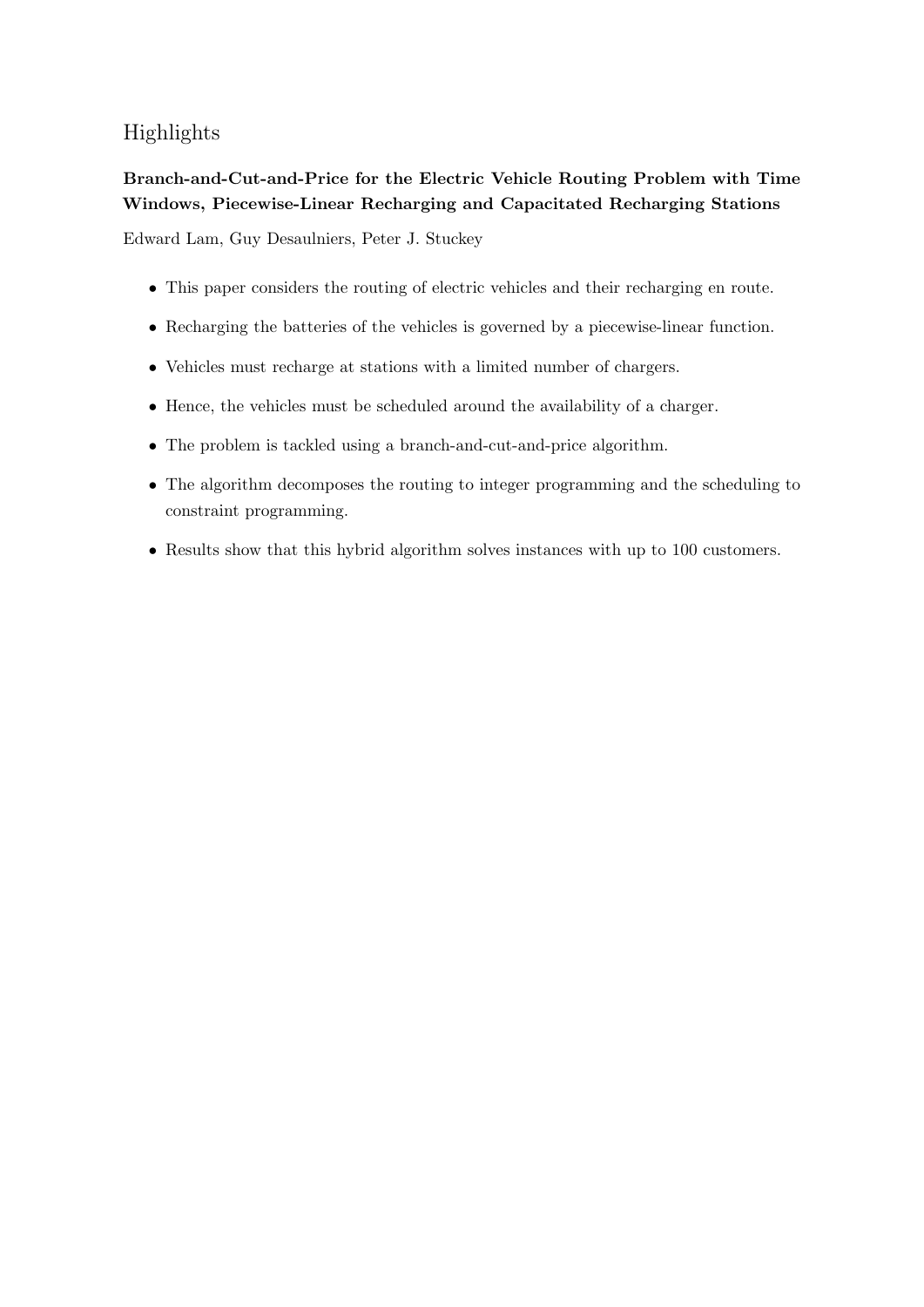# Highlights

**Branch-and-Cut-and-Price for the Electric Vehicle Routing Problem with Time Windows, Piecewise-Linear Recharging and Capacitated Recharging Stations**

Edward Lam, Guy Desaulniers, Peter J. Stuckey

- This paper considers the routing of electric vehicles and their recharging en route.
- Recharging the batteries of the vehicles is governed by a piecewise-linear function.
- Vehicles must recharge at stations with a limited number of chargers.
- Hence, the vehicles must be scheduled around the availability of a charger.
- The problem is tackled using a branch-and-cut-and-price algorithm.
- The algorithm decomposes the routing to integer programming and the scheduling to constraint programming.
- Results show that this hybrid algorithm solves instances with up to 100 customers.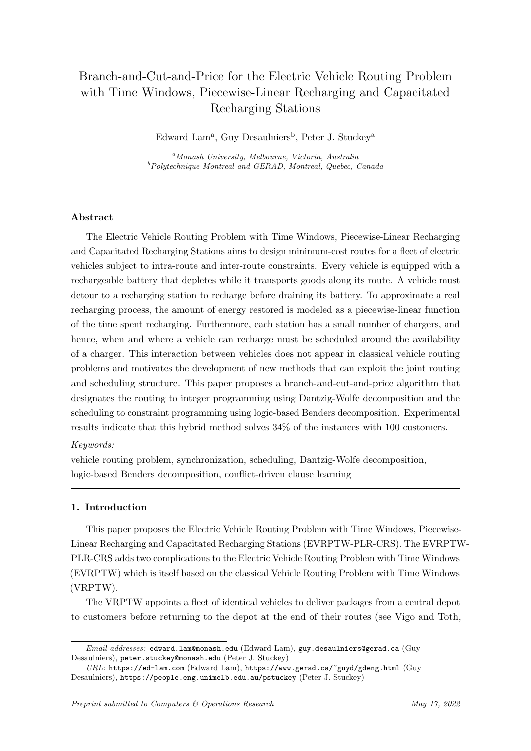# Branch-and-Cut-and-Price for the Electric Vehicle Routing Problem with Time Windows, Piecewise-Linear Recharging and Capacitated Recharging Stations

Edward Lam[a], Guy Desaulniers[b], Peter J. Stuckey[a]

[a] *Monash University, Melbourne, Victoria, Australia*
[b] *Polytechnique Montreal and GERAD, Montreal, Quebec, Canada*

---

**Abstract**

The Electric Vehicle Routing Problem with Time Windows, Piecewise-Linear Recharging and Capacitated Recharging Stations aims to design minimum-cost routes for a fleet of electric vehicles subject to intra-route and inter-route constraints. Every vehicle is equipped with a rechargeable battery that depletes while it transports goods along its route. A vehicle must detour to a recharging station to recharge before draining its battery. To approximate a real recharging process, the amount of energy restored is modeled as a piecewise-linear function of the time spent recharging. Furthermore, each station has a small number of chargers, and hence, when and where a vehicle can recharge must be scheduled around the availability of a charger. This interaction between vehicles does not appear in classical vehicle routing problems and motivates the development of new methods that can exploit the joint routing and scheduling structure. This paper proposes a branch-and-cut-and-price algorithm that designates the routing to integer programming using Dantzig-Wolfe decomposition and the scheduling to constraint programming using logic-based Benders decomposition. Experimental results indicate that this hybrid method solves 34% of the instances with 100 customers.

*Keywords:*
vehicle routing problem, synchronization, scheduling, Dantzig-Wolfe decomposition, logic-based Benders decomposition, conflict-driven clause learning

---

## 1. Introduction

This paper proposes the Electric Vehicle Routing Problem with Time Windows, Piecewise-Linear Recharging and Capacitated Recharging Stations (EVRPTW-PLR-CRS). The EVRPTW-PLR-CRS adds two complications to the Electric Vehicle Routing Problem with Time Windows (EVRPTW) which is itself based on the classical Vehicle Routing Problem with Time Windows (VRPTW).

The VRPTW appoints a fleet of identical vehicles to deliver packages from a central depot to customers before returning to the depot at the end of their routes (see Vigo and Toth,

---

*Email addresses:* `edward.lam@monash.edu` (Edward Lam), `guy.desaulniers@gerad.ca` (Guy Desaulniers), `peter.stuckey@monash.edu` (Peter J. Stuckey)

*URL:* `https://ed-lam.com` (Edward Lam), `https://www.gerad.ca/~guyd/gdeng.html` (Guy Desaulniers), `https://people.eng.unimelb.edu.au/pstuckey` (Peter J. Stuckey)

*Preprint submitted to Computers & Operations Research* May 17, 2022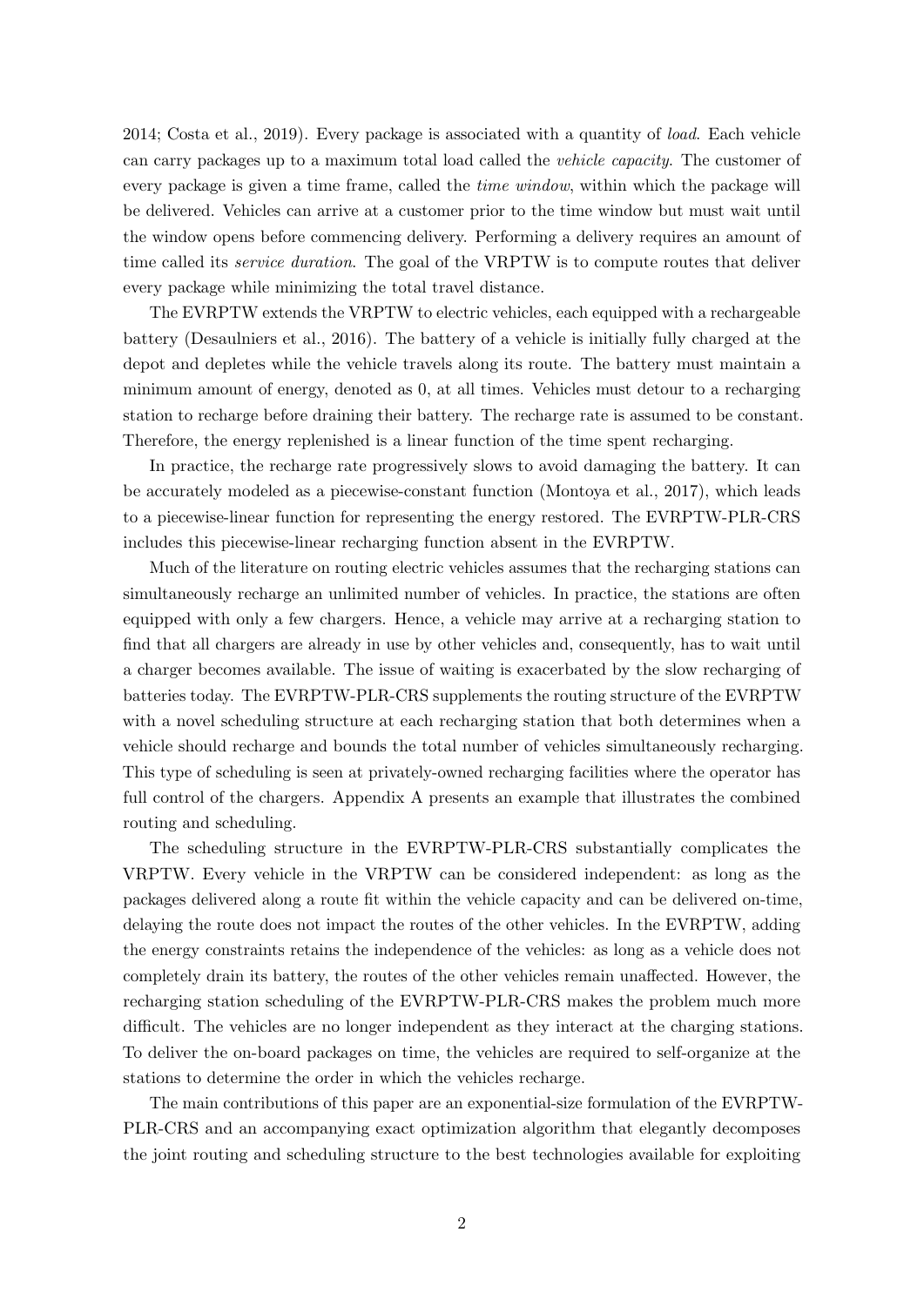2014; Costa et al., 2019). Every package is associated with a quantity of *load*. Each vehicle can carry packages up to a maximum total load called the *vehicle capacity*. The customer of every package is given a time frame, called the *time window*, within which the package will be delivered. Vehicles can arrive at a customer prior to the time window but must wait until the window opens before commencing delivery. Performing a delivery requires an amount of time called its *service duration*. The goal of the VRPTW is to compute routes that deliver every package while minimizing the total travel distance.

The EVRPTW extends the VRPTW to electric vehicles, each equipped with a rechargeable battery (Desaulniers et al., 2016). The battery of a vehicle is initially fully charged at the depot and depletes while the vehicle travels along its route. The battery must maintain a minimum amount of energy, denoted as 0, at all times. Vehicles must detour to a recharging station to recharge before draining their battery. The recharge rate is assumed to be constant. Therefore, the energy replenished is a linear function of the time spent recharging.

In practice, the recharge rate progressively slows to avoid damaging the battery. It can be accurately modeled as a piecewise-constant function (Montoya et al., 2017), which leads to a piecewise-linear function for representing the energy restored. The EVRPTW-PLR-CRS includes this piecewise-linear recharging function absent in the EVRPTW.

Much of the literature on routing electric vehicles assumes that the recharging stations can simultaneously recharge an unlimited number of vehicles. In practice, the stations are often equipped with only a few chargers. Hence, a vehicle may arrive at a recharging station to find that all chargers are already in use by other vehicles and, consequently, has to wait until a charger becomes available. The issue of waiting is exacerbated by the slow recharging of batteries today. The EVRPTW-PLR-CRS supplements the routing structure of the EVRPTW with a novel scheduling structure at each recharging station that both determines when a vehicle should recharge and bounds the total number of vehicles simultaneously recharging. This type of scheduling is seen at privately-owned recharging facilities where the operator has full control of the chargers. Appendix A presents an example that illustrates the combined routing and scheduling.

The scheduling structure in the EVRPTW-PLR-CRS substantially complicates the VRPTW. Every vehicle in the VRPTW can be considered independent: as long as the packages delivered along a route fit within the vehicle capacity and can be delivered on-time, delaying the route does not impact the routes of the other vehicles. In the EVRPTW, adding the energy constraints retains the independence of the vehicles: as long as a vehicle does not completely drain its battery, the routes of the other vehicles remain unaffected. However, the recharging station scheduling of the EVRPTW-PLR-CRS makes the problem much more difficult. The vehicles are no longer independent as they interact at the charging stations. To deliver the on-board packages on time, the vehicles are required to self-organize at the stations to determine the order in which the vehicles recharge.

The main contributions of this paper are an exponential-size formulation of the EVRPTW-PLR-CRS and an accompanying exact optimization algorithm that elegantly decomposes the joint routing and scheduling structure to the best technologies available for exploiting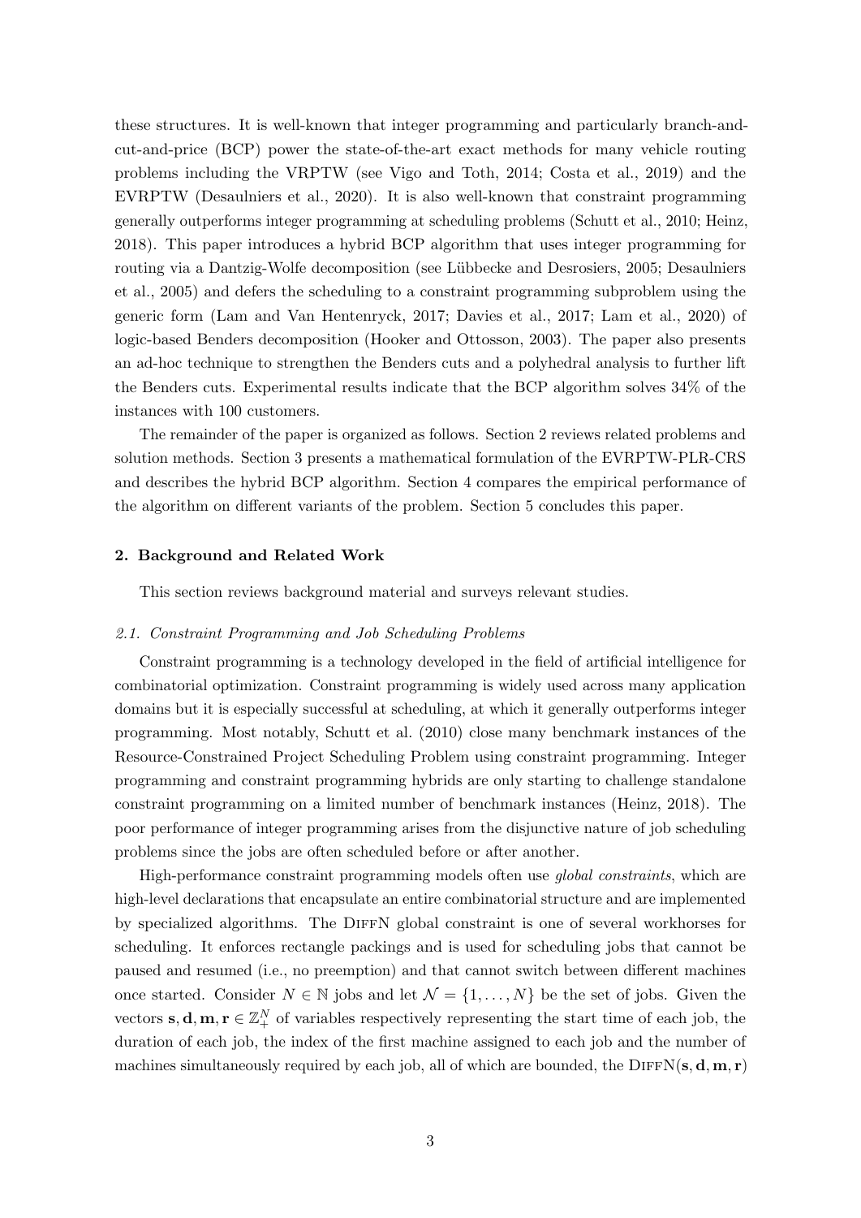these structures. It is well-known that integer programming and particularly branch-and-cut-and-price (BCP) power the state-of-the-art exact methods for many vehicle routing problems including the VRPTW (see Vigo and Toth, 2014; Costa et al., 2019) and the EVRPTW (Desaulniers et al., 2020). It is also well-known that constraint programming generally outperforms integer programming at scheduling problems (Schutt et al., 2010; Heinz, 2018). This paper introduces a hybrid BCP algorithm that uses integer programming for routing via a Dantzig-Wolfe decomposition (see Lübbecke and Desrosiers, 2005; Desaulniers et al., 2005) and defers the scheduling to a constraint programming subproblem using the generic form (Lam and Van Hentenryck, 2017; Davies et al., 2017; Lam et al., 2020) of logic-based Benders decomposition (Hooker and Ottosson, 2003). The paper also presents an ad-hoc technique to strengthen the Benders cuts and a polyhedral analysis to further lift the Benders cuts. Experimental results indicate that the BCP algorithm solves 34% of the instances with 100 customers.

The remainder of the paper is organized as follows. Section 2 reviews related problems and solution methods. Section 3 presents a mathematical formulation of the EVRPTW-PLR-CRS and describes the hybrid BCP algorithm. Section 4 compares the empirical performance of the algorithm on different variants of the problem. Section 5 concludes this paper.

## 2. Background and Related Work

This section reviews background material and surveys relevant studies.

### *2.1. Constraint Programming and Job Scheduling Problems*

Constraint programming is a technology developed in the field of artificial intelligence for combinatorial optimization. Constraint programming is widely used across many application domains but it is especially successful at scheduling, at which it generally outperforms integer programming. Most notably, Schutt et al. (2010) close many benchmark instances of the Resource-Constrained Project Scheduling Problem using constraint programming. Integer programming and constraint programming hybrids are only starting to challenge standalone constraint programming on a limited number of benchmark instances (Heinz, 2018). The poor performance of integer programming arises from the disjunctive nature of job scheduling problems since the jobs are often scheduled before or after another.

High-performance constraint programming models often use *global constraints*, which are high-level declarations that encapsulate an entire combinatorial structure and are implemented by specialized algorithms. The DiffN global constraint is one of several workhorses for scheduling. It enforces rectangle packings and is used for scheduling jobs that cannot be paused and resumed (i.e., no preemption) and that cannot switch between different machines once started. Consider $N \in \mathbb{N}$ jobs and let $\mathcal{N} = \{1, \ldots, N\}$ be the set of jobs. Given the vectors $\mathbf{s}, \mathbf{d}, \mathbf{m}, \mathbf{r} \in \mathbb{Z}_+^N$ of variables respectively representing the start time of each job, the duration of each job, the index of the first machine assigned to each job and the number of machines simultaneously required by each job, all of which are bounded, the $\text{DiffN}(\mathbf{s}, \mathbf{d}, \mathbf{m}, \mathbf{r})$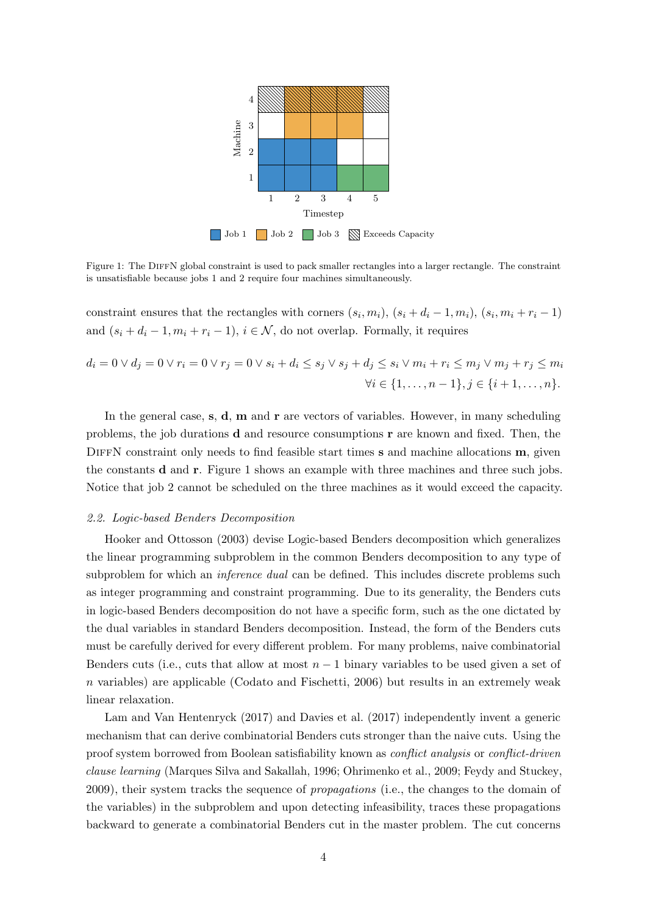Figure 1: The DiffN global constraint is used to pack smaller rectangles into a larger rectangle. The constraint is unsatisfiable because jobs 1 and 2 require four machines simultaneously.

constraint ensures that the rectangles with corners $(s_i, m_i)$, $(s_i + d_i - 1, m_i)$, $(s_i, m_i + r_i - 1)$ and $(s_i + d_i - 1, m_i + r_i - 1)$, $i \in \mathcal{N}$, do not overlap. Formally, it requires

$$d_i = 0 \lor d_j = 0 \lor r_i = 0 \lor r_j = 0 \lor s_i + d_i \leq s_j \lor s_j + d_j \leq s_i \lor m_i + r_i \leq m_j \lor m_j + r_j \leq m_i$$
$$\forall i \in \{1, \ldots, n-1\}, j \in \{i+1, \ldots, n\}.$$

In the general case, $\mathbf{s}$, $\mathbf{d}$, $\mathbf{m}$ and $\mathbf{r}$ are vectors of variables. However, in many scheduling problems, the job durations $\mathbf{d}$ and resource consumptions $\mathbf{r}$ are known and fixed. Then, the DiffN constraint only needs to find feasible start times $\mathbf{s}$ and machine allocations $\mathbf{m}$, given the constants $\mathbf{d}$ and $\mathbf{r}$. Figure 1 shows an example with three machines and three such jobs. Notice that job 2 cannot be scheduled on the three machines as it would exceed the capacity.

### 2.2. Logic-based Benders Decomposition

Hooker and Ottosson (2003) devise Logic-based Benders decomposition which generalizes the linear programming subproblem in the common Benders decomposition to any type of subproblem for which an *inference dual* can be defined. This includes discrete problems such as integer programming and constraint programming. Due to its generality, the Benders cuts in logic-based Benders decomposition do not have a specific form, such as the one dictated by the dual variables in standard Benders decomposition. Instead, the form of the Benders cuts must be carefully derived for every different problem. For many problems, naive combinatorial Benders cuts (i.e., cuts that allow at most $n - 1$ binary variables to be used given a set of $n$ variables) are applicable (Codato and Fischetti, 2006) but results in an extremely weak linear relaxation.

Lam and Van Hentenryck (2017) and Davies et al. (2017) independently invent a generic mechanism that can derive combinatorial Benders cuts stronger than the naive cuts. Using the proof system borrowed from Boolean satisfiability known as *conflict analysis* or *conflict-driven clause learning* (Marques Silva and Sakallah, 1996; Ohrimenko et al., 2009; Feydy and Stuckey, 2009), their system tracks the sequence of *propagations* (i.e., the changes to the domain of the variables) in the subproblem and upon detecting infeasibility, traces these propagations backward to generate a combinatorial Benders cut in the master problem. The cut concerns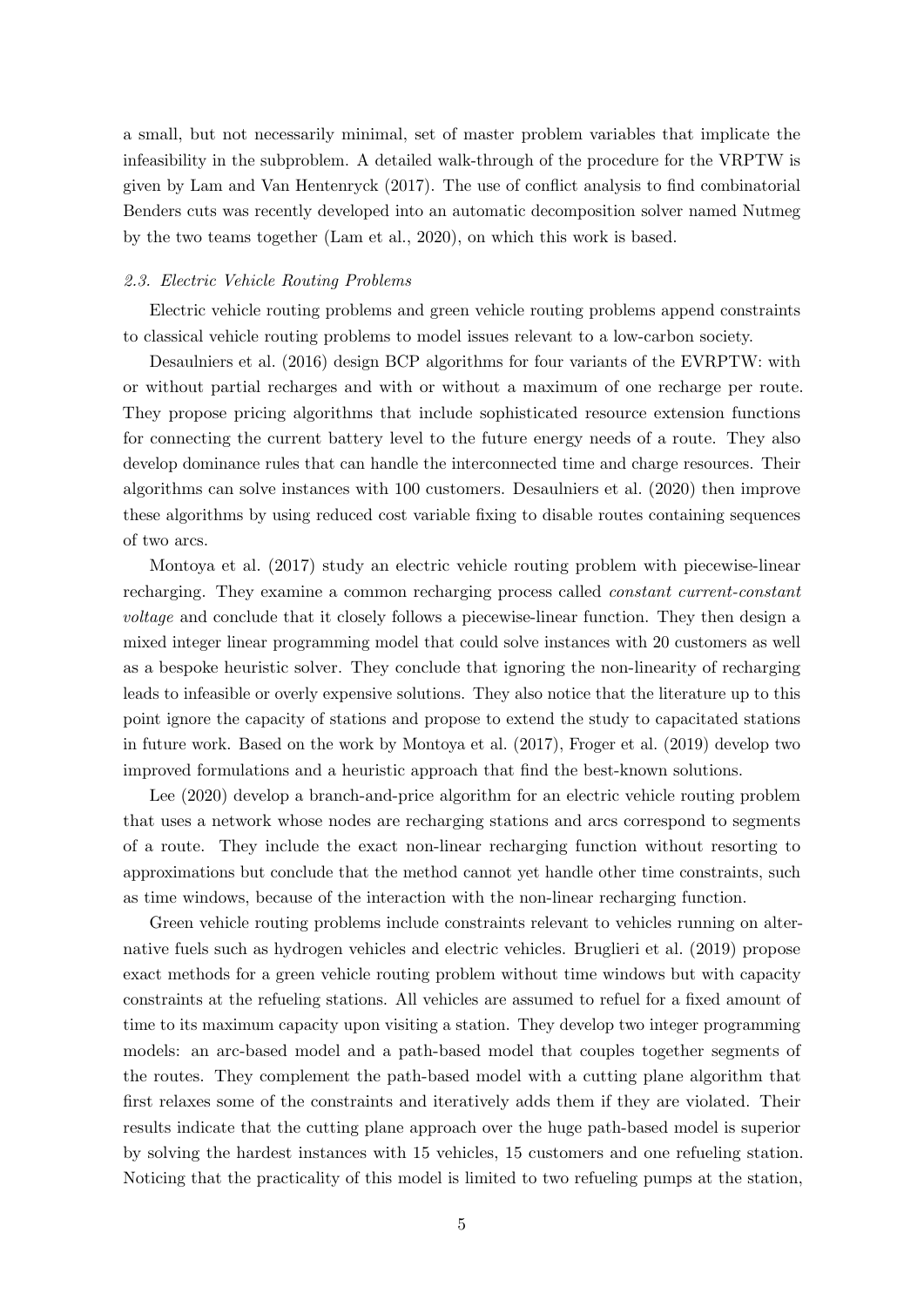a small, but not necessarily minimal, set of master problem variables that implicate the infeasibility in the subproblem. A detailed walk-through of the procedure for the VRPTW is given by Lam and Van Hentenryck (2017). The use of conflict analysis to find combinatorial Benders cuts was recently developed into an automatic decomposition solver named Nutmeg by the two teams together (Lam et al., 2020), on which this work is based.

### *2.3. Electric Vehicle Routing Problems*

Electric vehicle routing problems and green vehicle routing problems append constraints to classical vehicle routing problems to model issues relevant to a low-carbon society.

Desaulniers et al. (2016) design BCP algorithms for four variants of the EVRPTW: with or without partial recharges and with or without a maximum of one recharge per route. They propose pricing algorithms that include sophisticated resource extension functions for connecting the current battery level to the future energy needs of a route. They also develop dominance rules that can handle the interconnected time and charge resources. Their algorithms can solve instances with 100 customers. Desaulniers et al. (2020) then improve these algorithms by using reduced cost variable fixing to disable routes containing sequences of two arcs.

Montoya et al. (2017) study an electric vehicle routing problem with piecewise-linear recharging. They examine a common recharging process called *constant current-constant voltage* and conclude that it closely follows a piecewise-linear function. They then design a mixed integer linear programming model that could solve instances with 20 customers as well as a bespoke heuristic solver. They conclude that ignoring the non-linearity of recharging leads to infeasible or overly expensive solutions. They also notice that the literature up to this point ignore the capacity of stations and propose to extend the study to capacitated stations in future work. Based on the work by Montoya et al. (2017), Froger et al. (2019) develop two improved formulations and a heuristic approach that find the best-known solutions.

Lee (2020) develop a branch-and-price algorithm for an electric vehicle routing problem that uses a network whose nodes are recharging stations and arcs correspond to segments of a route. They include the exact non-linear recharging function without resorting to approximations but conclude that the method cannot yet handle other time constraints, such as time windows, because of the interaction with the non-linear recharging function.

Green vehicle routing problems include constraints relevant to vehicles running on alternative fuels such as hydrogen vehicles and electric vehicles. Bruglieri et al. (2019) propose exact methods for a green vehicle routing problem without time windows but with capacity constraints at the refueling stations. All vehicles are assumed to refuel for a fixed amount of time to its maximum capacity upon visiting a station. They develop two integer programming models: an arc-based model and a path-based model that couples together segments of the routes. They complement the path-based model with a cutting plane algorithm that first relaxes some of the constraints and iteratively adds them if they are violated. Their results indicate that the cutting plane approach over the huge path-based model is superior by solving the hardest instances with 15 vehicles, 15 customers and one refueling station. Noticing that the practicality of this model is limited to two refueling pumps at the station,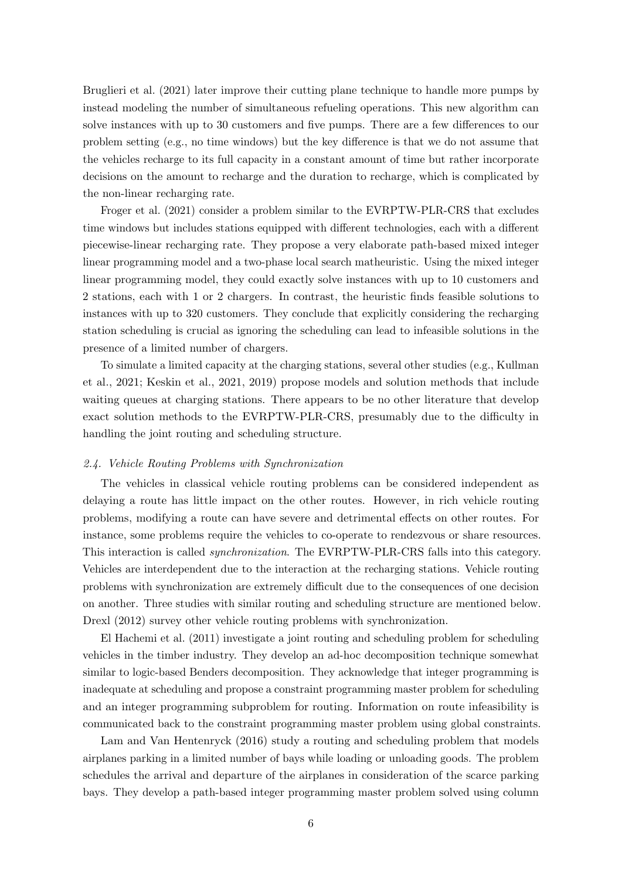Bruglieri et al. (2021) later improve their cutting plane technique to handle more pumps by instead modeling the number of simultaneous refueling operations. This new algorithm can solve instances with up to 30 customers and five pumps. There are a few differences to our problem setting (e.g., no time windows) but the key difference is that we do not assume that the vehicles recharge to its full capacity in a constant amount of time but rather incorporate decisions on the amount to recharge and the duration to recharge, which is complicated by the non-linear recharging rate.

Froger et al. (2021) consider a problem similar to the EVRPTW-PLR-CRS that excludes time windows but includes stations equipped with different technologies, each with a different piecewise-linear recharging rate. They propose a very elaborate path-based mixed integer linear programming model and a two-phase local search matheuristic. Using the mixed integer linear programming model, they could exactly solve instances with up to 10 customers and 2 stations, each with 1 or 2 chargers. In contrast, the heuristic finds feasible solutions to instances with up to 320 customers. They conclude that explicitly considering the recharging station scheduling is crucial as ignoring the scheduling can lead to infeasible solutions in the presence of a limited number of chargers.

To simulate a limited capacity at the charging stations, several other studies (e.g., Kullman et al., 2021; Keskin et al., 2021, 2019) propose models and solution methods that include waiting queues at charging stations. There appears to be no other literature that develop exact solution methods to the EVRPTW-PLR-CRS, presumably due to the difficulty in handling the joint routing and scheduling structure.

### *2.4. Vehicle Routing Problems with Synchronization*

The vehicles in classical vehicle routing problems can be considered independent as delaying a route has little impact on the other routes. However, in rich vehicle routing problems, modifying a route can have severe and detrimental effects on other routes. For instance, some problems require the vehicles to co-operate to rendezvous or share resources. This interaction is called *synchronization*. The EVRPTW-PLR-CRS falls into this category. Vehicles are interdependent due to the interaction at the recharging stations. Vehicle routing problems with synchronization are extremely difficult due to the consequences of one decision on another. Three studies with similar routing and scheduling structure are mentioned below. Drexl (2012) survey other vehicle routing problems with synchronization.

El Hachemi et al. (2011) investigate a joint routing and scheduling problem for scheduling vehicles in the timber industry. They develop an ad-hoc decomposition technique somewhat similar to logic-based Benders decomposition. They acknowledge that integer programming is inadequate at scheduling and propose a constraint programming master problem for scheduling and an integer programming subproblem for routing. Information on route infeasibility is communicated back to the constraint programming master problem using global constraints.

Lam and Van Hentenryck (2016) study a routing and scheduling problem that models airplanes parking in a limited number of bays while loading or unloading goods. The problem schedules the arrival and departure of the airplanes in consideration of the scarce parking bays. They develop a path-based integer programming master problem solved using column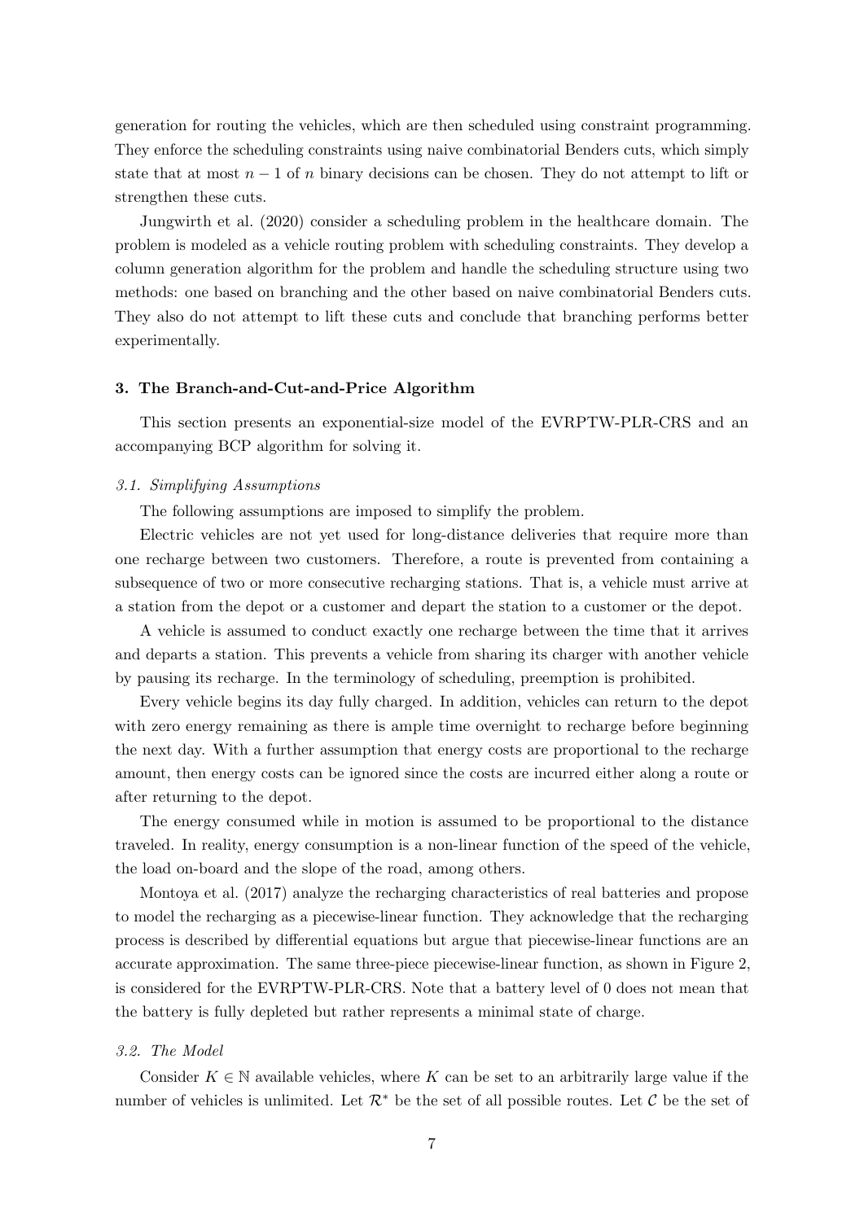generation for routing the vehicles, which are then scheduled using constraint programming. They enforce the scheduling constraints using naive combinatorial Benders cuts, which simply state that at most $n - 1$ of $n$ binary decisions can be chosen. They do not attempt to lift or strengthen these cuts.

Jungwirth et al. (2020) consider a scheduling problem in the healthcare domain. The problem is modeled as a vehicle routing problem with scheduling constraints. They develop a column generation algorithm for the problem and handle the scheduling structure using two methods: one based on branching and the other based on naive combinatorial Benders cuts. They also do not attempt to lift these cuts and conclude that branching performs better experimentally.

## 3. The Branch-and-Cut-and-Price Algorithm

This section presents an exponential-size model of the EVRPTW-PLR-CRS and an accompanying BCP algorithm for solving it.

### *3.1. Simplifying Assumptions*

The following assumptions are imposed to simplify the problem.

Electric vehicles are not yet used for long-distance deliveries that require more than one recharge between two customers. Therefore, a route is prevented from containing a subsequence of two or more consecutive recharging stations. That is, a vehicle must arrive at a station from the depot or a customer and depart the station to a customer or the depot.

A vehicle is assumed to conduct exactly one recharge between the time that it arrives and departs a station. This prevents a vehicle from sharing its charger with another vehicle by pausing its recharge. In the terminology of scheduling, preemption is prohibited.

Every vehicle begins its day fully charged. In addition, vehicles can return to the depot with zero energy remaining as there is ample time overnight to recharge before beginning the next day. With a further assumption that energy costs are proportional to the recharge amount, then energy costs can be ignored since the costs are incurred either along a route or after returning to the depot.

The energy consumed while in motion is assumed to be proportional to the distance traveled. In reality, energy consumption is a non-linear function of the speed of the vehicle, the load on-board and the slope of the road, among others.

Montoya et al. (2017) analyze the recharging characteristics of real batteries and propose to model the recharging as a piecewise-linear function. They acknowledge that the recharging process is described by differential equations but argue that piecewise-linear functions are an accurate approximation. The same three-piece piecewise-linear function, as shown in Figure 2, is considered for the EVRPTW-PLR-CRS. Note that a battery level of 0 does not mean that the battery is fully depleted but rather represents a minimal state of charge.

### *3.2. The Model*

Consider $K \in \mathbb{N}$ available vehicles, where $K$ can be set to an arbitrarily large value if the number of vehicles is unlimited. Let $\mathcal{R}^*$ be the set of all possible routes. Let $\mathcal{C}$ be the set of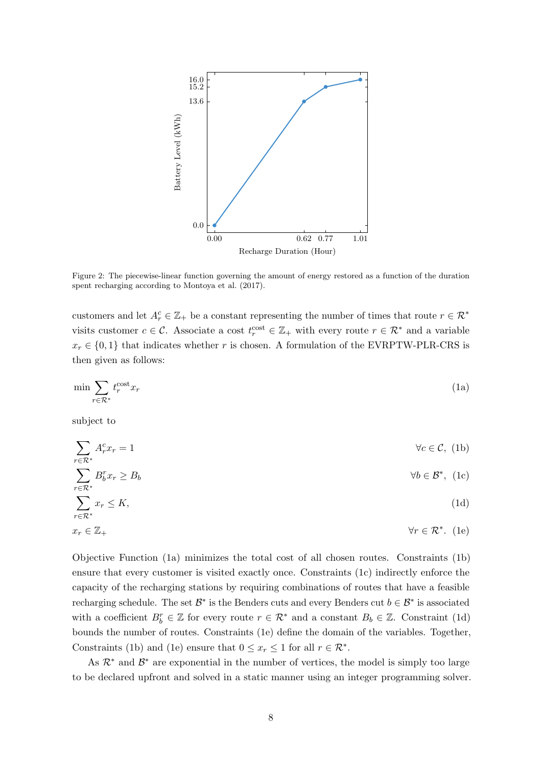Figure 2: The piecewise-linear function governing the amount of energy restored as a function of the duration spent recharging according to Montoya et al. (2017).

customers and let $A_r^c \in \mathbb{Z}_+$ be a constant representing the number of times that route $r \in \mathcal{R}^*$ visits customer $c \in \mathcal{C}$. Associate a cost $t_r^{\text{cost}} \in \mathbb{Z}_+$ with every route $r \in \mathcal{R}^*$ and a variable $x_r \in \{0, 1\}$ that indicates whether $r$ is chosen. A formulation of the EVRPTW-PLR-CRS is then given as follows:

$$\min \sum_{r \in \mathcal{R}^*} t_r^{\text{cost}} x_r \tag{1a}$$

subject to

$$\sum_{r \in \mathcal{R}^*} A_r^c x_r = 1 \qquad \forall c \in \mathcal{C}, \tag{1b}$$

$$\sum_{r \in \mathcal{R}^*} B_b^r x_r \geq B_b \qquad \forall b \in \mathcal{B}^*, \tag{1c}$$

$$\sum_{r \in \mathcal{R}^*} x_r \leq K, \tag{1d}$$

$$x_r \in \mathbb{Z}_+ \qquad \forall r \in \mathcal{R}^*. \tag{1e}$$

Objective Function (1a) minimizes the total cost of all chosen routes. Constraints (1b) ensure that every customer is visited exactly once. Constraints (1c) indirectly enforce the capacity of the recharging stations by requiring combinations of routes that have a feasible recharging schedule. The set $\mathcal{B}^*$ is the Benders cuts and every Benders cut $b \in \mathcal{B}^*$ is associated with a coefficient $B_b^r \in \mathbb{Z}$ for every route $r \in \mathcal{R}^*$ and a constant $B_b \in \mathbb{Z}$. Constraint (1d) bounds the number of routes. Constraints (1e) define the domain of the variables. Together, Constraints (1b) and (1e) ensure that $0 \leq x_r \leq 1$ for all $r \in \mathcal{R}^*$.

As $\mathcal{R}^*$ and $\mathcal{B}^*$ are exponential in the number of vertices, the model is simply too large to be declared upfront and solved in a static manner using an integer programming solver.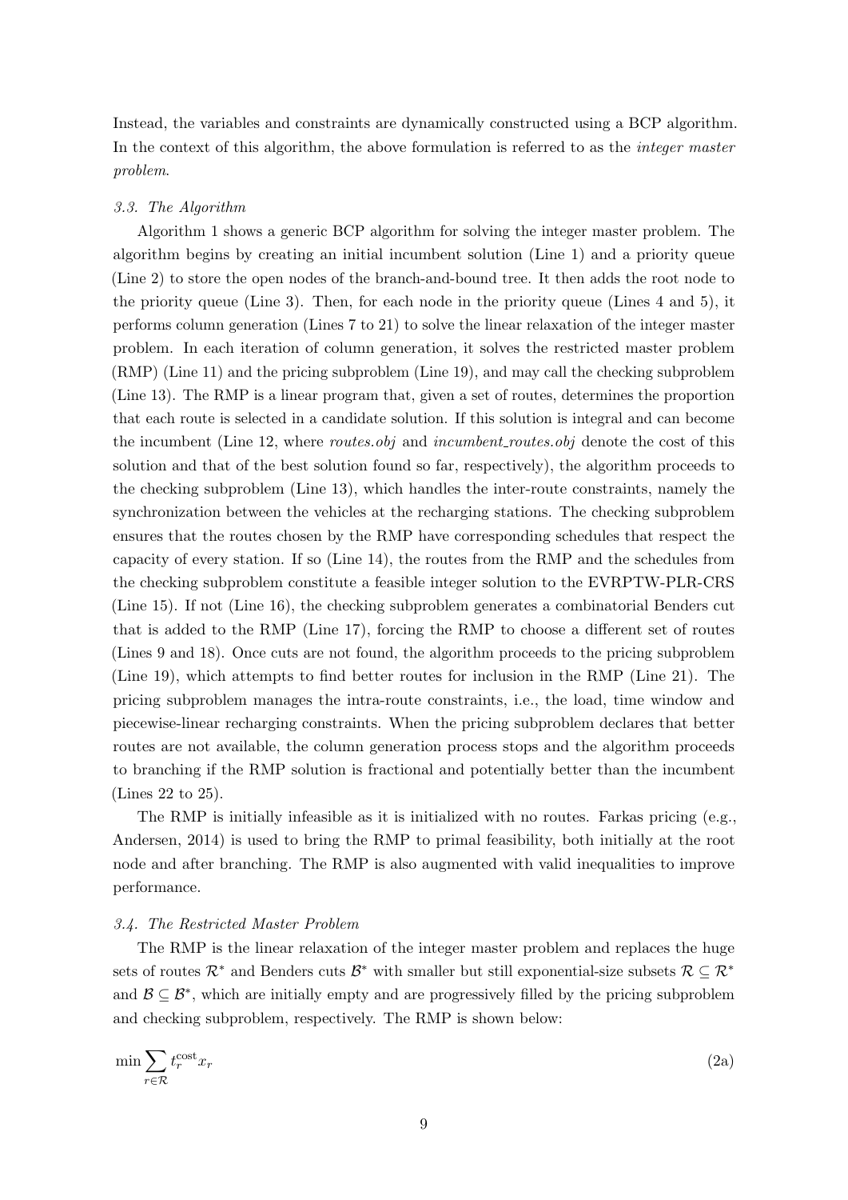Instead, the variables and constraints are dynamically constructed using a BCP algorithm. In the context of this algorithm, the above formulation is referred to as the *integer master problem*.

### *3.3. The Algorithm*

Algorithm 1 shows a generic BCP algorithm for solving the integer master problem. The algorithm begins by creating an initial incumbent solution (Line 1) and a priority queue (Line 2) to store the open nodes of the branch-and-bound tree. It then adds the root node to the priority queue (Line 3). Then, for each node in the priority queue (Lines 4 and 5), it performs column generation (Lines 7 to 21) to solve the linear relaxation of the integer master problem. In each iteration of column generation, it solves the restricted master problem (RMP) (Line 11) and the pricing subproblem (Line 19), and may call the checking subproblem (Line 13). The RMP is a linear program that, given a set of routes, determines the proportion that each route is selected in a candidate solution. If this solution is integral and can become the incumbent (Line 12, where *routes.obj* and *incumbent_routes.obj* denote the cost of this solution and that of the best solution found so far, respectively), the algorithm proceeds to the checking subproblem (Line 13), which handles the inter-route constraints, namely the synchronization between the vehicles at the recharging stations. The checking subproblem ensures that the routes chosen by the RMP have corresponding schedules that respect the capacity of every station. If so (Line 14), the routes from the RMP and the schedules from the checking subproblem constitute a feasible integer solution to the EVRPTW-PLR-CRS (Line 15). If not (Line 16), the checking subproblem generates a combinatorial Benders cut that is added to the RMP (Line 17), forcing the RMP to choose a different set of routes (Lines 9 and 18). Once cuts are not found, the algorithm proceeds to the pricing subproblem (Line 19), which attempts to find better routes for inclusion in the RMP (Line 21). The pricing subproblem manages the intra-route constraints, i.e., the load, time window and piecewise-linear recharging constraints. When the pricing subproblem declares that better routes are not available, the column generation process stops and the algorithm proceeds to branching if the RMP solution is fractional and potentially better than the incumbent (Lines 22 to 25).

The RMP is initially infeasible as it is initialized with no routes. Farkas pricing (e.g., Andersen, 2014) is used to bring the RMP to primal feasibility, both initially at the root node and after branching. The RMP is also augmented with valid inequalities to improve performance.

### *3.4. The Restricted Master Problem*

The RMP is the linear relaxation of the integer master problem and replaces the huge sets of routes $\mathcal{R}^*$ and Benders cuts $\mathcal{B}^*$ with smaller but still exponential-size subsets $\mathcal{R} \subseteq \mathcal{R}^*$ and $\mathcal{B} \subseteq \mathcal{B}^*$, which are initially empty and are progressively filled by the pricing subproblem and checking subproblem, respectively. The RMP is shown below:

$$\min \sum_{r \in \mathcal{R}} t_r^{\text{cost}} x_r \tag{2a}$$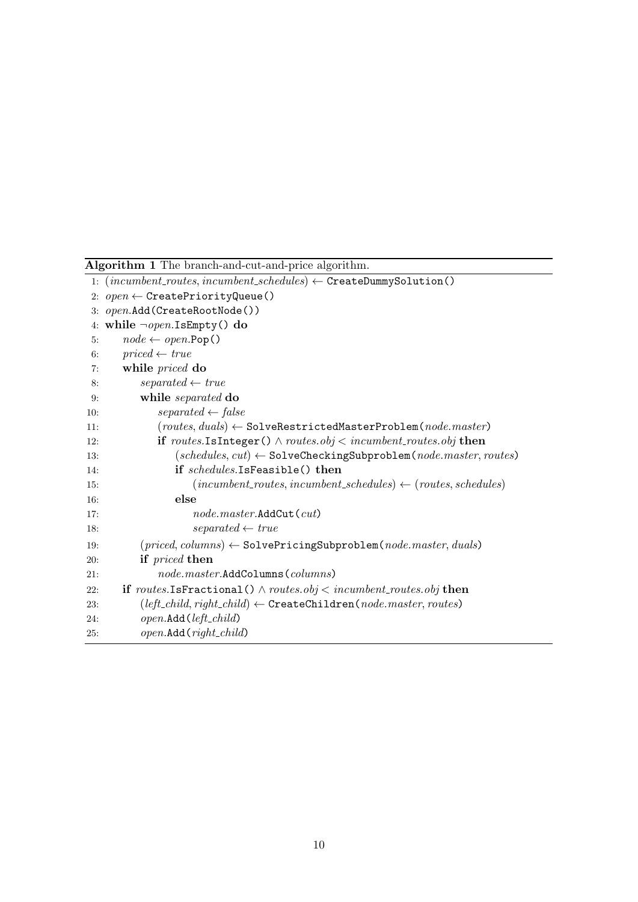**Algorithm 1** The branch-and-cut-and-price algorithm.

```
1:  (incumbent_routes, incumbent_schedules) ← CreateDummySolution()
2:  open ← CreatePriorityQueue()
3:  open.Add(CreateRootNode())
4:  while ¬open.IsEmpty() do
5:      node ← open.Pop()
6:      priced ← true
7:      while priced do
8:          separated ← true
9:          while separated do
10:             separated ← false
11:             (routes, duals) ← SolveRestrictedMasterProblem(node.master)
12:             if routes.IsInteger() ∧ routes.obj < incumbent_routes.obj then
13:                 (schedules, cut) ← SolveCheckingSubproblem(node.master, routes)
14:                 if schedules.IsFeasible() then
15:                     (incumbent_routes, incumbent_schedules) ← (routes, schedules)
16:                 else
17:                     node.master.AddCut(cut)
18:                     separated ← true
19:         (priced, columns) ← SolvePricingSubproblem(node.master, duals)
20:         if priced then
21:             node.master.AddColumns(columns)
22:     if routes.IsFractional() ∧ routes.obj < incumbent_routes.obj then
23:         (left_child, right_child) ← CreateChildren(node.master, routes)
24:         open.Add(left_child)
25:         open.Add(right_child)
```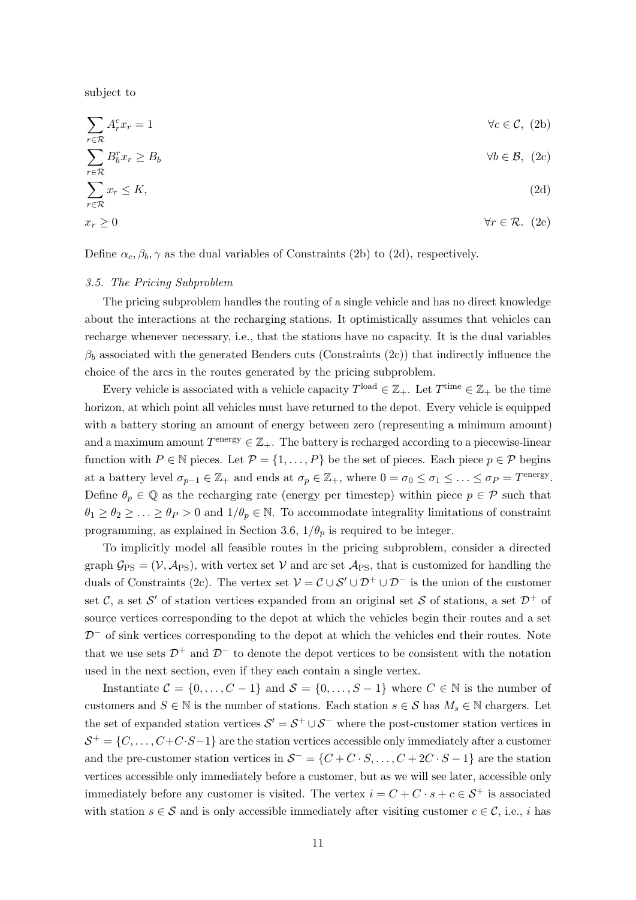subject to

$$\sum_{r \in \mathcal{R}} A_r^c x_r = 1 \qquad \forall c \in \mathcal{C}, \tag{2b}$$

$$\sum_{r \in \mathcal{R}} B_b^r x_r \geq B_b \qquad \forall b \in \mathcal{B}, \tag{2c}$$

$$\sum_{r \in \mathcal{R}} x_r \leq K, \tag{2d}$$

$$x_r \geq 0 \qquad \forall r \in \mathcal{R}. \tag{2e}$$

Define $\alpha_c, \beta_b, \gamma$ as the dual variables of Constraints (2b) to (2d), respectively.

### *3.5. The Pricing Subproblem*

The pricing subproblem handles the routing of a single vehicle and has no direct knowledge about the interactions at the recharging stations. It optimistically assumes that vehicles can recharge whenever necessary, i.e., that the stations have no capacity. It is the dual variables $\beta_b$ associated with the generated Benders cuts (Constraints (2c)) that indirectly influence the choice of the arcs in the routes generated by the pricing subproblem.

Every vehicle is associated with a vehicle capacity $T^{\text{load}} \in \mathbb{Z}_+$. Let $T^{\text{time}} \in \mathbb{Z}_+$ be the time horizon, at which point all vehicles must have returned to the depot. Every vehicle is equipped with a battery storing an amount of energy between zero (representing a minimum amount) and a maximum amount $T^{\text{energy}} \in \mathbb{Z}_+$. The battery is recharged according to a piecewise-linear function with $P \in \mathbb{N}$ pieces. Let $\mathcal{P} = \{1, \ldots, P\}$ be the set of pieces. Each piece $p \in \mathcal{P}$ begins at a battery level $\sigma_{p-1} \in \mathbb{Z}_+$ and ends at $\sigma_p \in \mathbb{Z}_+$, where $0 = \sigma_0 \leq \sigma_1 \leq \ldots \leq \sigma_P = T^{\text{energy}}$. Define $\theta_p \in \mathbb{Q}$ as the recharging rate (energy per timestep) within piece $p \in \mathcal{P}$ such that $\theta_1 \geq \theta_2 \geq \ldots \geq \theta_P > 0$ and $1/\theta_p \in \mathbb{N}$. To accommodate integrality limitations of constraint programming, as explained in Section 3.6, $1/\theta_p$ is required to be integer.

To implicitly model all feasible routes in the pricing subproblem, consider a directed graph $\mathcal{G}_{\text{PS}} = (\mathcal{V}, \mathcal{A}_{\text{PS}})$, with vertex set $\mathcal{V}$ and arc set $\mathcal{A}_{\text{PS}}$, that is customized for handling the duals of Constraints (2c). The vertex set $\mathcal{V} = \mathcal{C} \cup \mathcal{S}' \cup \mathcal{D}^+ \cup \mathcal{D}^-$ is the union of the customer set $\mathcal{C}$, a set $\mathcal{S}'$ of station vertices expanded from an original set $\mathcal{S}$ of stations, a set $\mathcal{D}^+$ of source vertices corresponding to the depot at which the vehicles begin their routes and a set $\mathcal{D}^-$ of sink vertices corresponding to the depot at which the vehicles end their routes. Note that we use sets $\mathcal{D}^+$ and $\mathcal{D}^-$ to denote the depot vertices to be consistent with the notation used in the next section, even if they each contain a single vertex.

Instantiate $\mathcal{C} = \{0, \ldots, C-1\}$ and $\mathcal{S} = \{0, \ldots, S-1\}$ where $C \in \mathbb{N}$ is the number of customers and $S \in \mathbb{N}$ is the number of stations. Each station $s \in \mathcal{S}$ has $M_s \in \mathbb{N}$ chargers. Let the set of expanded station vertices $\mathcal{S}' = \mathcal{S}^+ \cup \mathcal{S}^-$ where the post-customer station vertices in $\mathcal{S}^+ = \{C, \ldots, C + C \cdot S - 1\}$ are the station vertices accessible only immediately after a customer and the pre-customer station vertices in $\mathcal{S}^- = \{C + C \cdot S, \ldots, C + 2C \cdot S - 1\}$ are the station vertices accessible only immediately before a customer, but as we will see later, accessible only immediately before any customer is visited. The vertex $i = C + C \cdot s + c \in \mathcal{S}^+$ is associated with station $s \in \mathcal{S}$ and is only accessible immediately after visiting customer $c \in \mathcal{C}$, i.e., $i$ has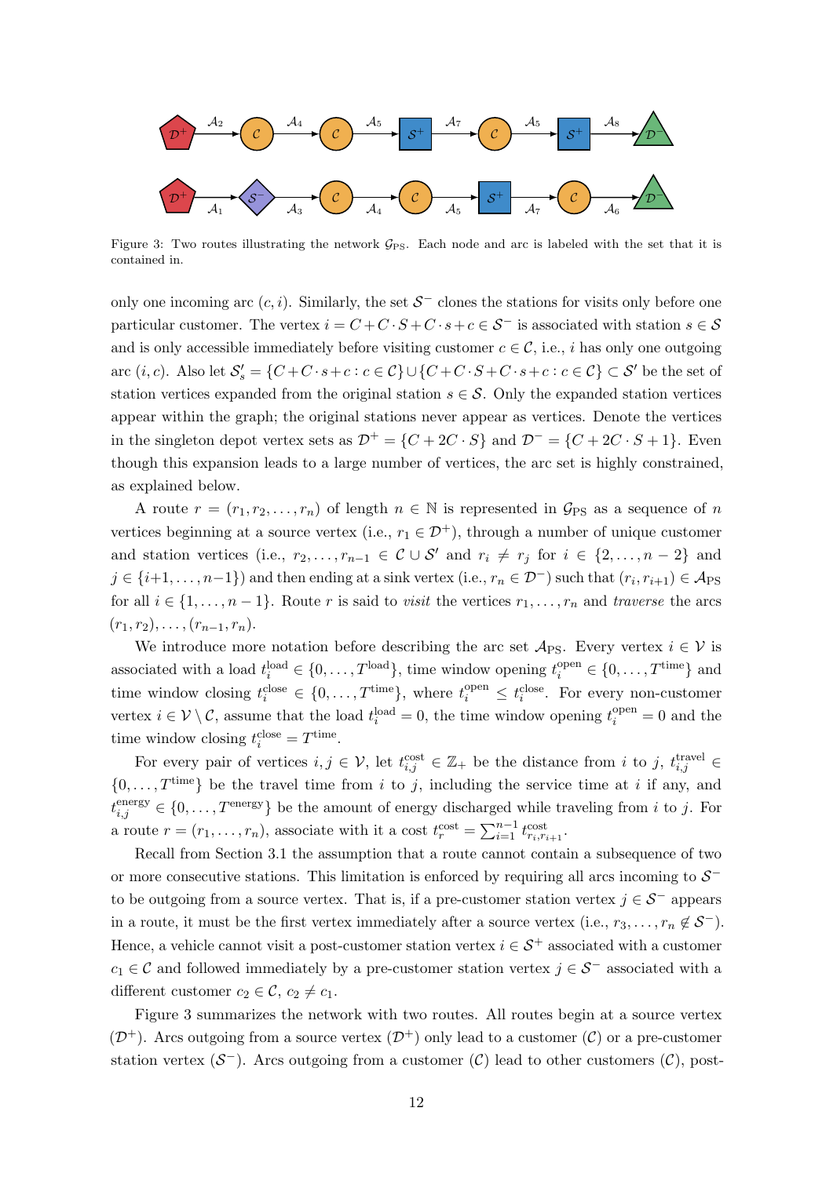Figure 3: Two routes illustrating the network $\mathcal{G}_{\text{PS}}$. Each node and arc is labeled with the set that it is contained in.

only one incoming arc $(c, i)$. Similarly, the set $\mathcal{S}^-$ clones the stations for visits only before one particular customer. The vertex $i = C + C \cdot S + C \cdot s + c \in \mathcal{S}^-$ is associated with station $s \in \mathcal{S}$ and is only accessible immediately before visiting customer $c \in \mathcal{C}$, i.e., $i$ has only one outgoing arc $(i, c)$. Also let $\mathcal{S}'_s = \{C + C \cdot s + c : c \in \mathcal{C}\} \cup \{C + C \cdot S + C \cdot s + c : c \in \mathcal{C}\} \subset \mathcal{S}'$ be the set of station vertices expanded from the original station $s \in \mathcal{S}$. Only the expanded station vertices appear within the graph; the original stations never appear as vertices. Denote the vertices in the singleton depot vertex sets as $\mathcal{D}^+ = \{C + 2C \cdot S\}$ and $\mathcal{D}^- = \{C + 2C \cdot S + 1\}$. Even though this expansion leads to a large number of vertices, the arc set is highly constrained, as explained below.

A route $r = (r_1, r_2, \ldots, r_n)$ of length $n \in \mathbb{N}$ is represented in $\mathcal{G}_{\text{PS}}$ as a sequence of $n$ vertices beginning at a source vertex (i.e., $r_1 \in \mathcal{D}^+$), through a number of unique customer and station vertices (i.e., $r_2, \ldots, r_{n-1} \in \mathcal{C} \cup \mathcal{S}'$ and $r_i \neq r_j$ for $i \in \{2, \ldots, n-2\}$ and $j \in \{i+1, \ldots, n-1\}$) and then ending at a sink vertex (i.e., $r_n \in \mathcal{D}^-$) such that $(r_i, r_{i+1}) \in \mathcal{A}_{\text{PS}}$ for all $i \in \{1, \ldots, n-1\}$. Route $r$ is said to *visit* the vertices $r_1, \ldots, r_n$ and *traverse* the arcs $(r_1, r_2), \ldots, (r_{n-1}, r_n)$.

We introduce more notation before describing the arc set $\mathcal{A}_{\text{PS}}$. Every vertex $i \in \mathcal{V}$ is associated with a load $t_i^{\text{load}} \in \{0, \ldots, T^{\text{load}}\}$, time window opening $t_i^{\text{open}} \in \{0, \ldots, T^{\text{time}}\}$ and time window closing $t_i^{\text{close}} \in \{0, \ldots, T^{\text{time}}\}$, where $t_i^{\text{open}} \leq t_i^{\text{close}}$. For every non-customer vertex $i \in \mathcal{V} \setminus \mathcal{C}$, assume that the load $t_i^{\text{load}} = 0$, the time window opening $t_i^{\text{open}} = 0$ and the time window closing $t_i^{\text{close}} = T^{\text{time}}$.

For every pair of vertices $i, j \in \mathcal{V}$, let $t_{i,j}^{\text{cost}} \in \mathbb{Z}_+$ be the distance from $i$ to $j$, $t_{i,j}^{\text{travel}} \in \{0, \ldots, T^{\text{time}}\}$ be the travel time from $i$ to $j$, including the service time at $i$ if any, and $t_{i,j}^{\text{energy}} \in \{0, \ldots, T^{\text{energy}}\}$ be the amount of energy discharged while traveling from $i$ to $j$. For a route $r = (r_1, \ldots, r_n)$, associate with it a cost $t_r^{\text{cost}} = \sum_{i=1}^{n-1} t_{r_i, r_{i+1}}^{\text{cost}}$.

Recall from Section 3.1 the assumption that a route cannot contain a subsequence of two or more consecutive stations. This limitation is enforced by requiring all arcs incoming to $\mathcal{S}^-$ to be outgoing from a source vertex. That is, if a pre-customer station vertex $j \in \mathcal{S}^-$ appears in a route, it must be the first vertex immediately after a source vertex (i.e., $r_3, \ldots, r_n \notin \mathcal{S}^-$). Hence, a vehicle cannot visit a post-customer station vertex $i \in \mathcal{S}^+$ associated with a customer $c_1 \in \mathcal{C}$ and followed immediately by a pre-customer station vertex $j \in \mathcal{S}^-$ associated with a different customer $c_2 \in \mathcal{C}$, $c_2 \neq c_1$.

Figure 3 summarizes the network with two routes. All routes begin at a source vertex ($\mathcal{D}^+$). Arcs outgoing from a source vertex ($\mathcal{D}^+$) only lead to a customer ($\mathcal{C}$) or a pre-customer station vertex ($\mathcal{S}^-$). Arcs outgoing from a customer ($\mathcal{C}$) lead to other customers ($\mathcal{C}$), post-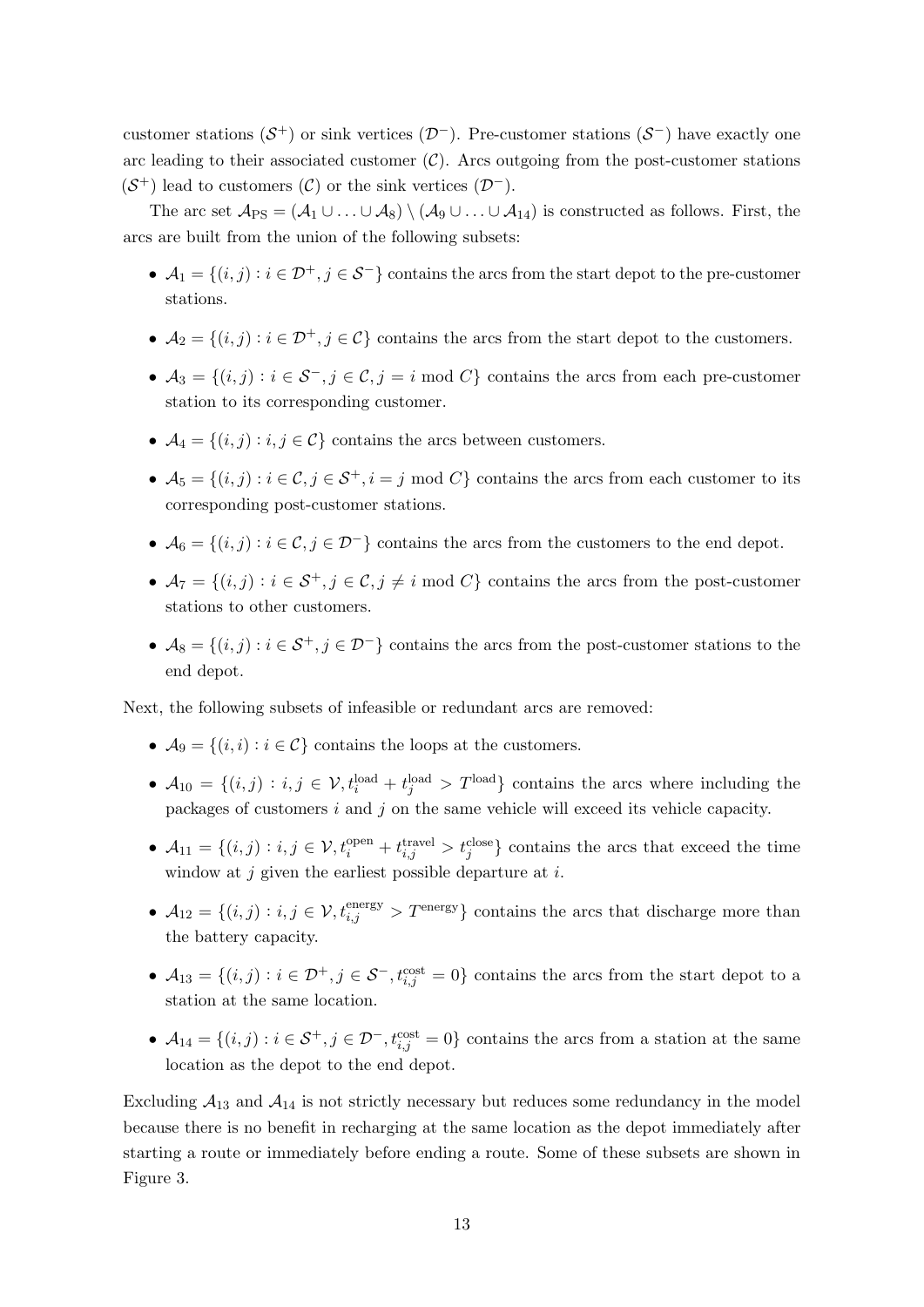customer stations ($\mathcal{S}^+$) or sink vertices ($\mathcal{D}^-$). Pre-customer stations ($\mathcal{S}^-$) have exactly one arc leading to their associated customer ($\mathcal{C}$). Arcs outgoing from the post-customer stations ($\mathcal{S}^+$) lead to customers ($\mathcal{C}$) or the sink vertices ($\mathcal{D}^-$).

The arc set $\mathcal{A}_{\text{PS}} = (\mathcal{A}_1 \cup \ldots \cup \mathcal{A}_8) \setminus (\mathcal{A}_9 \cup \ldots \cup \mathcal{A}_{14})$ is constructed as follows. First, the arcs are built from the union of the following subsets:

- $\mathcal{A}_1 = \{(i,j) : i \in \mathcal{D}^+, j \in \mathcal{S}^-\}$ contains the arcs from the start depot to the pre-customer stations.
- $\mathcal{A}_2 = \{(i,j) : i \in \mathcal{D}^+, j \in \mathcal{C}\}$ contains the arcs from the start depot to the customers.
- $\mathcal{A}_3 = \{(i,j) : i \in \mathcal{S}^-, j \in \mathcal{C}, j = i \bmod C\}$ contains the arcs from each pre-customer station to its corresponding customer.
- $\mathcal{A}_4 = \{(i,j) : i,j \in \mathcal{C}\}$ contains the arcs between customers.
- $\mathcal{A}_5 = \{(i,j) : i \in \mathcal{C}, j \in \mathcal{S}^+, i = j \bmod C\}$ contains the arcs from each customer to its corresponding post-customer stations.
- $\mathcal{A}_6 = \{(i,j) : i \in \mathcal{C}, j \in \mathcal{D}^-\}$ contains the arcs from the customers to the end depot.
- $\mathcal{A}_7 = \{(i,j) : i \in \mathcal{S}^+, j \in \mathcal{C}, j \neq i \bmod C\}$ contains the arcs from the post-customer stations to other customers.
- $\mathcal{A}_8 = \{(i,j) : i \in \mathcal{S}^+, j \in \mathcal{D}^-\}$ contains the arcs from the post-customer stations to the end depot.

Next, the following subsets of infeasible or redundant arcs are removed:

- $\mathcal{A}_9 = \{(i,i) : i \in \mathcal{C}\}$ contains the loops at the customers.
- $\mathcal{A}_{10} = \{(i,j) : i,j \in \mathcal{V}, t_i^{\text{load}} + t_j^{\text{load}} > T^{\text{load}}\}$ contains the arcs where including the packages of customers $i$ and $j$ on the same vehicle will exceed its vehicle capacity.
- $\mathcal{A}_{11} = \{(i,j) : i,j \in \mathcal{V}, t_i^{\text{open}} + t_{i,j}^{\text{travel}} > t_j^{\text{close}}\}$ contains the arcs that exceed the time window at $j$ given the earliest possible departure at $i$.
- $\mathcal{A}_{12} = \{(i,j) : i,j \in \mathcal{V}, t_{i,j}^{\text{energy}} > T^{\text{energy}}\}$ contains the arcs that discharge more than the battery capacity.
- $\mathcal{A}_{13} = \{(i,j) : i \in \mathcal{D}^+, j \in \mathcal{S}^-, t_{i,j}^{\text{cost}} = 0\}$ contains the arcs from the start depot to a station at the same location.
- $\mathcal{A}_{14} = \{(i,j) : i \in \mathcal{S}^+, j \in \mathcal{D}^-, t_{i,j}^{\text{cost}} = 0\}$ contains the arcs from a station at the same location as the depot to the end depot.

Excluding $\mathcal{A}_{13}$ and $\mathcal{A}_{14}$ is not strictly necessary but reduces some redundancy in the model because there is no benefit in recharging at the same location as the depot immediately after starting a route or immediately before ending a route. Some of these subsets are shown in Figure 3.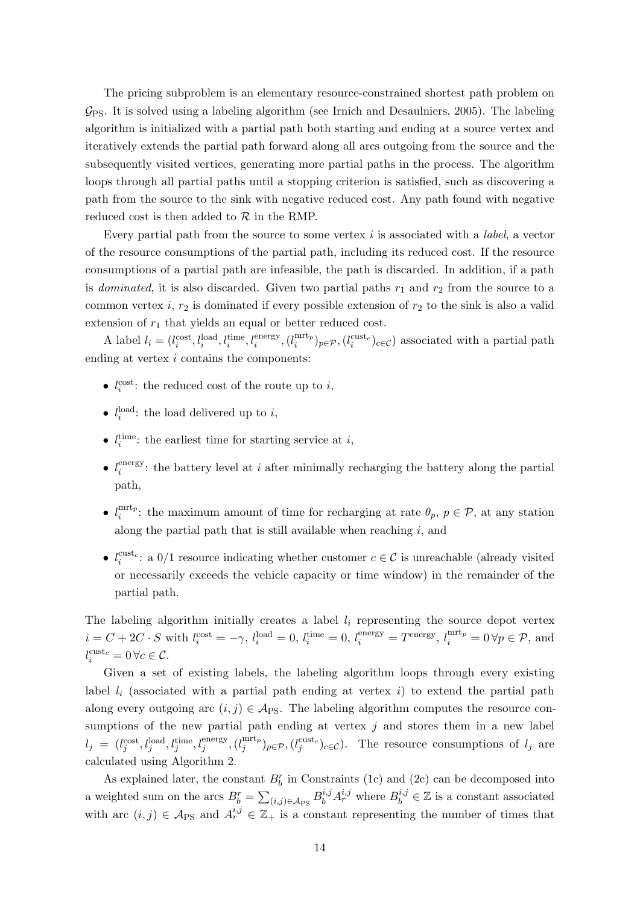The pricing subproblem is an elementary resource-constrained shortest path problem on $\mathcal{G}_{\mathrm{PS}}$. It is solved using a labeling algorithm (see Irnich and Desaulniers, 2005). The labeling algorithm is initialized with a partial path both starting and ending at a source vertex and iteratively extends the partial path forward along all arcs outgoing from the source and the subsequently visited vertices, generating more partial paths in the process. The algorithm loops through all partial paths until a stopping criterion is satisfied, such as discovering a path from the source to the sink with negative reduced cost. Any path found with negative reduced cost is then added to $\mathcal{R}$ in the RMP.

Every partial path from the source to some vertex $i$ is associated with a *label*, a vector of the resource consumptions of the partial path, including its reduced cost. If the resource consumptions of a partial path are infeasible, the path is discarded. In addition, if a path is *dominated*, it is also discarded. Given two partial paths $r_1$ and $r_2$ from the source to a common vertex $i$, $r_2$ is dominated if every possible extension of $r_2$ to the sink is also a valid extension of $r_1$ that yields an equal or better reduced cost.

A label $l_i = (l_i^{\mathrm{cost}}, l_i^{\mathrm{load}}, l_i^{\mathrm{time}}, l_i^{\mathrm{energy}}, (l_i^{\mathrm{mrt}_p})_{p\in\mathcal{P}}, (l_i^{\mathrm{cust}_c})_{c\in\mathcal{C}})$ associated with a partial path ending at vertex $i$ contains the components:

- $l_i^{\mathrm{cost}}$: the reduced cost of the route up to $i$,
- $l_i^{\mathrm{load}}$: the load delivered up to $i$,
- $l_i^{\mathrm{time}}$: the earliest time for starting service at $i$,
- $l_i^{\mathrm{energy}}$: the battery level at $i$ after minimally recharging the battery along the partial path,
- $l_i^{\mathrm{mrt}_p}$: the maximum amount of time for recharging at rate $\theta_p$, $p \in \mathcal{P}$, at any station along the partial path that is still available when reaching $i$, and
- $l_i^{\mathrm{cust}_c}$: a 0/1 resource indicating whether customer $c \in \mathcal{C}$ is unreachable (already visited or necessarily exceeds the vehicle capacity or time window) in the remainder of the partial path.

The labeling algorithm initially creates a label $l_i$ representing the source depot vertex $i = C + 2C \cdot S$ with $l_i^{\mathrm{cost}} = -\gamma$, $l_i^{\mathrm{load}} = 0$, $l_i^{\mathrm{time}} = 0$, $l_i^{\mathrm{energy}} = T^{\mathrm{energy}}$, $l_i^{\mathrm{mrt}_p} = 0\,\forall p \in \mathcal{P}$, and $l_i^{\mathrm{cust}_c} = 0\,\forall c \in \mathcal{C}$.

Given a set of existing labels, the labeling algorithm loops through every existing label $l_i$ (associated with a partial path ending at vertex $i$) to extend the partial path along every outgoing arc $(i, j) \in \mathcal{A}_{\mathrm{PS}}$. The labeling algorithm computes the resource consumptions of the new partial path ending at vertex $j$ and stores them in a new label $l_j = (l_j^{\mathrm{cost}}, l_j^{\mathrm{load}}, l_j^{\mathrm{time}}, l_j^{\mathrm{energy}}, (l_j^{\mathrm{mrt}_p})_{p\in\mathcal{P}}, (l_j^{\mathrm{cust}_c})_{c\in\mathcal{C}})$. The resource consumptions of $l_j$ are calculated using Algorithm 2.

As explained later, the constant $B_b^r$ in Constraints (1c) and (2c) can be decomposed into a weighted sum on the arcs $B_b^r = \sum_{(i,j)\in\mathcal{A}_{\mathrm{PS}}} B_b^{i,j} A_r^{i,j}$ where $B_b^{i,j} \in \mathbb{Z}$ is a constant associated with arc $(i, j) \in \mathcal{A}_{\mathrm{PS}}$ and $A_r^{i,j} \in \mathbb{Z}_+$ is a constant representing the number of times that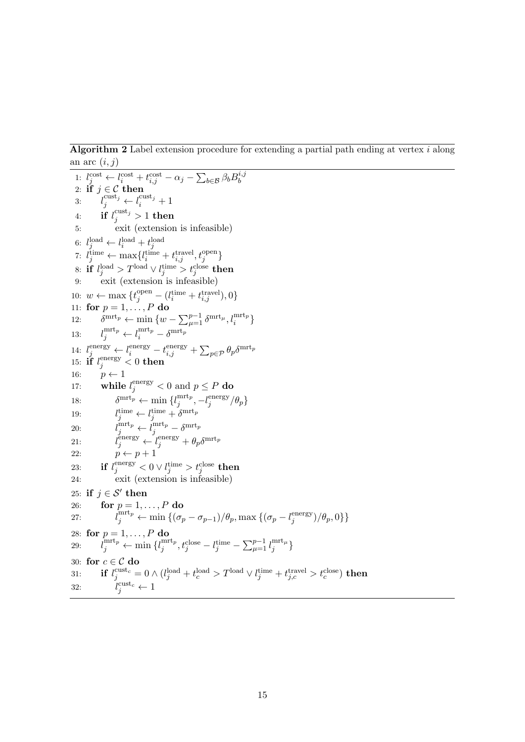**Algorithm 2** Label extension procedure for extending a partial path ending at vertex $i$ along an arc $(i, j)$

```
1:  l_j^cost ← l_i^cost + t_{i,j}^cost − α_j − Σ_{b∈B} β_b B_b^{i,j}
2:  if j ∈ C then
3:      l_j^{cust_j} ← l_i^{cust_j} + 1
4:      if l_j^{cust_j} > 1 then
5:          exit (extension is infeasible)
6:  l_j^load ← l_i^load + t_j^load
7:  l_j^time ← max{l_i^time + t_{i,j}^travel, t_j^open}
8:  if l_j^load > T^load ∨ l_j^time > t_j^close then
9:      exit (extension is infeasible)
10: w ← max{t_j^open − (l_i^time + t_{i,j}^travel), 0}
11: for p = 1, ..., P do
12:     δ^{mrt_p} ← min{w − Σ_{μ=1}^{p−1} δ^{mrt_μ}, l_i^{mrt_p}}
13:     l_j^{mrt_p} ← l_i^{mrt_p} − δ^{mrt_p}
14: l_j^energy ← l_i^energy − t_{i,j}^energy + Σ_{p∈P} θ_p δ^{mrt_p}
15: if l_j^energy < 0 then
16:     p ← 1
17:     while l_j^energy < 0 and p ≤ P do
18:         δ^{mrt_p} ← min{l_j^{mrt_p}, −l_j^energy / θ_p}
19:         l_j^time ← l_j^time + δ^{mrt_p}
20:         l_j^{mrt_p} ← l_j^{mrt_p} − δ^{mrt_p}
21:         l_j^energy ← l_j^energy + θ_p δ^{mrt_p}
22:         p ← p + 1
23:     if l_j^energy < 0 ∨ l_j^time > t_j^close then
24:         exit (extension is infeasible)
25: if j ∈ S' then
26:     for p = 1, ..., P do
27:         l_j^{mrt_p} ← min{(σ_p − σ_{p−1})/θ_p, max{(σ_p − l_j^energy)/θ_p, 0}}
28: for p = 1, ..., P do
29:     l_j^{mrt_p} ← min{l_j^{mrt_p}, t_j^close − l_j^time − Σ_{μ=1}^{p−1} l_j^{mrt_μ}}
30: for c ∈ C do
31:     if l_j^{cust_c} = 0 ∧ (l_j^load + t_c^load > T^load ∨ l_j^time + t_{j,c}^travel > t_c^close) then
32:         l_j^{cust_c} ← 1
```

1: $l_j^{\text{cost}} \leftarrow l_i^{\text{cost}} + t_{i,j}^{\text{cost}} - \alpha_j - \sum_{b \in \mathcal{B}} \beta_b B_b^{i,j}$
2: **if** $j \in \mathcal{C}$ **then**
3: $\quad l_j^{\text{cust}_j} \leftarrow l_i^{\text{cust}_j} + 1$
4: $\quad$**if** $l_j^{\text{cust}_j} > 1$ **then**
5: $\quad\quad$exit (extension is infeasible)
6: $l_j^{\text{load}} \leftarrow l_i^{\text{load}} + t_j^{\text{load}}$
7: $l_j^{\text{time}} \leftarrow \max\{l_i^{\text{time}} + t_{i,j}^{\text{travel}}, t_j^{\text{open}}\}$
8: **if** $l_j^{\text{load}} > T^{\text{load}} \vee l_j^{\text{time}} > t_j^{\text{close}}$ **then**
9: $\quad$exit (extension is infeasible)
10: $w \leftarrow \max\{t_j^{\text{open}} - (l_i^{\text{time}} + t_{i,j}^{\text{travel}}), 0\}$
11: **for** $p = 1, \ldots, P$ **do**
12: $\quad \delta^{\text{mrt}_p} \leftarrow \min\{w - \sum_{\mu=1}^{p-1} \delta^{\text{mrt}_\mu}, l_i^{\text{mrt}_p}\}$
13: $\quad l_j^{\text{mrt}_p} \leftarrow l_i^{\text{mrt}_p} - \delta^{\text{mrt}_p}$
14: $l_j^{\text{energy}} \leftarrow l_i^{\text{energy}} - t_{i,j}^{\text{energy}} + \sum_{p \in \mathcal{P}} \theta_p \delta^{\text{mrt}_p}$
15: **if** $l_j^{\text{energy}} < 0$ **then**
16: $\quad p \leftarrow 1$
17: $\quad$**while** $l_j^{\text{energy}} < 0$ and $p \leq P$ **do**
18: $\quad\quad \delta^{\text{mrt}_p} \leftarrow \min\{l_j^{\text{mrt}_p}, -l_j^{\text{energy}}/\theta_p\}$
19: $\quad\quad l_j^{\text{time}} \leftarrow l_j^{\text{time}} + \delta^{\text{mrt}_p}$
20: $\quad\quad l_j^{\text{mrt}_p} \leftarrow l_j^{\text{mrt}_p} - \delta^{\text{mrt}_p}$
21: $\quad\quad l_j^{\text{energy}} \leftarrow l_j^{\text{energy}} + \theta_p \delta^{\text{mrt}_p}$
22: $\quad\quad p \leftarrow p + 1$
23: $\quad$**if** $l_j^{\text{energy}} < 0 \vee l_j^{\text{time}} > t_j^{\text{close}}$ **then**
24: $\quad\quad$exit (extension is infeasible)
25: **if** $j \in \mathcal{S}'$ **then**
26: $\quad$**for** $p = 1, \ldots, P$ **do**
27: $\quad\quad l_j^{\text{mrt}_p} \leftarrow \min\{(\sigma_p - \sigma_{p-1})/\theta_p, \max\{(\sigma_p - l_j^{\text{energy}})/\theta_p, 0\}\}$
28: **for** $p = 1, \ldots, P$ **do**
29: $\quad l_j^{\text{mrt}_p} \leftarrow \min\{l_j^{\text{mrt}_p}, t_j^{\text{close}} - l_j^{\text{time}} - \sum_{\mu=1}^{p-1} l_j^{\text{mrt}_\mu}\}$
30: **for** $c \in \mathcal{C}$ **do**
31: $\quad$**if** $l_j^{\text{cust}_c} = 0 \wedge (l_j^{\text{load}} + t_c^{\text{load}} > T^{\text{load}} \vee l_j^{\text{time}} + t_{j,c}^{\text{travel}} > t_c^{\text{close}})$ **then**
32: $\quad\quad l_j^{\text{cust}_c} \leftarrow 1$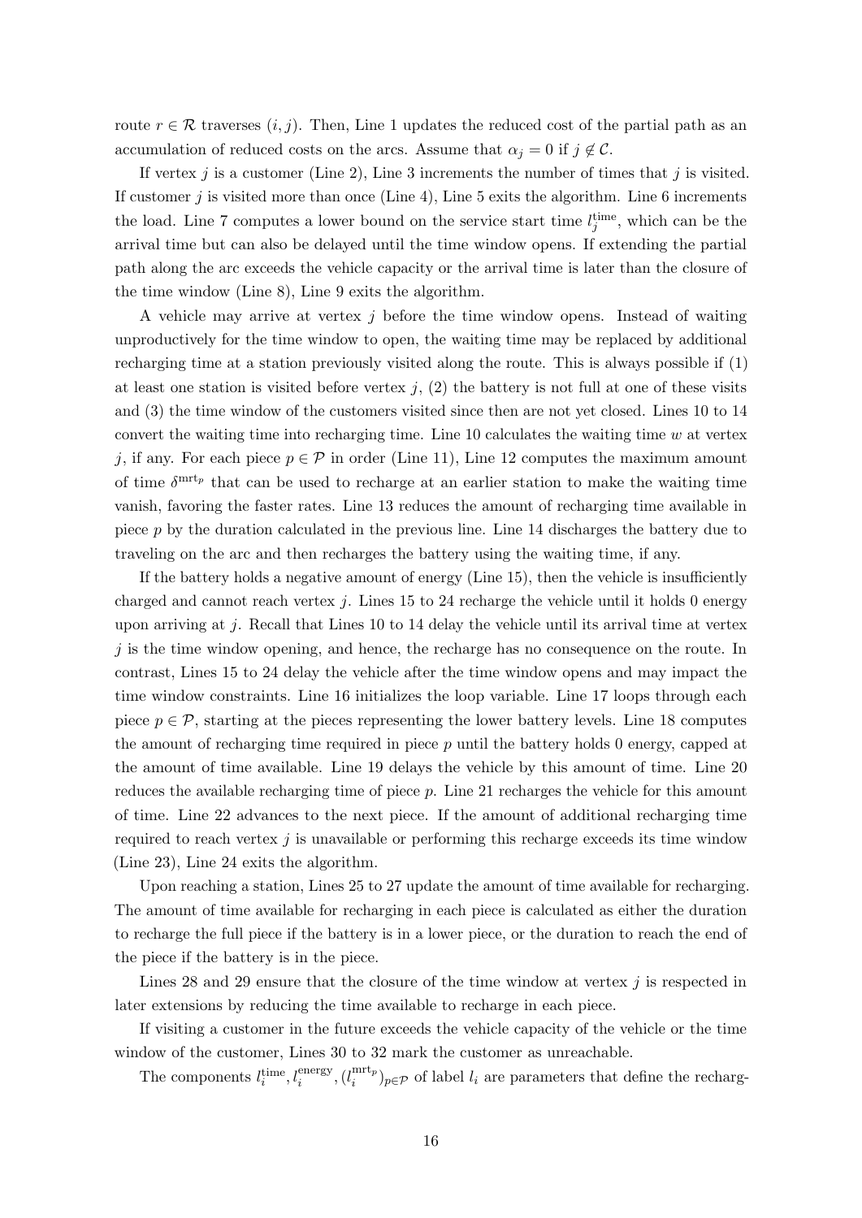route $r \in \mathcal{R}$ traverses $(i, j)$. Then, Line 1 updates the reduced cost of the partial path as an accumulation of reduced costs on the arcs. Assume that $\alpha_j = 0$ if $j \notin \mathcal{C}$.

If vertex $j$ is a customer (Line 2), Line 3 increments the number of times that $j$ is visited. If customer $j$ is visited more than once (Line 4), Line 5 exits the algorithm. Line 6 increments the load. Line 7 computes a lower bound on the service start time $l_j^{\text{time}}$, which can be the arrival time but can also be delayed until the time window opens. If extending the partial path along the arc exceeds the vehicle capacity or the arrival time is later than the closure of the time window (Line 8), Line 9 exits the algorithm.

A vehicle may arrive at vertex $j$ before the time window opens. Instead of waiting unproductively for the time window to open, the waiting time may be replaced by additional recharging time at a station previously visited along the route. This is always possible if (1) at least one station is visited before vertex $j$, (2) the battery is not full at one of these visits and (3) the time window of the customers visited since then are not yet closed. Lines 10 to 14 convert the waiting time into recharging time. Line 10 calculates the waiting time $w$ at vertex $j$, if any. For each piece $p \in \mathcal{P}$ in order (Line 11), Line 12 computes the maximum amount of time $\delta^{\text{mrt}_p}$ that can be used to recharge at an earlier station to make the waiting time vanish, favoring the faster rates. Line 13 reduces the amount of recharging time available in piece $p$ by the duration calculated in the previous line. Line 14 discharges the battery due to traveling on the arc and then recharges the battery using the waiting time, if any.

If the battery holds a negative amount of energy (Line 15), then the vehicle is insufficiently charged and cannot reach vertex $j$. Lines 15 to 24 recharge the vehicle until it holds 0 energy upon arriving at $j$. Recall that Lines 10 to 14 delay the vehicle until its arrival time at vertex $j$ is the time window opening, and hence, the recharge has no consequence on the route. In contrast, Lines 15 to 24 delay the vehicle after the time window opens and may impact the time window constraints. Line 16 initializes the loop variable. Line 17 loops through each piece $p \in \mathcal{P}$, starting at the pieces representing the lower battery levels. Line 18 computes the amount of recharging time required in piece $p$ until the battery holds 0 energy, capped at the amount of time available. Line 19 delays the vehicle by this amount of time. Line 20 reduces the available recharging time of piece $p$. Line 21 recharges the vehicle for this amount of time. Line 22 advances to the next piece. If the amount of additional recharging time required to reach vertex $j$ is unavailable or performing this recharge exceeds its time window (Line 23), Line 24 exits the algorithm.

Upon reaching a station, Lines 25 to 27 update the amount of time available for recharging. The amount of time available for recharging in each piece is calculated as either the duration to recharge the full piece if the battery is in a lower piece, or the duration to reach the end of the piece if the battery is in the piece.

Lines 28 and 29 ensure that the closure of the time window at vertex $j$ is respected in later extensions by reducing the time available to recharge in each piece.

If visiting a customer in the future exceeds the vehicle capacity of the vehicle or the time window of the customer, Lines 30 to 32 mark the customer as unreachable.

The components $l_i^{\text{time}}, l_i^{\text{energy}}, (l_i^{\text{mrt}_p})_{p \in \mathcal{P}}$ of label $l_i$ are parameters that define the recharg-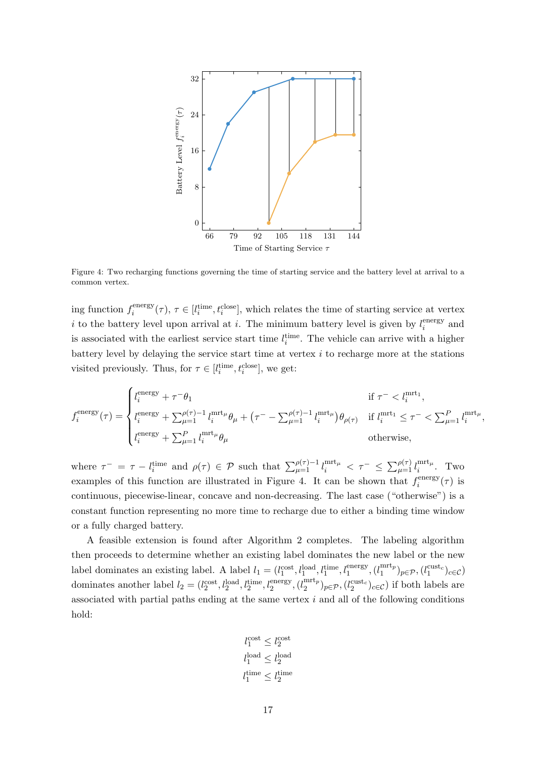Figure 4: Two recharging functions governing the time of starting service and the battery level at arrival to a common vertex.

ing function $f_i^{\text{energy}}(\tau)$, $\tau \in [l_i^{\text{time}}, t_i^{\text{close}}]$, which relates the time of starting service at vertex $i$ to the battery level upon arrival at $i$. The minimum battery level is given by $l_i^{\text{energy}}$ and is associated with the earliest service start time $l_i^{\text{time}}$. The vehicle can arrive with a higher battery level by delaying the service start time at vertex $i$ to recharge more at the stations visited previously. Thus, for $\tau \in [l_i^{\text{time}}, t_i^{\text{close}}]$, we get:

$$
f_i^{\text{energy}}(\tau) = \begin{cases} l_i^{\text{energy}} + \tau^- \theta_1 & \text{if } \tau^- < l_i^{\text{mrt}_1}, \\ l_i^{\text{energy}} + \sum_{\mu=1}^{\rho(\tau)-1} l_i^{\text{mrt}_\mu} \theta_\mu + \left(\tau^- - \sum_{\mu=1}^{\rho(\tau)-1} l_i^{\text{mrt}_\mu}\right) \theta_{\rho(\tau)} & \text{if } l_i^{\text{mrt}_1} \leq \tau^- < \sum_{\mu=1}^{P} l_i^{\text{mrt}_\mu}, \\ l_i^{\text{energy}} + \sum_{\mu=1}^{P} l_i^{\text{mrt}_\mu} \theta_\mu & \text{otherwise}, \end{cases}
$$

where $\tau^- = \tau - l_i^{\text{time}}$ and $\rho(\tau) \in \mathcal{P}$ such that $\sum_{\mu=1}^{\rho(\tau)-1} l_i^{\text{mrt}_\mu} < \tau^- \leq \sum_{\mu=1}^{\rho(\tau)} l_i^{\text{mrt}_\mu}$. Two examples of this function are illustrated in Figure 4. It can be shown that $f_i^{\text{energy}}(\tau)$ is continuous, piecewise-linear, concave and non-decreasing. The last case ("otherwise") is a constant function representing no more time to recharge due to either a binding time window or a fully charged battery.

A feasible extension is found after Algorithm 2 completes. The labeling algorithm then proceeds to determine whether an existing label dominates the new label or the new label dominates an existing label. A label $l_1 = (l_1^{\text{cost}}, l_1^{\text{load}}, l_1^{\text{time}}, l_1^{\text{energy}}, (l_1^{\text{mrt}_p})_{p \in \mathcal{P}}, (l_1^{\text{cust}_c})_{c \in \mathcal{C}})$ dominates another label $l_2 = (l_2^{\text{cost}}, l_2^{\text{load}}, l_2^{\text{time}}, l_2^{\text{energy}}, (l_2^{\text{mrt}_p})_{p \in \mathcal{P}}, (l_2^{\text{cust}_c})_{c \in \mathcal{C}})$ if both labels are associated with partial paths ending at the same vertex $i$ and all of the following conditions hold:

$$
l_1^{\text{cost}} \leq l_2^{\text{cost}}
$$

$$
l_1^{\text{load}} \leq l_2^{\text{load}}
$$

$$
l_1^{\text{time}} \leq l_2^{\text{time}}
$$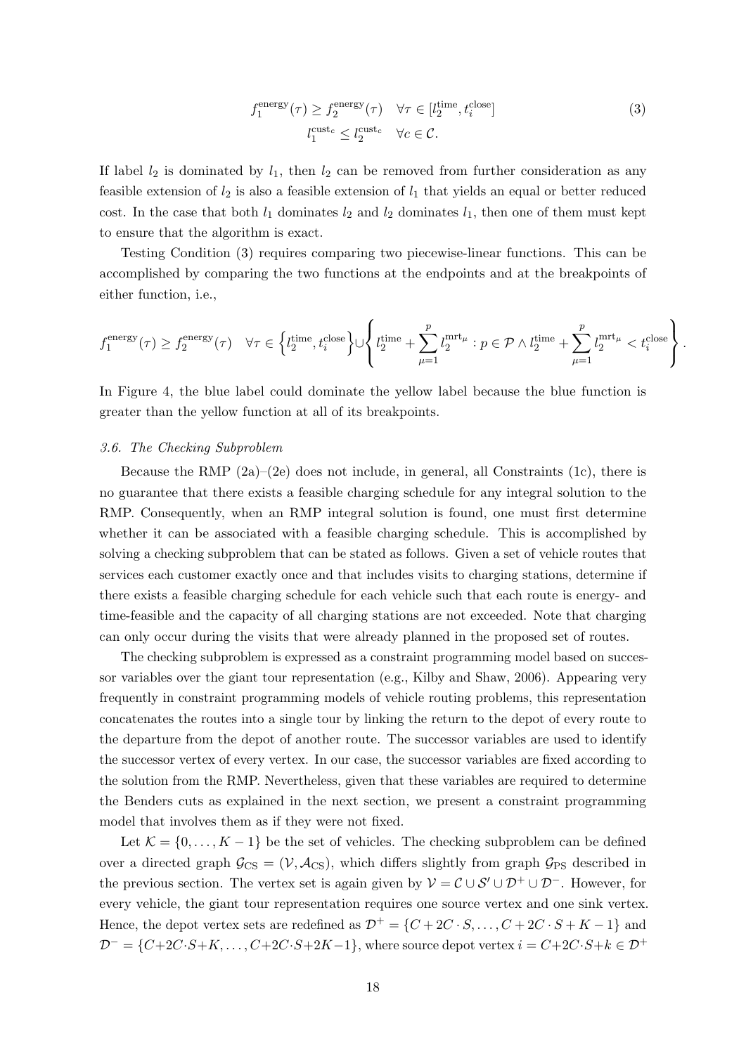$$
\begin{aligned}
f_1^{\text{energy}}(\tau) &\geq f_2^{\text{energy}}(\tau) \quad \forall \tau \in [l_2^{\text{time}}, t_i^{\text{close}}] \\
l_1^{\text{cust}_c} &\leq l_2^{\text{cust}_c} \quad \forall c \in \mathcal{C}.
\end{aligned}
\tag{3}
$$

If label $l_2$ is dominated by $l_1$, then $l_2$ can be removed from further consideration as any feasible extension of $l_2$ is also a feasible extension of $l_1$ that yields an equal or better reduced cost. In the case that both $l_1$ dominates $l_2$ and $l_2$ dominates $l_1$, then one of them must kept to ensure that the algorithm is exact.

Testing Condition (3) requires comparing two piecewise-linear functions. This can be accomplished by comparing the two functions at the endpoints and at the breakpoints of either function, i.e.,

$$
f_1^{\text{energy}}(\tau) \geq f_2^{\text{energy}}(\tau) \quad \forall \tau \in \left\{ l_2^{\text{time}}, t_i^{\text{close}} \right\} \cup \left\{ l_2^{\text{time}} + \sum_{\mu=1}^{p} l_2^{\text{mrt}_\mu} : p \in \mathcal{P} \wedge l_2^{\text{time}} + \sum_{\mu=1}^{p} l_2^{\text{mrt}_\mu} < t_i^{\text{close}} \right\}.
$$

In Figure 4, the blue label could dominate the yellow label because the blue function is greater than the yellow function at all of its breakpoints.

### *3.6. The Checking Subproblem*

Because the RMP (2a)–(2e) does not include, in general, all Constraints (1c), there is no guarantee that there exists a feasible charging schedule for any integral solution to the RMP. Consequently, when an RMP integral solution is found, one must first determine whether it can be associated with a feasible charging schedule. This is accomplished by solving a checking subproblem that can be stated as follows. Given a set of vehicle routes that services each customer exactly once and that includes visits to charging stations, determine if there exists a feasible charging schedule for each vehicle such that each route is energy- and time-feasible and the capacity of all charging stations are not exceeded. Note that charging can only occur during the visits that were already planned in the proposed set of routes.

The checking subproblem is expressed as a constraint programming model based on successor variables over the giant tour representation (e.g., Kilby and Shaw, 2006). Appearing very frequently in constraint programming models of vehicle routing problems, this representation concatenates the routes into a single tour by linking the return to the depot of every route to the departure from the depot of another route. The successor variables are used to identify the successor vertex of every vertex. In our case, the successor variables are fixed according to the solution from the RMP. Nevertheless, given that these variables are required to determine the Benders cuts as explained in the next section, we present a constraint programming model that involves them as if they were not fixed.

Let $\mathcal{K} = \{0, \ldots, K-1\}$ be the set of vehicles. The checking subproblem can be defined over a directed graph $\mathcal{G}_{\text{CS}} = (\mathcal{V}, \mathcal{A}_{\text{CS}})$, which differs slightly from graph $\mathcal{G}_{\text{PS}}$ described in the previous section. The vertex set is again given by $\mathcal{V} = \mathcal{C} \cup \mathcal{S}' \cup \mathcal{D}^+ \cup \mathcal{D}^-$. However, for every vehicle, the giant tour representation requires one source vertex and one sink vertex. Hence, the depot vertex sets are redefined as $\mathcal{D}^+ = \{C + 2C \cdot S, \ldots, C + 2C \cdot S + K - 1\}$ and $\mathcal{D}^- = \{C + 2C \cdot S + K, \ldots, C + 2C \cdot S + 2K - 1\}$, where source depot vertex $i = C + 2C \cdot S + k \in \mathcal{D}^+$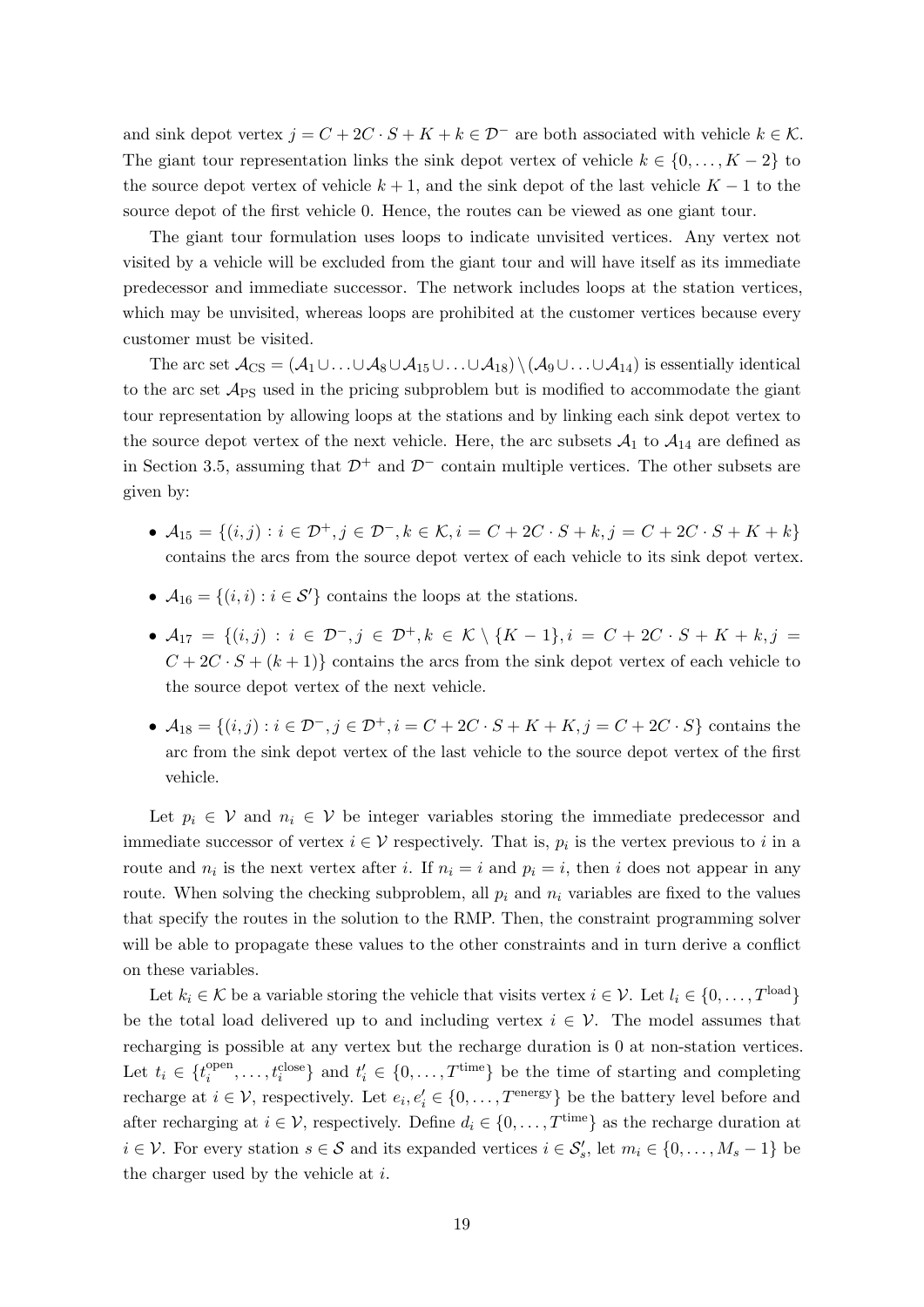and sink depot vertex $j = C + 2C \cdot S + K + k \in \mathcal{D}^-$ are both associated with vehicle $k \in \mathcal{K}$. The giant tour representation links the sink depot vertex of vehicle $k \in \{0, \ldots, K-2\}$ to the source depot vertex of vehicle $k+1$, and the sink depot of the last vehicle $K-1$ to the source depot of the first vehicle 0. Hence, the routes can be viewed as one giant tour.

The giant tour formulation uses loops to indicate unvisited vertices. Any vertex not visited by a vehicle will be excluded from the giant tour and will have itself as its immediate predecessor and immediate successor. The network includes loops at the station vertices, which may be unvisited, whereas loops are prohibited at the customer vertices because every customer must be visited.

The arc set $\mathcal{A}_{\text{CS}} = (\mathcal{A}_1 \cup \ldots \cup \mathcal{A}_8 \cup \mathcal{A}_{15} \cup \ldots \cup \mathcal{A}_{18}) \setminus (\mathcal{A}_9 \cup \ldots \cup \mathcal{A}_{14})$ is essentially identical to the arc set $\mathcal{A}_{\text{PS}}$ used in the pricing subproblem but is modified to accommodate the giant tour representation by allowing loops at the stations and by linking each sink depot vertex to the source depot vertex of the next vehicle. Here, the arc subsets $\mathcal{A}_1$ to $\mathcal{A}_{14}$ are defined as in Section 3.5, assuming that $\mathcal{D}^+$ and $\mathcal{D}^-$ contain multiple vertices. The other subsets are given by:

- $\mathcal{A}_{15} = \{(i,j) : i \in \mathcal{D}^+, j \in \mathcal{D}^-, k \in \mathcal{K}, i = C + 2C \cdot S + k, j = C + 2C \cdot S + K + k\}$ contains the arcs from the source depot vertex of each vehicle to its sink depot vertex.
- $\mathcal{A}_{16} = \{(i,i) : i \in \mathcal{S}'\}$ contains the loops at the stations.
- $\mathcal{A}_{17} = \{(i,j) : i \in \mathcal{D}^-, j \in \mathcal{D}^+, k \in \mathcal{K} \setminus \{K-1\}, i = C + 2C \cdot S + K + k, j = C + 2C \cdot S + (k+1)\}$ contains the arcs from the sink depot vertex of each vehicle to the source depot vertex of the next vehicle.
- $\mathcal{A}_{18} = \{(i,j) : i \in \mathcal{D}^-, j \in \mathcal{D}^+, i = C + 2C \cdot S + K + K, j = C + 2C \cdot S\}$ contains the arc from the sink depot vertex of the last vehicle to the source depot vertex of the first vehicle.

Let $p_i \in \mathcal{V}$ and $n_i \in \mathcal{V}$ be integer variables storing the immediate predecessor and immediate successor of vertex $i \in \mathcal{V}$ respectively. That is, $p_i$ is the vertex previous to $i$ in a route and $n_i$ is the next vertex after $i$. If $n_i = i$ and $p_i = i$, then $i$ does not appear in any route. When solving the checking subproblem, all $p_i$ and $n_i$ variables are fixed to the values that specify the routes in the solution to the RMP. Then, the constraint programming solver will be able to propagate these values to the other constraints and in turn derive a conflict on these variables.

Let $k_i \in \mathcal{K}$ be a variable storing the vehicle that visits vertex $i \in \mathcal{V}$. Let $l_i \in \{0, \ldots, T^{\text{load}}\}$ be the total load delivered up to and including vertex $i \in \mathcal{V}$. The model assumes that recharging is possible at any vertex but the recharge duration is 0 at non-station vertices. Let $t_i \in \{t_i^{\text{open}}, \ldots, t_i^{\text{close}}\}$ and $t'_i \in \{0, \ldots, T^{\text{time}}\}$ be the time of starting and completing recharge at $i \in \mathcal{V}$, respectively. Let $e_i, e'_i \in \{0, \ldots, T^{\text{energy}}\}$ be the battery level before and after recharging at $i \in \mathcal{V}$, respectively. Define $d_i \in \{0, \ldots, T^{\text{time}}\}$ as the recharge duration at $i \in \mathcal{V}$. For every station $s \in \mathcal{S}$ and its expanded vertices $i \in \mathcal{S}'_s$, let $m_i \in \{0, \ldots, M_s - 1\}$ be the charger used by the vehicle at $i$.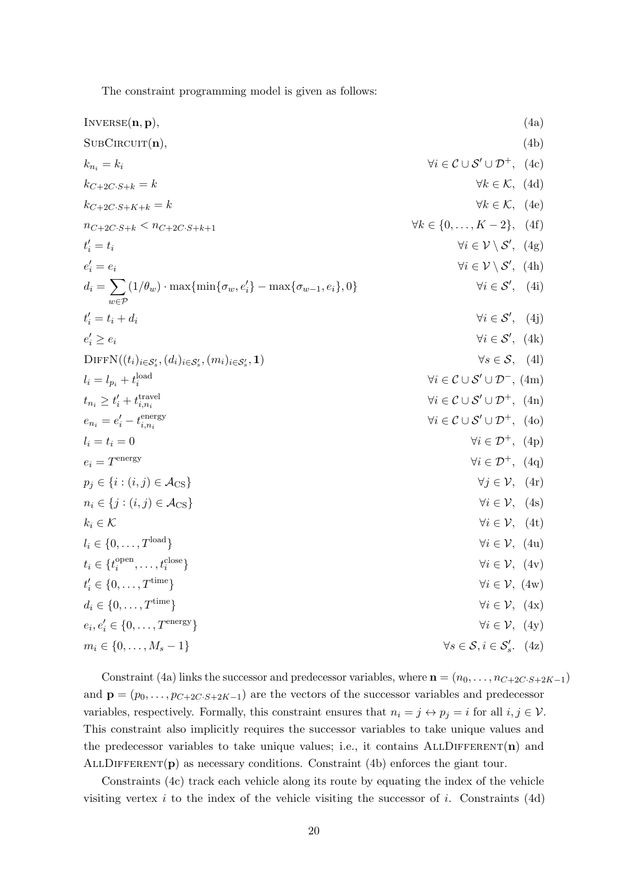The constraint programming model is given as follows:

$$\textsc{Inverse}(\mathbf{n}, \mathbf{p}), \tag{4a}$$

$$\textsc{SubCircuit}(\mathbf{n}), \tag{4b}$$

$$k_{n_i} = k_i \qquad \forall i \in \mathcal{C} \cup \mathcal{S}' \cup \mathcal{D}^+, \tag{4c}$$

$$k_{C+2C\cdot S+k} = k \qquad \forall k \in \mathcal{K}, \tag{4d}$$

$$k_{C+2C\cdot S+K+k} = k \qquad \forall k \in \mathcal{K}, \tag{4e}$$

$$n_{C+2C\cdot S+k} < n_{C+2C\cdot S+k+1} \qquad \forall k \in \{0, \ldots, K-2\}, \tag{4f}$$

$$t'_i = t_i \qquad \forall i \in \mathcal{V} \setminus \mathcal{S}', \tag{4g}$$

$$e'_i = e_i \qquad \forall i \in \mathcal{V} \setminus \mathcal{S}', \tag{4h}$$

$$d_i = \sum_{w \in \mathcal{P}} (1/\theta_w) \cdot \max\{\min\{\sigma_w, e'_i\} - \max\{\sigma_{w-1}, e_i\}, 0\} \qquad \forall i \in \mathcal{S}', \tag{4i}$$

$$t'_i = t_i + d_i \qquad \forall i \in \mathcal{S}', \tag{4j}$$

$$e'_i \geq e_i \qquad \forall i \in \mathcal{S}', \tag{4k}$$

$$\textsc{DiffN}((t_i)_{i \in \mathcal{S}'_s}, (d_i)_{i \in \mathcal{S}'_s}, (m_i)_{i \in \mathcal{S}'_s}, \mathbf{1}) \qquad \forall s \in \mathcal{S}, \tag{4l}$$

$$l_i = l_{p_i} + t_i^{\text{load}} \qquad \forall i \in \mathcal{C} \cup \mathcal{S}' \cup \mathcal{D}^-, \tag{4m}$$

$$t_{n_i} \geq t'_i + t_{i,n_i}^{\text{travel}} \qquad \forall i \in \mathcal{C} \cup \mathcal{S}' \cup \mathcal{D}^+, \tag{4n}$$

$$e_{n_i} = e'_i - t_{i,n_i}^{\text{energy}} \qquad \forall i \in \mathcal{C} \cup \mathcal{S}' \cup \mathcal{D}^+, \tag{4o}$$

$$l_i = t_i = 0 \qquad \forall i \in \mathcal{D}^+, \tag{4p}$$

$$e_i = T^{\text{energy}} \qquad \forall i \in \mathcal{D}^+, \tag{4q}$$

$$p_j \in \{i : (i,j) \in \mathcal{A}_{\text{CS}}\} \qquad \forall j \in \mathcal{V}, \tag{4r}$$

$$n_i \in \{j : (i,j) \in \mathcal{A}_{\text{CS}}\} \qquad \forall i \in \mathcal{V}, \tag{4s}$$

$$k_i \in \mathcal{K} \qquad \forall i \in \mathcal{V}, \tag{4t}$$

$$l_i \in \{0, \ldots, T^{\text{load}}\} \qquad \forall i \in \mathcal{V}, \tag{4u}$$

$$t_i \in \{t_i^{\text{open}}, \ldots, t_i^{\text{close}}\} \qquad \forall i \in \mathcal{V}, \tag{4v}$$

$$t'_i \in \{0, \ldots, T^{\text{time}}\} \qquad \forall i \in \mathcal{V}, \tag{4w}$$

$$d_i \in \{0, \ldots, T^{\text{time}}\} \qquad \forall i \in \mathcal{V}, \tag{4x}$$

$$e_i, e'_i \in \{0, \ldots, T^{\text{energy}}\} \qquad \forall i \in \mathcal{V}, \tag{4y}$$

$$m_i \in \{0, \ldots, M_s - 1\} \qquad \forall s \in \mathcal{S}, i \in \mathcal{S}'_s. \tag{4z}$$

Constraint (4a) links the successor and predecessor variables, where $\mathbf{n} = (n_0, \ldots, n_{C+2C\cdot S+2K-1})$ and $\mathbf{p} = (p_0, \ldots, p_{C+2C\cdot S+2K-1})$ are the vectors of the successor variables and predecessor variables, respectively. Formally, this constraint ensures that $n_i = j \leftrightarrow p_j = i$ for all $i, j \in \mathcal{V}$. This constraint also implicitly requires the successor variables to take unique values and the predecessor variables to take unique values; i.e., it contains $\textsc{AllDifferent}(\mathbf{n})$ and $\textsc{AllDifferent}(\mathbf{p})$ as necessary conditions. Constraint (4b) enforces the giant tour.

Constraints (4c) track each vehicle along its route by equating the index of the vehicle visiting vertex $i$ to the index of the vehicle visiting the successor of $i$. Constraints (4d)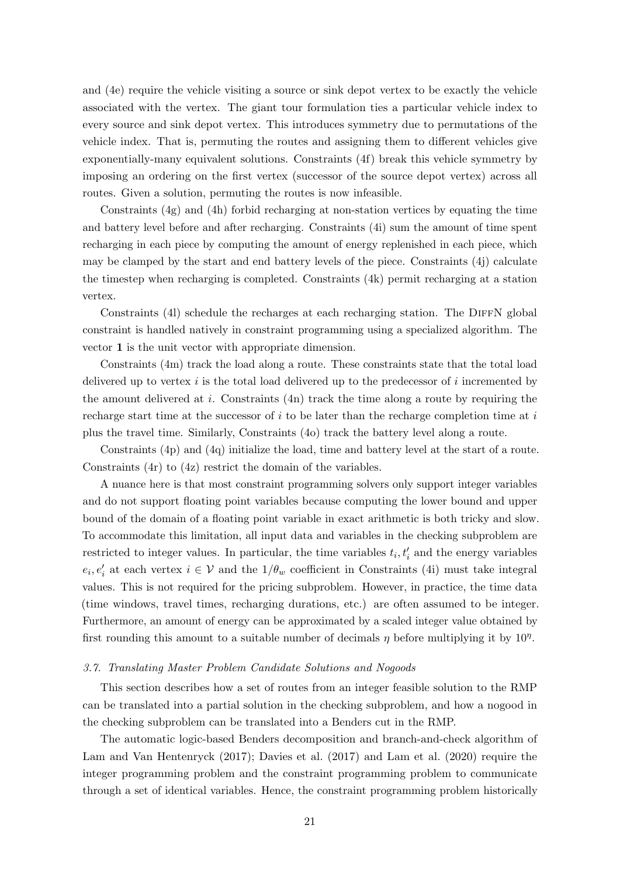and (4e) require the vehicle visiting a source or sink depot vertex to be exactly the vehicle associated with the vertex. The giant tour formulation ties a particular vehicle index to every source and sink depot vertex. This introduces symmetry due to permutations of the vehicle index. That is, permuting the routes and assigning them to different vehicles give exponentially-many equivalent solutions. Constraints (4f) break this vehicle symmetry by imposing an ordering on the first vertex (successor of the source depot vertex) across all routes. Given a solution, permuting the routes is now infeasible.

Constraints (4g) and (4h) forbid recharging at non-station vertices by equating the time and battery level before and after recharging. Constraints (4i) sum the amount of time spent recharging in each piece by computing the amount of energy replenished in each piece, which may be clamped by the start and end battery levels of the piece. Constraints (4j) calculate the timestep when recharging is completed. Constraints (4k) permit recharging at a station vertex.

Constraints (4l) schedule the recharges at each recharging station. The DiffN global constraint is handled natively in constraint programming using a specialized algorithm. The vector $\mathbf{1}$ is the unit vector with appropriate dimension.

Constraints (4m) track the load along a route. These constraints state that the total load delivered up to vertex $i$ is the total load delivered up to the predecessor of $i$ incremented by the amount delivered at $i$. Constraints (4n) track the time along a route by requiring the recharge start time at the successor of $i$ to be later than the recharge completion time at $i$ plus the travel time. Similarly, Constraints (4o) track the battery level along a route.

Constraints (4p) and (4q) initialize the load, time and battery level at the start of a route. Constraints (4r) to (4z) restrict the domain of the variables.

A nuance here is that most constraint programming solvers only support integer variables and do not support floating point variables because computing the lower bound and upper bound of the domain of a floating point variable in exact arithmetic is both tricky and slow. To accommodate this limitation, all input data and variables in the checking subproblem are restricted to integer values. In particular, the time variables $t_i, t'_i$ and the energy variables $e_i, e'_i$ at each vertex $i \in \mathcal{V}$ and the $1/\theta_w$ coefficient in Constraints (4i) must take integral values. This is not required for the pricing subproblem. However, in practice, the time data (time windows, travel times, recharging durations, etc.) are often assumed to be integer. Furthermore, an amount of energy can be approximated by a scaled integer value obtained by first rounding this amount to a suitable number of decimals $\eta$ before multiplying it by $10^{\eta}$.

### *3.7. Translating Master Problem Candidate Solutions and Nogoods*

This section describes how a set of routes from an integer feasible solution to the RMP can be translated into a partial solution in the checking subproblem, and how a nogood in the checking subproblem can be translated into a Benders cut in the RMP.

The automatic logic-based Benders decomposition and branch-and-check algorithm of Lam and Van Hentenryck (2017); Davies et al. (2017) and Lam et al. (2020) require the integer programming problem and the constraint programming problem to communicate through a set of identical variables. Hence, the constraint programming problem historically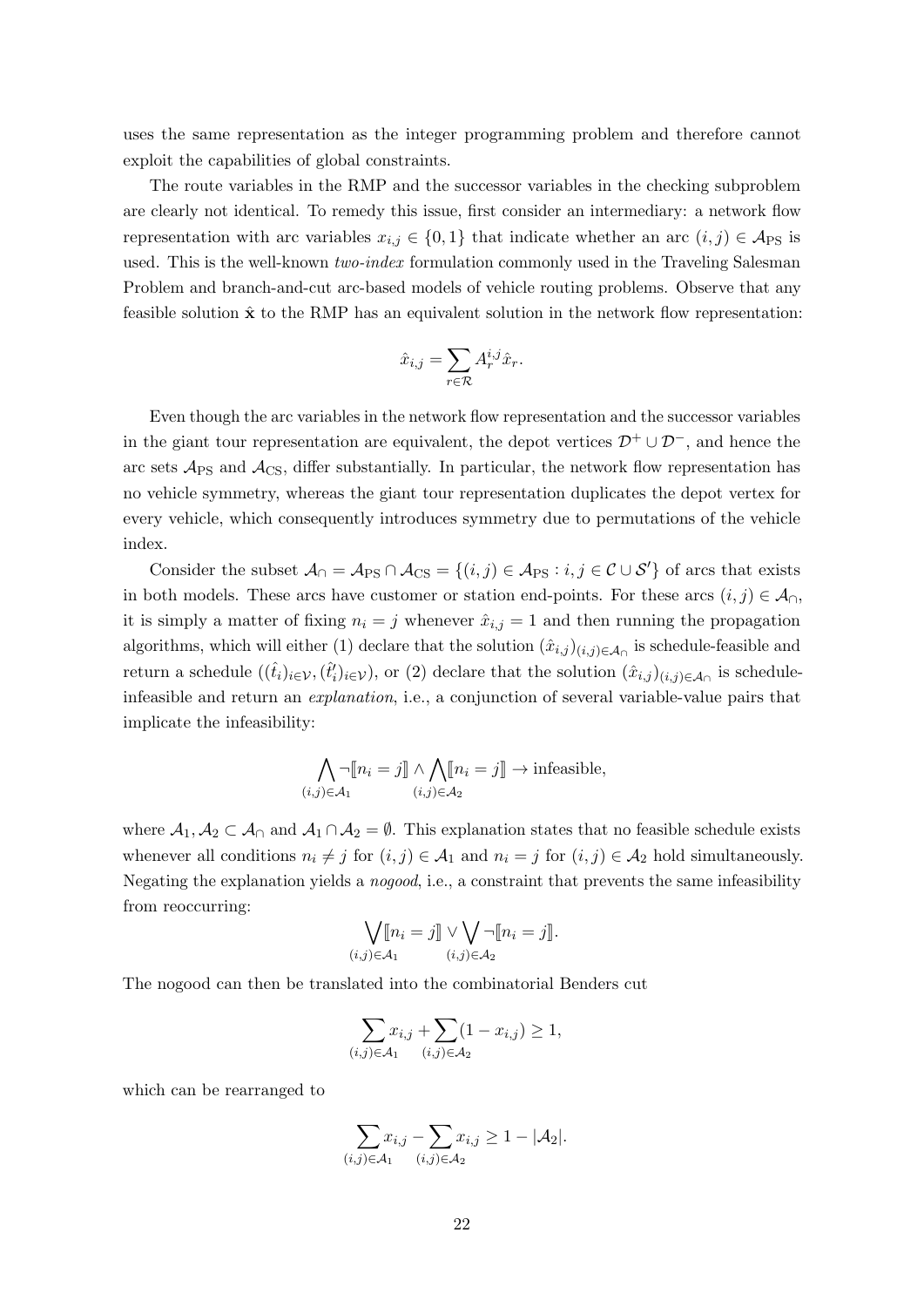uses the same representation as the integer programming problem and therefore cannot exploit the capabilities of global constraints.

The route variables in the RMP and the successor variables in the checking subproblem are clearly not identical. To remedy this issue, first consider an intermediary: a network flow representation with arc variables $x_{i,j} \in \{0,1\}$ that indicate whether an arc $(i,j) \in \mathcal{A}_{\text{PS}}$ is used. This is the well-known *two-index* formulation commonly used in the Traveling Salesman Problem and branch-and-cut arc-based models of vehicle routing problems. Observe that any feasible solution $\hat{\mathbf{x}}$ to the RMP has an equivalent solution in the network flow representation:

$$\hat{x}_{i,j} = \sum_{r \in \mathcal{R}} A_r^{i,j} \hat{x}_r.$$

Even though the arc variables in the network flow representation and the successor variables in the giant tour representation are equivalent, the depot vertices $\mathcal{D}^+ \cup \mathcal{D}^-$, and hence the arc sets $\mathcal{A}_{\text{PS}}$ and $\mathcal{A}_{\text{CS}}$, differ substantially. In particular, the network flow representation has no vehicle symmetry, whereas the giant tour representation duplicates the depot vertex for every vehicle, which consequently introduces symmetry due to permutations of the vehicle index.

Consider the subset $\mathcal{A}_\cap = \mathcal{A}_{\text{PS}} \cap \mathcal{A}_{\text{CS}} = \{(i,j) \in \mathcal{A}_{\text{PS}} : i,j \in \mathcal{C} \cup \mathcal{S}'\}$ of arcs that exists in both models. These arcs have customer or station end-points. For these arcs $(i,j) \in \mathcal{A}_\cap$, it is simply a matter of fixing $n_i = j$ whenever $\hat{x}_{i,j} = 1$ and then running the propagation algorithms, which will either (1) declare that the solution $(\hat{x}_{i,j})_{(i,j) \in \mathcal{A}_\cap}$ is schedule-feasible and return a schedule $((\hat{t}_i)_{i \in \mathcal{V}}, (\hat{t}'_i)_{i \in \mathcal{V}})$, or (2) declare that the solution $(\hat{x}_{i,j})_{(i,j) \in \mathcal{A}_\cap}$ is schedule-infeasible and return an *explanation*, i.e., a conjunction of several variable-value pairs that implicate the infeasibility:

$$\bigwedge_{(i,j) \in \mathcal{A}_1} \neg [\![ n_i = j ]\!] \wedge \bigwedge_{(i,j) \in \mathcal{A}_2} [\![ n_i = j ]\!] \rightarrow \text{infeasible},$$

where $\mathcal{A}_1, \mathcal{A}_2 \subset \mathcal{A}_\cap$ and $\mathcal{A}_1 \cap \mathcal{A}_2 = \emptyset$. This explanation states that no feasible schedule exists whenever all conditions $n_i \neq j$ for $(i,j) \in \mathcal{A}_1$ and $n_i = j$ for $(i,j) \in \mathcal{A}_2$ hold simultaneously. Negating the explanation yields a *nogood*, i.e., a constraint that prevents the same infeasibility from reoccurring:

$$\bigvee_{(i,j) \in \mathcal{A}_1} [\![ n_i = j ]\!] \vee \bigvee_{(i,j) \in \mathcal{A}_2} \neg [\![ n_i = j ]\!].$$

The nogood can then be translated into the combinatorial Benders cut

$$\sum_{(i,j) \in \mathcal{A}_1} x_{i,j} + \sum_{(i,j) \in \mathcal{A}_2} (1 - x_{i,j}) \geq 1,$$

which can be rearranged to

$$\sum_{(i,j) \in \mathcal{A}_1} x_{i,j} - \sum_{(i,j) \in \mathcal{A}_2} x_{i,j} \geq 1 - |\mathcal{A}_2|.$$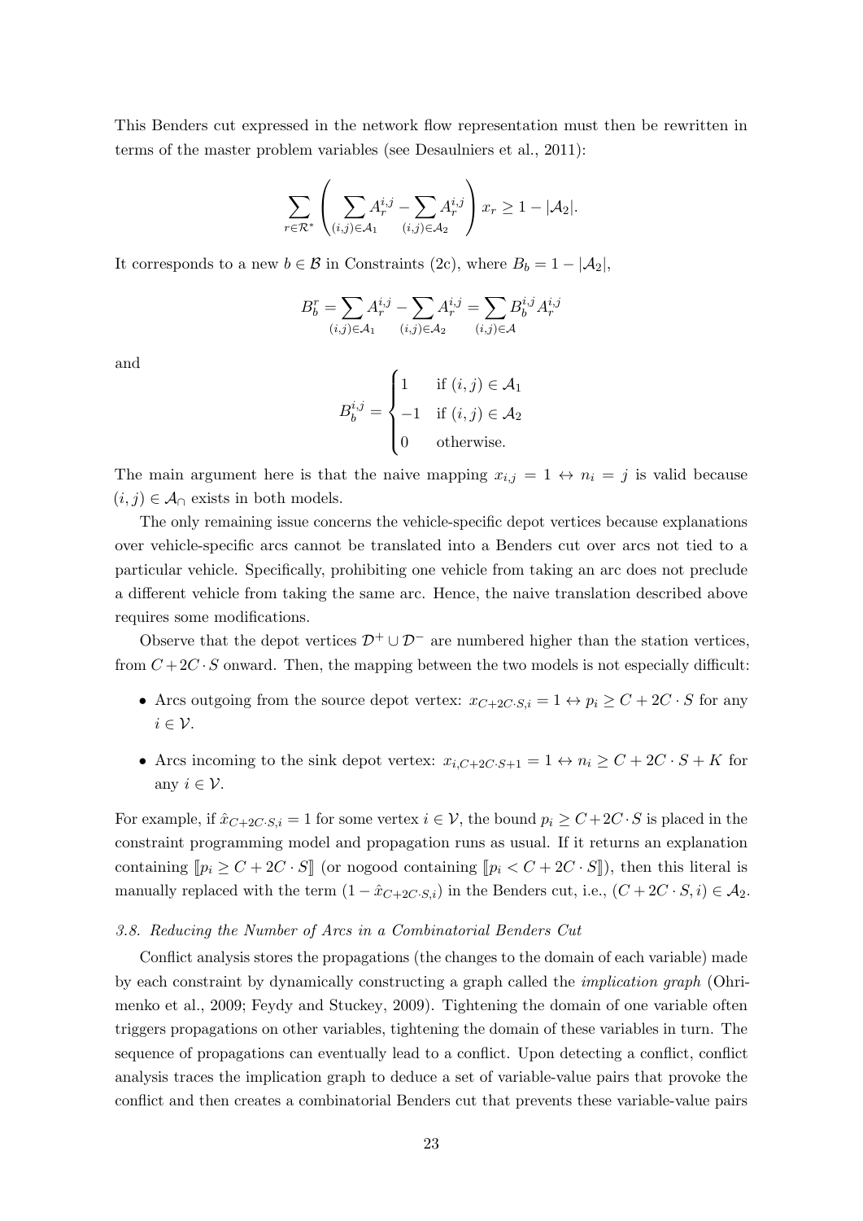This Benders cut expressed in the network flow representation must then be rewritten in terms of the master problem variables (see Desaulniers et al., 2011):

$$\sum_{r \in \mathcal{R}^*} \left( \sum_{(i,j) \in \mathcal{A}_1} A_r^{i,j} - \sum_{(i,j) \in \mathcal{A}_2} A_r^{i,j} \right) x_r \geq 1 - |\mathcal{A}_2|.$$

It corresponds to a new $b \in \mathcal{B}$ in Constraints (2c), where $B_b = 1 - |\mathcal{A}_2|$,

$$B_b^r = \sum_{(i,j) \in \mathcal{A}_1} A_r^{i,j} - \sum_{(i,j) \in \mathcal{A}_2} A_r^{i,j} = \sum_{(i,j) \in \mathcal{A}} B_b^{i,j} A_r^{i,j}$$

and

$$B_b^{i,j} = \begin{cases} 1 & \text{if } (i,j) \in \mathcal{A}_1 \\ -1 & \text{if } (i,j) \in \mathcal{A}_2 \\ 0 & \text{otherwise.} \end{cases}$$

The main argument here is that the naive mapping $x_{i,j} = 1 \leftrightarrow n_i = j$ is valid because $(i,j) \in \mathcal{A}_\cap$ exists in both models.

The only remaining issue concerns the vehicle-specific depot vertices because explanations over vehicle-specific arcs cannot be translated into a Benders cut over arcs not tied to a particular vehicle. Specifically, prohibiting one vehicle from taking an arc does not preclude a different vehicle from taking the same arc. Hence, the naive translation described above requires some modifications.

Observe that the depot vertices $\mathcal{D}^+ \cup \mathcal{D}^-$ are numbered higher than the station vertices, from $C + 2C \cdot S$ onward. Then, the mapping between the two models is not especially difficult:

- Arcs outgoing from the source depot vertex: $x_{C+2C \cdot S, i} = 1 \leftrightarrow p_i \geq C + 2C \cdot S$ for any $i \in \mathcal{V}$.
- Arcs incoming to the sink depot vertex: $x_{i, C+2C \cdot S+1} = 1 \leftrightarrow n_i \geq C + 2C \cdot S + K$ for any $i \in \mathcal{V}$.

For example, if $\hat{x}_{C+2C \cdot S, i} = 1$ for some vertex $i \in \mathcal{V}$, the bound $p_i \geq C + 2C \cdot S$ is placed in the constraint programming model and propagation runs as usual. If it returns an explanation containing $[\![p_i \geq C + 2C \cdot S]\!]$ (or nogood containing $[\![p_i < C + 2C \cdot S]\!]$), then this literal is manually replaced with the term $(1 - \hat{x}_{C+2C \cdot S, i})$ in the Benders cut, i.e., $(C + 2C \cdot S, i) \in \mathcal{A}_2$.

### *3.8. Reducing the Number of Arcs in a Combinatorial Benders Cut*

Conflict analysis stores the propagations (the changes to the domain of each variable) made by each constraint by dynamically constructing a graph called the *implication graph* (Ohrimenko et al., 2009; Feydy and Stuckey, 2009). Tightening the domain of one variable often triggers propagations on other variables, tightening the domain of these variables in turn. The sequence of propagations can eventually lead to a conflict. Upon detecting a conflict, conflict analysis traces the implication graph to deduce a set of variable-value pairs that provoke the conflict and then creates a combinatorial Benders cut that prevents these variable-value pairs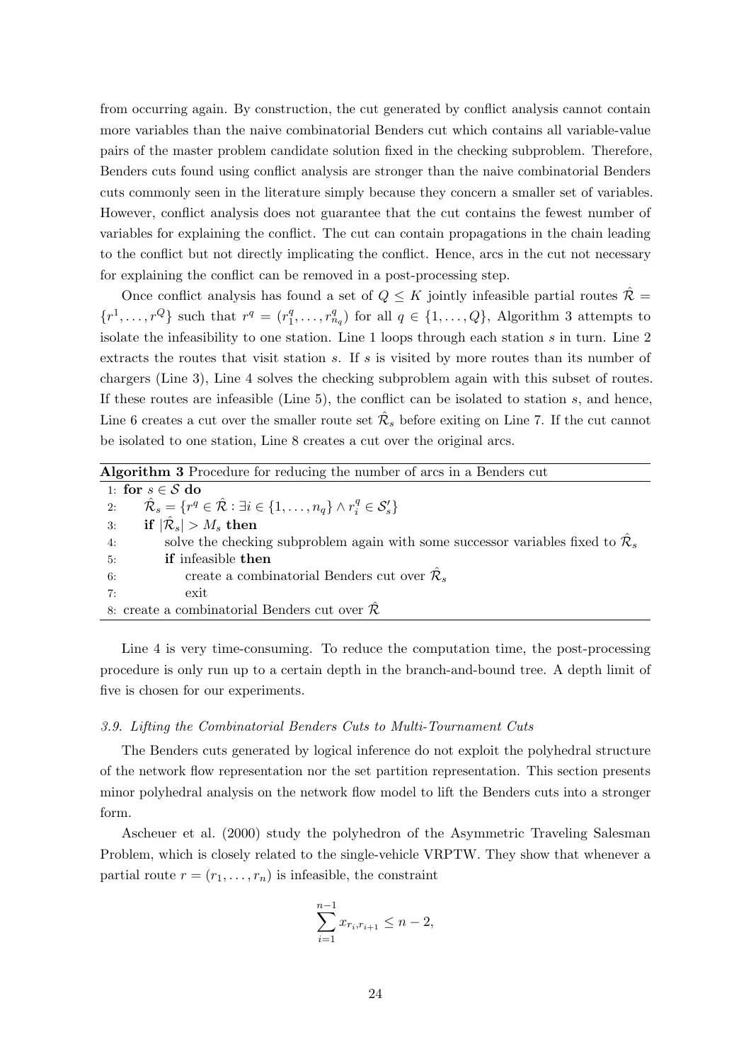from occurring again. By construction, the cut generated by conflict analysis cannot contain more variables than the naive combinatorial Benders cut which contains all variable-value pairs of the master problem candidate solution fixed in the checking subproblem. Therefore, Benders cuts found using conflict analysis are stronger than the naive combinatorial Benders cuts commonly seen in the literature simply because they concern a smaller set of variables. However, conflict analysis does not guarantee that the cut contains the fewest number of variables for explaining the conflict. The cut can contain propagations in the chain leading to the conflict but not directly implicating the conflict. Hence, arcs in the cut not necessary for explaining the conflict can be removed in a post-processing step.

Once conflict analysis has found a set of $Q \leq K$ jointly infeasible partial routes $\hat{\mathcal{R}} = \{r^1, \ldots, r^Q\}$ such that $r^q = (r_1^q, \ldots, r_{n_q}^q)$ for all $q \in \{1, \ldots, Q\}$, Algorithm 3 attempts to isolate the infeasibility to one station. Line 1 loops through each station $s$ in turn. Line 2 extracts the routes that visit station $s$. If $s$ is visited by more routes than its number of chargers (Line 3), Line 4 solves the checking subproblem again with this subset of routes. If these routes are infeasible (Line 5), the conflict can be isolated to station $s$, and hence, Line 6 creates a cut over the smaller route set $\hat{\mathcal{R}}_s$ before exiting on Line 7. If the cut cannot be isolated to one station, Line 8 creates a cut over the original arcs.

**Algorithm 3** Procedure for reducing the number of arcs in a Benders cut

```
1: for s ∈ S do
2:     R̂_s = {r^q ∈ R̂ : ∃i ∈ {1, ..., n_q} ∧ r_i^q ∈ S'_s}
3:     if |R̂_s| > M_s then
4:         solve the checking subproblem again with some successor variables fixed to R̂_s
5:         if infeasible then
6:             create a combinatorial Benders cut over R̂_s
7:             exit
8: create a combinatorial Benders cut over R̂
```

Line 4 is very time-consuming. To reduce the computation time, the post-processing procedure is only run up to a certain depth in the branch-and-bound tree. A depth limit of five is chosen for our experiments.

### *3.9. Lifting the Combinatorial Benders Cuts to Multi-Tournament Cuts*

The Benders cuts generated by logical inference do not exploit the polyhedral structure of the network flow representation nor the set partition representation. This section presents minor polyhedral analysis on the network flow model to lift the Benders cuts into a stronger form.

Ascheuer et al. (2000) study the polyhedron of the Asymmetric Traveling Salesman Problem, which is closely related to the single-vehicle VRPTW. They show that whenever a partial route $r = (r_1, \ldots, r_n)$ is infeasible, the constraint

$$\sum_{i=1}^{n-1} x_{r_i, r_{i+1}} \leq n - 2,$$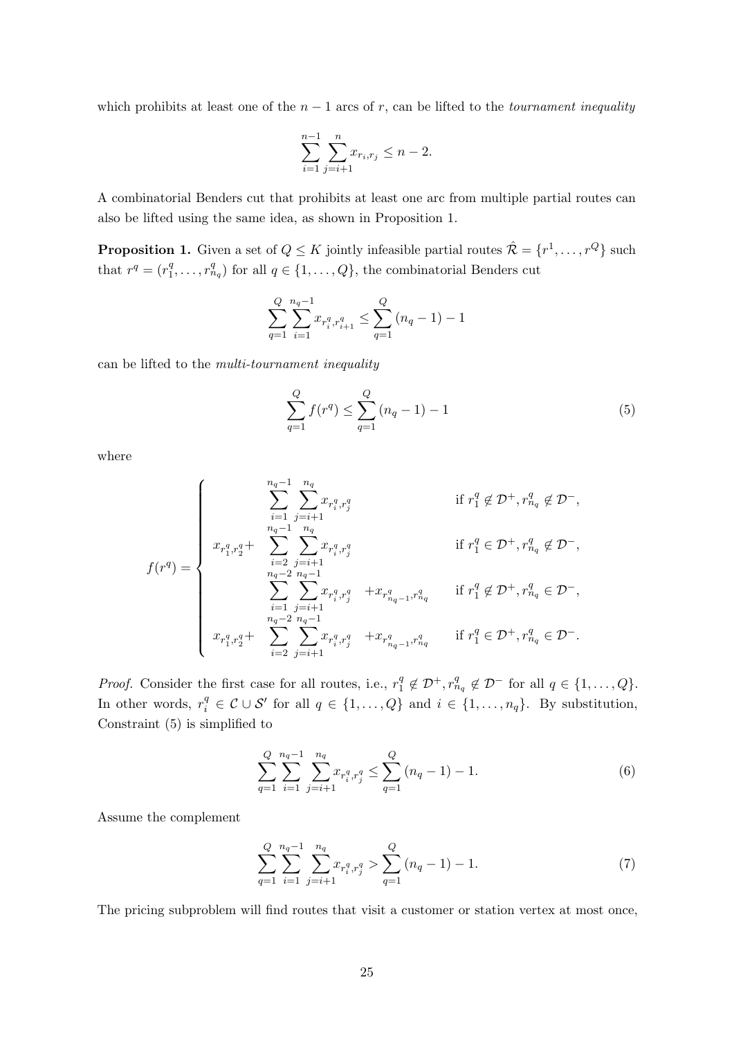which prohibits at least one of the $n-1$ arcs of $r$, can be lifted to the *tournament inequality*

$$\sum_{i=1}^{n-1} \sum_{j=i+1}^{n} x_{r_i,r_j} \leq n-2.$$

A combinatorial Benders cut that prohibits at least one arc from multiple partial routes can also be lifted using the same idea, as shown in Proposition 1.

**Proposition 1.** Given a set of $Q \leq K$ jointly infeasible partial routes $\hat{\mathcal{R}} = \{r^1, \ldots, r^Q\}$ such that $r^q = (r_1^q, \ldots, r_{n_q}^q)$ for all $q \in \{1, \ldots, Q\}$, the combinatorial Benders cut

$$\sum_{q=1}^{Q} \sum_{i=1}^{n_q-1} x_{r_i^q, r_{i+1}^q} \leq \sum_{q=1}^{Q} (n_q - 1) - 1$$

can be lifted to the *multi-tournament inequality*

$$\sum_{q=1}^{Q} f(r^q) \leq \sum_{q=1}^{Q} (n_q - 1) - 1 \tag{5}$$

where

$$f(r^q) = \begin{cases} \displaystyle\sum_{i=1}^{n_q-1} \sum_{j=i+1}^{n_q} x_{r_i^q, r_j^q} & \text{if } r_1^q \notin \mathcal{D}^+, r_{n_q}^q \notin \mathcal{D}^-, \\ x_{r_1^q, r_2^q} + \displaystyle\sum_{i=2}^{n_q-1} \sum_{j=i+1}^{n_q} x_{r_i^q, r_j^q} & \text{if } r_1^q \in \mathcal{D}^+, r_{n_q}^q \notin \mathcal{D}^-, \\ \displaystyle\sum_{i=1}^{n_q-2} \sum_{j=i+1}^{n_q-1} x_{r_i^q, r_j^q} + x_{r_{n_q-1}^q, r_{n_q}^q} & \text{if } r_1^q \notin \mathcal{D}^+, r_{n_q}^q \in \mathcal{D}^-, \\ x_{r_1^q, r_2^q} + \displaystyle\sum_{i=2}^{n_q-2} \sum_{j=i+1}^{n_q-1} x_{r_i^q, r_j^q} + x_{r_{n_q-1}^q, r_{n_q}^q} & \text{if } r_1^q \in \mathcal{D}^+, r_{n_q}^q \in \mathcal{D}^-. \end{cases}$$

*Proof.* Consider the first case for all routes, i.e., $r_1^q \notin \mathcal{D}^+, r_{n_q}^q \notin \mathcal{D}^-$ for all $q \in \{1, \ldots, Q\}$. In other words, $r_i^q \in \mathcal{C} \cup \mathcal{S}'$ for all $q \in \{1, \ldots, Q\}$ and $i \in \{1, \ldots, n_q\}$. By substitution, Constraint (5) is simplified to

$$\sum_{q=1}^{Q} \sum_{i=1}^{n_q-1} \sum_{j=i+1}^{n_q} x_{r_i^q, r_j^q} \leq \sum_{q=1}^{Q} (n_q - 1) - 1. \tag{6}$$

Assume the complement

$$\sum_{q=1}^{Q} \sum_{i=1}^{n_q-1} \sum_{j=i+1}^{n_q} x_{r_i^q, r_j^q} > \sum_{q=1}^{Q} (n_q - 1) - 1. \tag{7}$$

The pricing subproblem will find routes that visit a customer or station vertex at most once,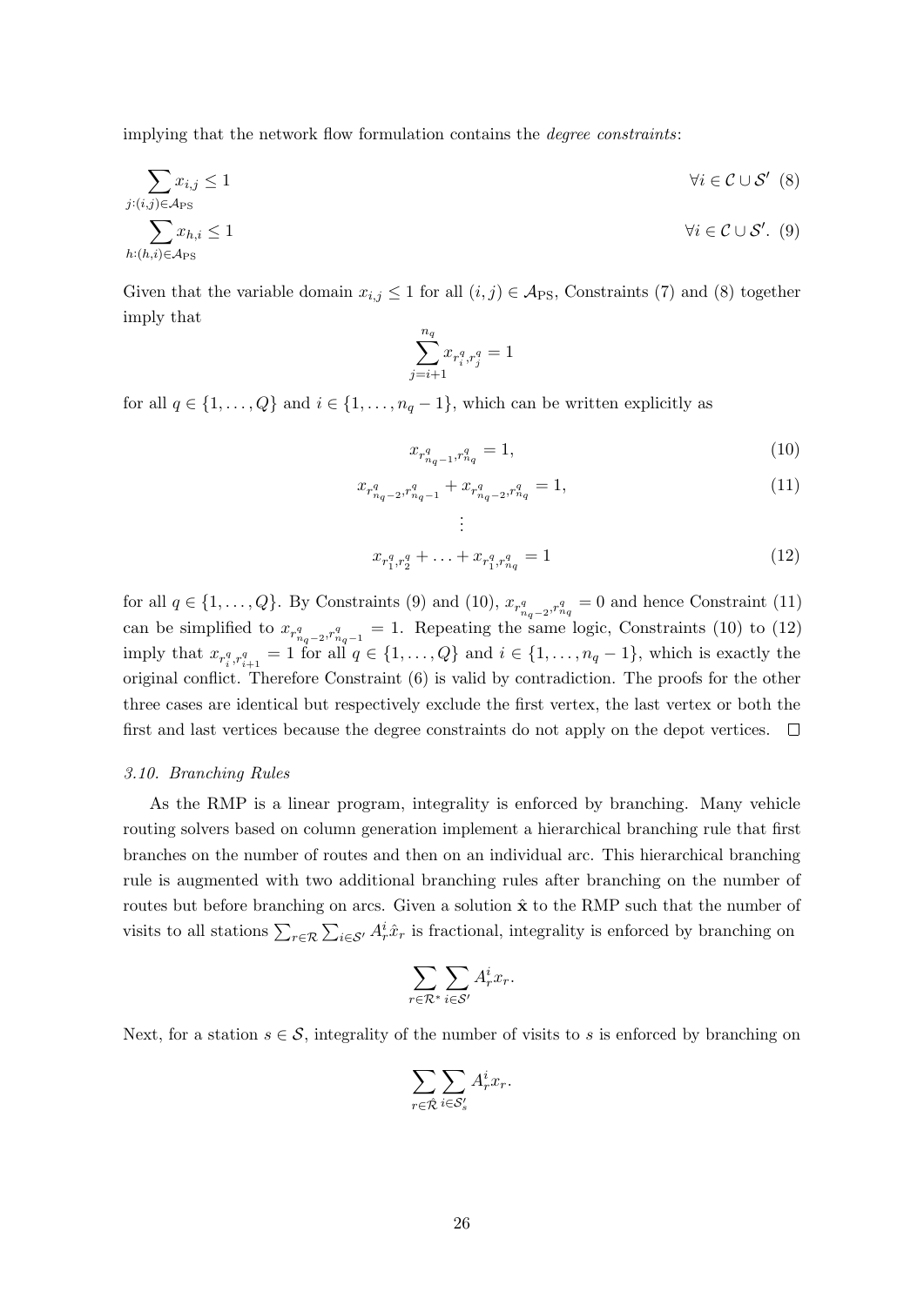implying that the network flow formulation contains the *degree constraints*:

$$\sum_{j:(i,j)\in\mathcal{A}_{\text{PS}}} x_{i,j} \leq 1 \qquad \forall i \in \mathcal{C} \cup \mathcal{S}' \quad (8)$$

$$\sum_{h:(h,i)\in\mathcal{A}_{\text{PS}}} x_{h,i} \leq 1 \qquad \forall i \in \mathcal{C} \cup \mathcal{S}'. \quad (9)$$

Given that the variable domain $x_{i,j} \leq 1$ for all $(i,j) \in \mathcal{A}_{\text{PS}}$, Constraints (7) and (8) together imply that

$$\sum_{j=i+1}^{n_q} x_{r_i^q, r_j^q} = 1$$

for all $q \in \{1, \ldots, Q\}$ and $i \in \{1, \ldots, n_q - 1\}$, which can be written explicitly as

$$x_{r_{n_q-1}^q, r_{n_q}^q} = 1, \tag{10}$$

$$x_{r_{n_q-2}^q, r_{n_q-1}^q} + x_{r_{n_q-2}^q, r_{n_q}^q} = 1, \tag{11}$$

$$\vdots$$

$$x_{r_1^q, r_2^q} + \ldots + x_{r_1^q, r_{n_q}^q} = 1 \tag{12}$$

for all $q \in \{1, \ldots, Q\}$. By Constraints (9) and (10), $x_{r_{n_q-2}^q, r_{n_q}^q} = 0$ and hence Constraint (11) can be simplified to $x_{r_{n_q-2}^q, r_{n_q-1}^q} = 1$. Repeating the same logic, Constraints (10) to (12) imply that $x_{r_i^q, r_{i+1}^q} = 1$ for all $q \in \{1, \ldots, Q\}$ and $i \in \{1, \ldots, n_q - 1\}$, which is exactly the original conflict. Therefore Constraint (6) is valid by contradiction. The proofs for the other three cases are identical but respectively exclude the first vertex, the last vertex or both the first and last vertices because the degree constraints do not apply on the depot vertices. □

### *3.10. Branching Rules*

As the RMP is a linear program, integrality is enforced by branching. Many vehicle routing solvers based on column generation implement a hierarchical branching rule that first branches on the number of routes and then on an individual arc. This hierarchical branching rule is augmented with two additional branching rules after branching on the number of routes but before branching on arcs. Given a solution $\hat{\mathbf{x}}$ to the RMP such that the number of visits to all stations $\sum_{r\in\mathcal{R}} \sum_{i\in\mathcal{S}'} A_r^i \hat{x}_r$ is fractional, integrality is enforced by branching on

$$\sum_{r\in\mathcal{R}^*} \sum_{i\in\mathcal{S}'} A_r^i x_r.$$

Next, for a station $s \in \mathcal{S}$, integrality of the number of visits to $s$ is enforced by branching on

$$\sum_{r\in\hat{\mathcal{R}}} \sum_{i\in\mathcal{S}'_s} A_r^i x_r.$$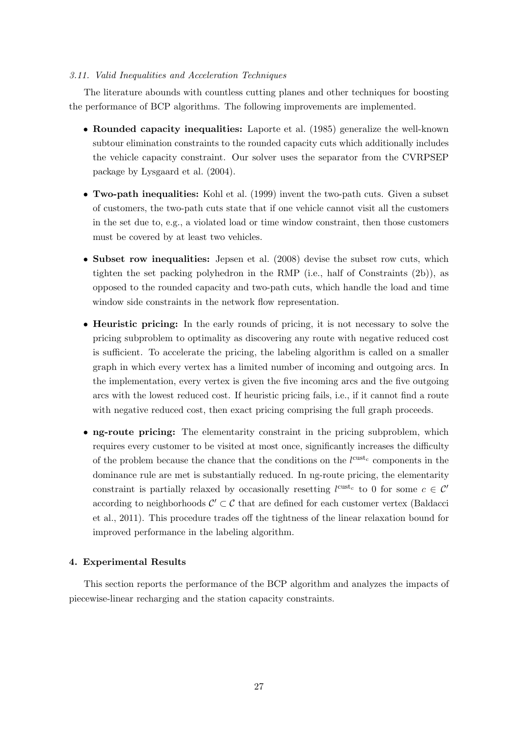### *3.11. Valid Inequalities and Acceleration Techniques*

The literature abounds with countless cutting planes and other techniques for boosting the performance of BCP algorithms. The following improvements are implemented.

- **Rounded capacity inequalities:** Laporte et al. (1985) generalize the well-known subtour elimination constraints to the rounded capacity cuts which additionally includes the vehicle capacity constraint. Our solver uses the separator from the CVRPSEP package by Lysgaard et al. (2004).

- **Two-path inequalities:** Kohl et al. (1999) invent the two-path cuts. Given a subset of customers, the two-path cuts state that if one vehicle cannot visit all the customers in the set due to, e.g., a violated load or time window constraint, then those customers must be covered by at least two vehicles.

- **Subset row inequalities:** Jepsen et al. (2008) devise the subset row cuts, which tighten the set packing polyhedron in the RMP (i.e., half of Constraints (2b)), as opposed to the rounded capacity and two-path cuts, which handle the load and time window side constraints in the network flow representation.

- **Heuristic pricing:** In the early rounds of pricing, it is not necessary to solve the pricing subproblem to optimality as discovering any route with negative reduced cost is sufficient. To accelerate the pricing, the labeling algorithm is called on a smaller graph in which every vertex has a limited number of incoming and outgoing arcs. In the implementation, every vertex is given the five incoming arcs and the five outgoing arcs with the lowest reduced cost. If heuristic pricing fails, i.e., if it cannot find a route with negative reduced cost, then exact pricing comprising the full graph proceeds.

- **ng-route pricing:** The elementarity constraint in the pricing subproblem, which requires every customer to be visited at most once, significantly increases the difficulty of the problem because the chance that the conditions on the $l^{\text{cust}_c}$ components in the dominance rule are met is substantially reduced. In ng-route pricing, the elementarity constraint is partially relaxed by occasionally resetting $l^{\text{cust}_c}$ to 0 for some $c \in \mathcal{C}'$ according to neighborhoods $\mathcal{C}' \subset \mathcal{C}$ that are defined for each customer vertex (Baldacci et al., 2011). This procedure trades off the tightness of the linear relaxation bound for improved performance in the labeling algorithm.

## 4. Experimental Results

This section reports the performance of the BCP algorithm and analyzes the impacts of piecewise-linear recharging and the station capacity constraints.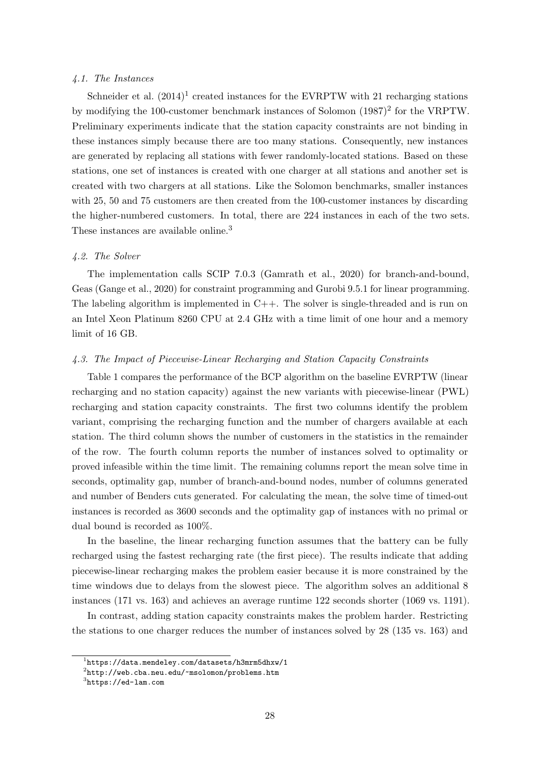### *4.1. The Instances*

Schneider et al. (2014)[1] created instances for the EVRPTW with 21 recharging stations by modifying the 100-customer benchmark instances of Solomon (1987)[2] for the VRPTW. Preliminary experiments indicate that the station capacity constraints are not binding in these instances simply because there are too many stations. Consequently, new instances are generated by replacing all stations with fewer randomly-located stations. Based on these stations, one set of instances is created with one charger at all stations and another set is created with two chargers at all stations. Like the Solomon benchmarks, smaller instances with 25, 50 and 75 customers are then created from the 100-customer instances by discarding the higher-numbered customers. In total, there are 224 instances in each of the two sets. These instances are available online.[3]

### *4.2. The Solver*

The implementation calls SCIP 7.0.3 (Gamrath et al., 2020) for branch-and-bound, Geas (Gange et al., 2020) for constraint programming and Gurobi 9.5.1 for linear programming. The labeling algorithm is implemented in C++. The solver is single-threaded and is run on an Intel Xeon Platinum 8260 CPU at 2.4 GHz with a time limit of one hour and a memory limit of 16 GB.

### *4.3. The Impact of Piecewise-Linear Recharging and Station Capacity Constraints*

Table 1 compares the performance of the BCP algorithm on the baseline EVRPTW (linear recharging and no station capacity) against the new variants with piecewise-linear (PWL) recharging and station capacity constraints. The first two columns identify the problem variant, comprising the recharging function and the number of chargers available at each station. The third column shows the number of customers in the statistics in the remainder of the row. The fourth column reports the number of instances solved to optimality or proved infeasible within the time limit. The remaining columns report the mean solve time in seconds, optimality gap, number of branch-and-bound nodes, number of columns generated and number of Benders cuts generated. For calculating the mean, the solve time of timed-out instances is recorded as 3600 seconds and the optimality gap of instances with no primal or dual bound is recorded as 100%.

In the baseline, the linear recharging function assumes that the battery can be fully recharged using the fastest recharging rate (the first piece). The results indicate that adding piecewise-linear recharging makes the problem easier because it is more constrained by the time windows due to delays from the slowest piece. The algorithm solves an additional 8 instances (171 vs. 163) and achieves an average runtime 122 seconds shorter (1069 vs. 1191).

In contrast, adding station capacity constraints makes the problem harder. Restricting the stations to one charger reduces the number of instances solved by 28 (135 vs. 163) and

[1] `https://data.mendeley.com/datasets/h3mrm5dhxw/1`

[2] `http://web.cba.neu.edu/~msolomon/problems.htm`

[3] `https://ed-lam.com`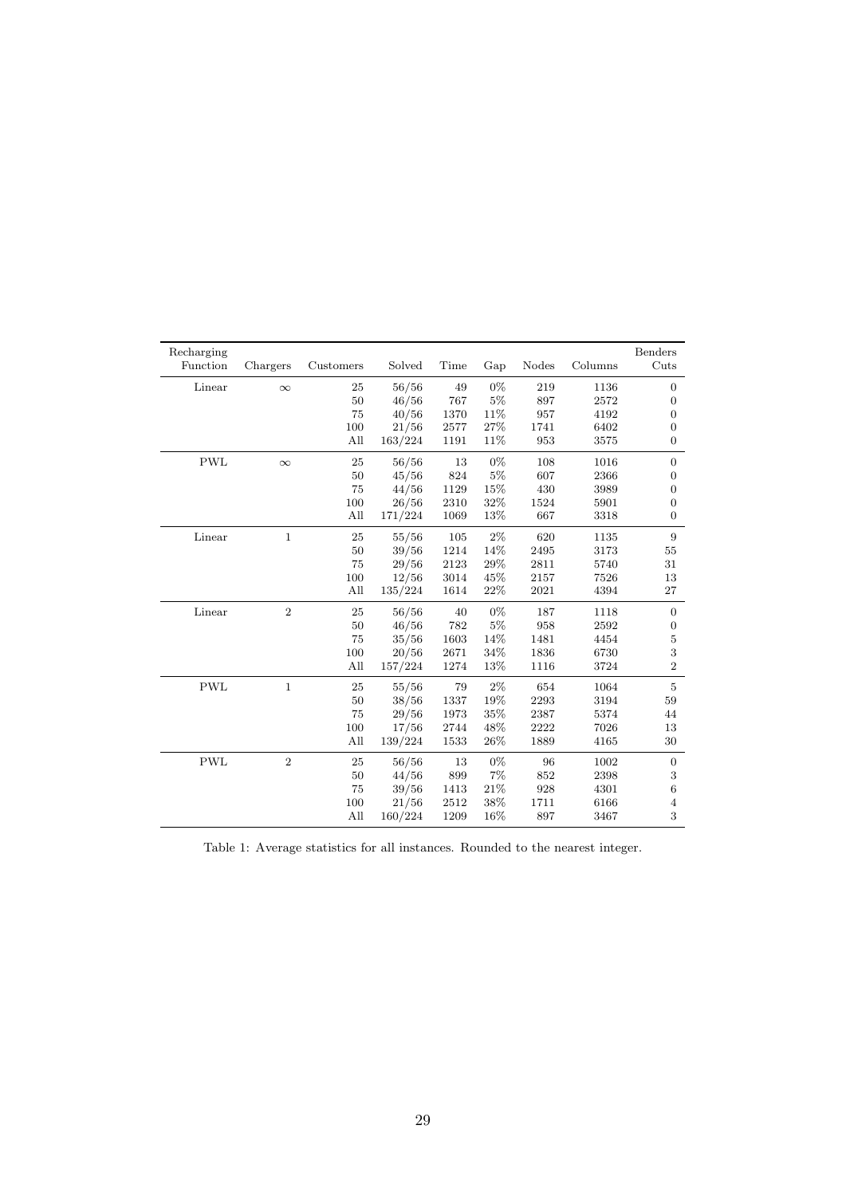| Recharging Function | Chargers | Customers | Solved | Time | Gap | Nodes | Columns | Benders Cuts |
|---|---|---|---|---|---|---|---|---|
| Linear | $\infty$ | 25 | 56/56 | 49 | 0% | 219 | 1136 | 0 |
| | | 50 | 46/56 | 767 | 5% | 897 | 2572 | 0 |
| | | 75 | 40/56 | 1370 | 11% | 957 | 4192 | 0 |
| | | 100 | 21/56 | 2577 | 27% | 1741 | 6402 | 0 |
| | | All | 163/224 | 1191 | 11% | 953 | 3575 | 0 |
| PWL | $\infty$ | 25 | 56/56 | 13 | 0% | 108 | 1016 | 0 |
| | | 50 | 45/56 | 824 | 5% | 607 | 2366 | 0 |
| | | 75 | 44/56 | 1129 | 15% | 430 | 3989 | 0 |
| | | 100 | 26/56 | 2310 | 32% | 1524 | 5901 | 0 |
| | | All | 171/224 | 1069 | 13% | 667 | 3318 | 0 |
| Linear | 1 | 25 | 55/56 | 105 | 2% | 620 | 1135 | 9 |
| | | 50 | 39/56 | 1214 | 14% | 2495 | 3173 | 55 |
| | | 75 | 29/56 | 2123 | 29% | 2811 | 5740 | 31 |
| | | 100 | 12/56 | 3014 | 45% | 2157 | 7526 | 13 |
| | | All | 135/224 | 1614 | 22% | 2021 | 4394 | 27 |
| Linear | 2 | 25 | 56/56 | 40 | 0% | 187 | 1118 | 0 |
| | | 50 | 46/56 | 782 | 5% | 958 | 2592 | 0 |
| | | 75 | 35/56 | 1603 | 14% | 1481 | 4454 | 5 |
| | | 100 | 20/56 | 2671 | 34% | 1836 | 6730 | 3 |
| | | All | 157/224 | 1274 | 13% | 1116 | 3724 | 2 |
| PWL | 1 | 25 | 55/56 | 79 | 2% | 654 | 1064 | 5 |
| | | 50 | 38/56 | 1337 | 19% | 2293 | 3194 | 59 |
| | | 75 | 29/56 | 1973 | 35% | 2387 | 5374 | 44 |
| | | 100 | 17/56 | 2744 | 48% | 2222 | 7026 | 13 |
| | | All | 139/224 | 1533 | 26% | 1889 | 4165 | 30 |
| PWL | 2 | 25 | 56/56 | 13 | 0% | 96 | 1002 | 0 |
| | | 50 | 44/56 | 899 | 7% | 852 | 2398 | 3 |
| | | 75 | 39/56 | 1413 | 21% | 928 | 4301 | 6 |
| | | 100 | 21/56 | 2512 | 38% | 1711 | 6166 | 4 |
| | | All | 160/224 | 1209 | 16% | 897 | 3467 | 3 |

Table 1: Average statistics for all instances. Rounded to the nearest integer.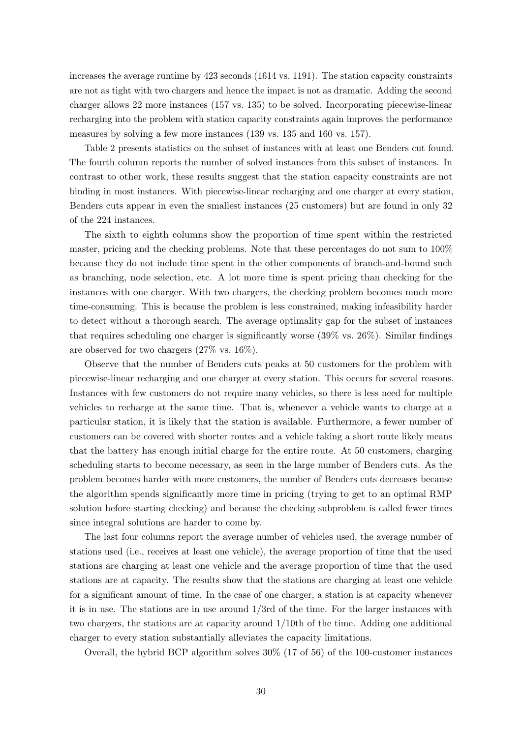increases the average runtime by 423 seconds (1614 vs. 1191). The station capacity constraints are not as tight with two chargers and hence the impact is not as dramatic. Adding the second charger allows 22 more instances (157 vs. 135) to be solved. Incorporating piecewise-linear recharging into the problem with station capacity constraints again improves the performance measures by solving a few more instances (139 vs. 135 and 160 vs. 157).

Table 2 presents statistics on the subset of instances with at least one Benders cut found. The fourth column reports the number of solved instances from this subset of instances. In contrast to other work, these results suggest that the station capacity constraints are not binding in most instances. With piecewise-linear recharging and one charger at every station, Benders cuts appear in even the smallest instances (25 customers) but are found in only 32 of the 224 instances.

The sixth to eighth columns show the proportion of time spent within the restricted master, pricing and the checking problems. Note that these percentages do not sum to 100% because they do not include time spent in the other components of branch-and-bound such as branching, node selection, etc. A lot more time is spent pricing than checking for the instances with one charger. With two chargers, the checking problem becomes much more time-consuming. This is because the problem is less constrained, making infeasibility harder to detect without a thorough search. The average optimality gap for the subset of instances that requires scheduling one charger is significantly worse (39% vs. 26%). Similar findings are observed for two chargers (27% vs. 16%).

Observe that the number of Benders cuts peaks at 50 customers for the problem with piecewise-linear recharging and one charger at every station. This occurs for several reasons. Instances with few customers do not require many vehicles, so there is less need for multiple vehicles to recharge at the same time. That is, whenever a vehicle wants to charge at a particular station, it is likely that the station is available. Furthermore, a fewer number of customers can be covered with shorter routes and a vehicle taking a short route likely means that the battery has enough initial charge for the entire route. At 50 customers, charging scheduling starts to become necessary, as seen in the large number of Benders cuts. As the problem becomes harder with more customers, the number of Benders cuts decreases because the algorithm spends significantly more time in pricing (trying to get to an optimal RMP solution before starting checking) and because the checking subproblem is called fewer times since integral solutions are harder to come by.

The last four columns report the average number of vehicles used, the average number of stations used (i.e., receives at least one vehicle), the average proportion of time that the used stations are charging at least one vehicle and the average proportion of time that the used stations are at capacity. The results show that the stations are charging at least one vehicle for a significant amount of time. In the case of one charger, a station is at capacity whenever it is in use. The stations are in use around 1/3rd of the time. For the larger instances with two chargers, the stations are at capacity around 1/10th of the time. Adding one additional charger to every station substantially alleviates the capacity limitations.

Overall, the hybrid BCP algorithm solves 30% (17 of 56) of the 100-customer instances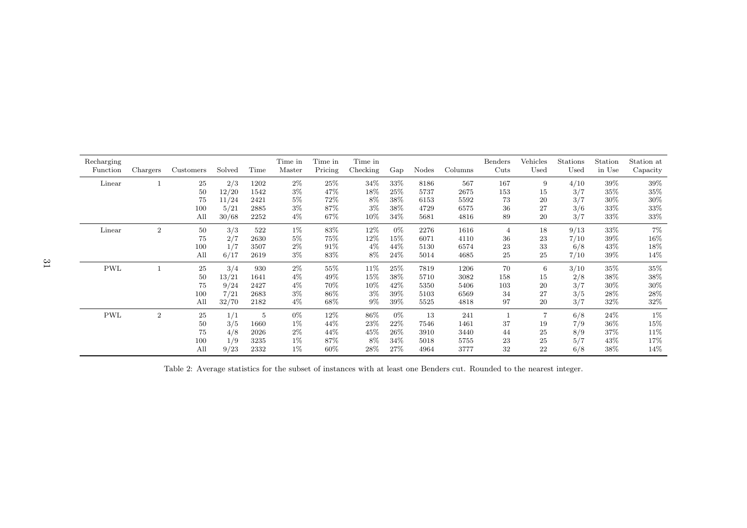| Recharging Function | Chargers | Customers | Solved | Time | Time in Master | Time in Pricing | Time in Checking | Gap | Nodes | Columns | Benders Cuts | Vehicles Used | Stations Used | Station in Use | Station at Capacity |
|---|---|---|---|---|---|---|---|---|---|---|---|---|---|---|---|
| Linear | 1 | 25 | 2/3 | 1202 | 2% | 25% | 34% | 33% | 8186 | 567 | 167 | 9 | 4/10 | 39% | 39% |
| | | 50 | 12/20 | 1542 | 3% | 47% | 18% | 25% | 5737 | 2675 | 153 | 15 | 3/7 | 35% | 35% |
| | | 75 | 11/24 | 2421 | 5% | 72% | 8% | 38% | 6153 | 5592 | 73 | 20 | 3/7 | 30% | 30% |
| | | 100 | 5/21 | 2885 | 3% | 87% | 3% | 38% | 4729 | 6575 | 36 | 27 | 3/6 | 33% | 33% |
| | | All | 30/68 | 2252 | 4% | 67% | 10% | 34% | 5681 | 4816 | 89 | 20 | 3/7 | 33% | 33% |
| Linear | 2 | 50 | 3/3 | 522 | 1% | 83% | 12% | 0% | 2276 | 1616 | 4 | 18 | 9/13 | 33% | 7% |
| | | 75 | 2/7 | 2630 | 5% | 75% | 12% | 15% | 6071 | 4110 | 36 | 23 | 7/10 | 39% | 16% |
| | | 100 | 1/7 | 3507 | 2% | 91% | 4% | 44% | 5130 | 6574 | 23 | 33 | 6/8 | 43% | 18% |
| | | All | 6/17 | 2619 | 3% | 83% | 8% | 24% | 5014 | 4685 | 25 | 25 | 7/10 | 39% | 14% |
| PWL | 1 | 25 | 3/4 | 930 | 2% | 55% | 11% | 25% | 7819 | 1206 | 70 | 6 | 3/10 | 35% | 35% |
| | | 50 | 13/21 | 1641 | 4% | 49% | 15% | 38% | 5710 | 3082 | 158 | 15 | 2/8 | 38% | 38% |
| | | 75 | 9/24 | 2427 | 4% | 70% | 10% | 42% | 5350 | 5406 | 103 | 20 | 3/7 | 30% | 30% |
| | | 100 | 7/21 | 2683 | 3% | 86% | 3% | 39% | 5103 | 6569 | 34 | 27 | 3/5 | 28% | 28% |
| | | All | 32/70 | 2182 | 4% | 68% | 9% | 39% | 5525 | 4818 | 97 | 20 | 3/7 | 32% | 32% |
| PWL | 2 | 25 | 1/1 | 5 | 0% | 12% | 86% | 0% | 13 | 241 | 1 | 7 | 6/8 | 24% | 1% |
| | | 50 | 3/5 | 1660 | 1% | 44% | 23% | 22% | 7546 | 1461 | 37 | 19 | 7/9 | 36% | 15% |
| | | 75 | 4/8 | 2026 | 2% | 44% | 45% | 26% | 3910 | 3440 | 44 | 25 | 8/9 | 37% | 11% |
| | | 100 | 1/9 | 3235 | 1% | 87% | 8% | 34% | 5018 | 5755 | 23 | 25 | 5/7 | 43% | 17% |
| | | All | 9/23 | 2332 | 1% | 60% | 28% | 27% | 4964 | 3777 | 32 | 22 | 6/8 | 38% | 14% |

Table 2: Average statistics for the subset of instances with at least one Benders cut. Rounded to the nearest integer.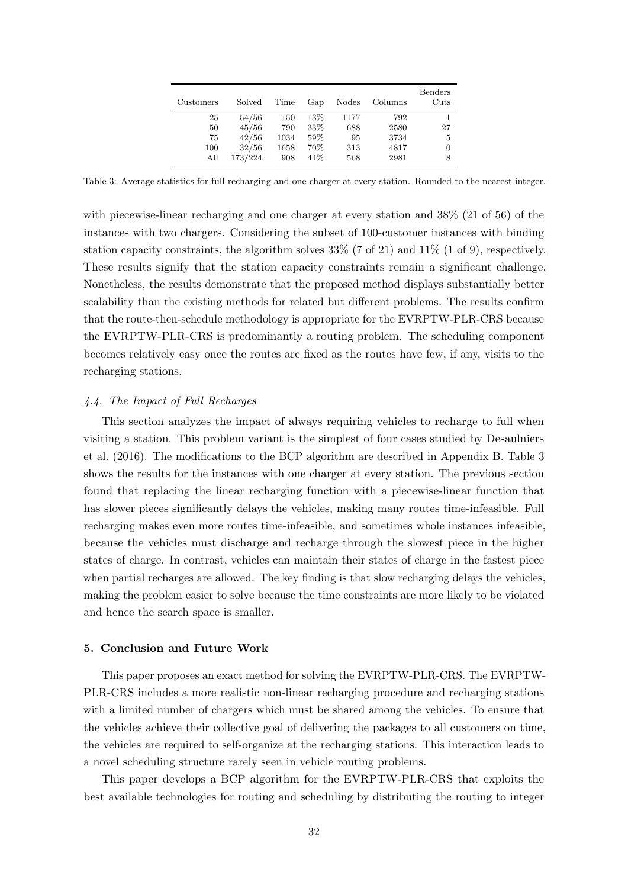| Customers | Solved | Time | Gap | Nodes | Columns | Benders Cuts |
|---|---|---|---|---|---|---|
| 25 | 54/56 | 150 | 13% | 1177 | 792 | 1 |
| 50 | 45/56 | 790 | 33% | 688 | 2580 | 27 |
| 75 | 42/56 | 1034 | 59% | 95 | 3734 | 5 |
| 100 | 32/56 | 1658 | 70% | 313 | 4817 | 0 |
| All | 173/224 | 908 | 44% | 568 | 2981 | 8 |

Table 3: Average statistics for full recharging and one charger at every station. Rounded to the nearest integer.

with piecewise-linear recharging and one charger at every station and 38% (21 of 56) of the instances with two chargers. Considering the subset of 100-customer instances with binding station capacity constraints, the algorithm solves 33% (7 of 21) and 11% (1 of 9), respectively. These results signify that the station capacity constraints remain a significant challenge. Nonetheless, the results demonstrate that the proposed method displays substantially better scalability than the existing methods for related but different problems. The results confirm that the route-then-schedule methodology is appropriate for the EVRPTW-PLR-CRS because the EVRPTW-PLR-CRS is predominantly a routing problem. The scheduling component becomes relatively easy once the routes are fixed as the routes have few, if any, visits to the recharging stations.

### *4.4. The Impact of Full Recharges*

This section analyzes the impact of always requiring vehicles to recharge to full when visiting a station. This problem variant is the simplest of four cases studied by Desaulniers et al. (2016). The modifications to the BCP algorithm are described in Appendix B. Table 3 shows the results for the instances with one charger at every station. The previous section found that replacing the linear recharging function with a piecewise-linear function that has slower pieces significantly delays the vehicles, making many routes time-infeasible. Full recharging makes even more routes time-infeasible, and sometimes whole instances infeasible, because the vehicles must discharge and recharge through the slowest piece in the higher states of charge. In contrast, vehicles can maintain their states of charge in the fastest piece when partial recharges are allowed. The key finding is that slow recharging delays the vehicles, making the problem easier to solve because the time constraints are more likely to be violated and hence the search space is smaller.

## 5. Conclusion and Future Work

This paper proposes an exact method for solving the EVRPTW-PLR-CRS. The EVRPTW-PLR-CRS includes a more realistic non-linear recharging procedure and recharging stations with a limited number of chargers which must be shared among the vehicles. To ensure that the vehicles achieve their collective goal of delivering the packages to all customers on time, the vehicles are required to self-organize at the recharging stations. This interaction leads to a novel scheduling structure rarely seen in vehicle routing problems.

This paper develops a BCP algorithm for the EVRPTW-PLR-CRS that exploits the best available technologies for routing and scheduling by distributing the routing to integer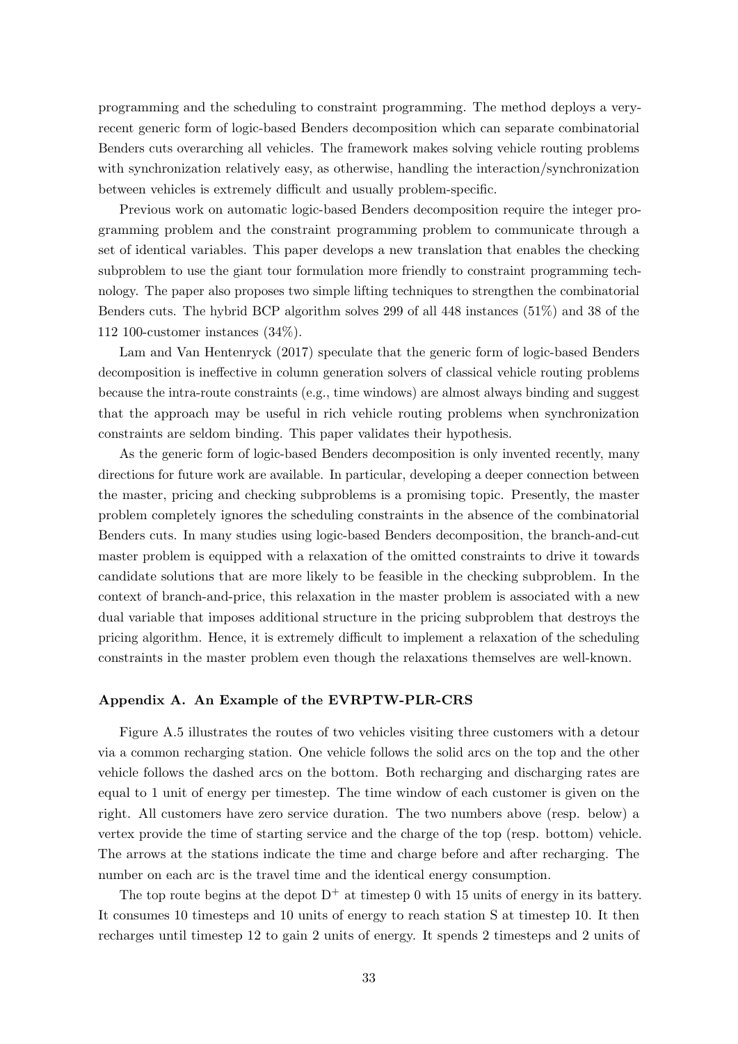programming and the scheduling to constraint programming. The method deploys a very-recent generic form of logic-based Benders decomposition which can separate combinatorial Benders cuts overarching all vehicles. The framework makes solving vehicle routing problems with synchronization relatively easy, as otherwise, handling the interaction/synchronization between vehicles is extremely difficult and usually problem-specific.

Previous work on automatic logic-based Benders decomposition require the integer programming problem and the constraint programming problem to communicate through a set of identical variables. This paper develops a new translation that enables the checking subproblem to use the giant tour formulation more friendly to constraint programming technology. The paper also proposes two simple lifting techniques to strengthen the combinatorial Benders cuts. The hybrid BCP algorithm solves 299 of all 448 instances (51%) and 38 of the 112 100-customer instances (34%).

Lam and Van Hentenryck (2017) speculate that the generic form of logic-based Benders decomposition is ineffective in column generation solvers of classical vehicle routing problems because the intra-route constraints (e.g., time windows) are almost always binding and suggest that the approach may be useful in rich vehicle routing problems when synchronization constraints are seldom binding. This paper validates their hypothesis.

As the generic form of logic-based Benders decomposition is only invented recently, many directions for future work are available. In particular, developing a deeper connection between the master, pricing and checking subproblems is a promising topic. Presently, the master problem completely ignores the scheduling constraints in the absence of the combinatorial Benders cuts. In many studies using logic-based Benders decomposition, the branch-and-cut master problem is equipped with a relaxation of the omitted constraints to drive it towards candidate solutions that are more likely to be feasible in the checking subproblem. In the context of branch-and-price, this relaxation in the master problem is associated with a new dual variable that imposes additional structure in the pricing subproblem that destroys the pricing algorithm. Hence, it is extremely difficult to implement a relaxation of the scheduling constraints in the master problem even though the relaxations themselves are well-known.

## Appendix A. An Example of the EVRPTW-PLR-CRS

Figure A.5 illustrates the routes of two vehicles visiting three customers with a detour via a common recharging station. One vehicle follows the solid arcs on the top and the other vehicle follows the dashed arcs on the bottom. Both recharging and discharging rates are equal to 1 unit of energy per timestep. The time window of each customer is given on the right. All customers have zero service duration. The two numbers above (resp. below) a vertex provide the time of starting service and the charge of the top (resp. bottom) vehicle. The arrows at the stations indicate the time and charge before and after recharging. The number on each arc is the travel time and the identical energy consumption.

The top route begins at the depot $D^+$ at timestep 0 with 15 units of energy in its battery. It consumes 10 timesteps and 10 units of energy to reach station S at timestep 10. It then recharges until timestep 12 to gain 2 units of energy. It spends 2 timesteps and 2 units of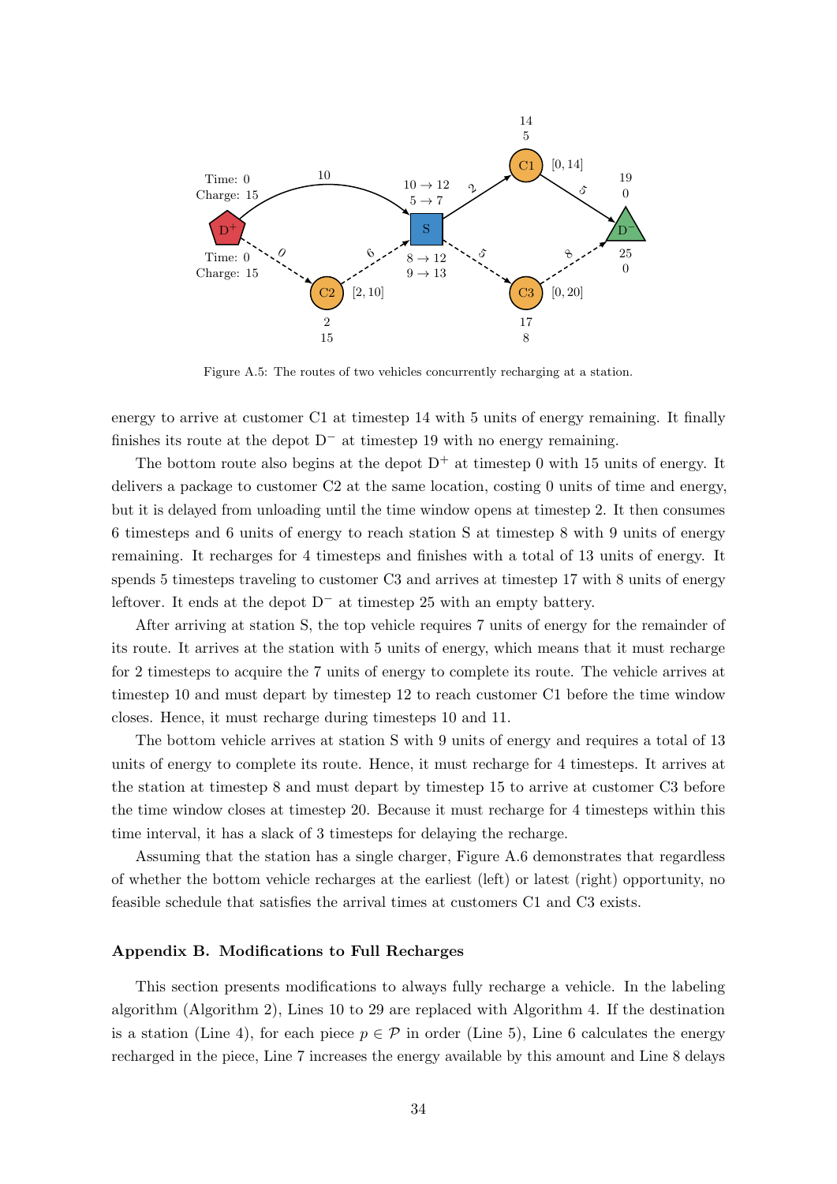Figure A.5: The routes of two vehicles concurrently recharging at a station.

energy to arrive at customer C1 at timestep 14 with 5 units of energy remaining. It finally finishes its route at the depot $D^-$ at timestep 19 with no energy remaining.

The bottom route also begins at the depot $D^+$ at timestep 0 with 15 units of energy. It delivers a package to customer C2 at the same location, costing 0 units of time and energy, but it is delayed from unloading until the time window opens at timestep 2. It then consumes 6 timesteps and 6 units of energy to reach station S at timestep 8 with 9 units of energy remaining. It recharges for 4 timesteps and finishes with a total of 13 units of energy. It spends 5 timesteps traveling to customer C3 and arrives at timestep 17 with 8 units of energy leftover. It ends at the depot $D^-$ at timestep 25 with an empty battery.

After arriving at station S, the top vehicle requires 7 units of energy for the remainder of its route. It arrives at the station with 5 units of energy, which means that it must recharge for 2 timesteps to acquire the 7 units of energy to complete its route. The vehicle arrives at timestep 10 and must depart by timestep 12 to reach customer C1 before the time window closes. Hence, it must recharge during timesteps 10 and 11.

The bottom vehicle arrives at station S with 9 units of energy and requires a total of 13 units of energy to complete its route. Hence, it must recharge for 4 timesteps. It arrives at the station at timestep 8 and must depart by timestep 15 to arrive at customer C3 before the time window closes at timestep 20. Because it must recharge for 4 timesteps within this time interval, it has a slack of 3 timesteps for delaying the recharge.

Assuming that the station has a single charger, Figure A.6 demonstrates that regardless of whether the bottom vehicle recharges at the earliest (left) or latest (right) opportunity, no feasible schedule that satisfies the arrival times at customers C1 and C3 exists.

## Appendix B. Modifications to Full Recharges

This section presents modifications to always fully recharge a vehicle. In the labeling algorithm (Algorithm 2), Lines 10 to 29 are replaced with Algorithm 4. If the destination is a station (Line 4), for each piece $p \in \mathcal{P}$ in order (Line 5), Line 6 calculates the energy recharged in the piece, Line 7 increases the energy available by this amount and Line 8 delays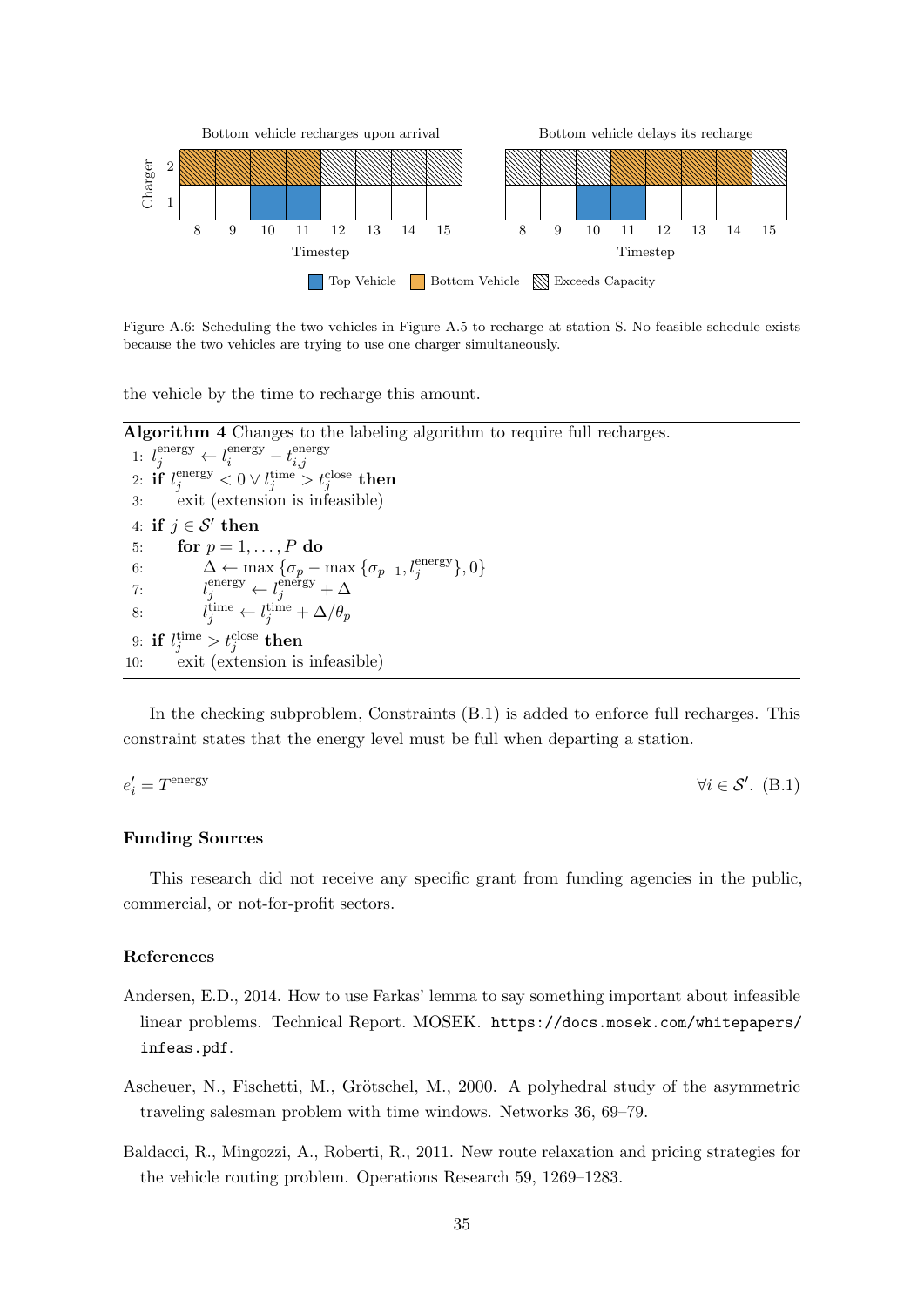Figure A.6: Scheduling the two vehicles in Figure A.5 to recharge at station S. No feasible schedule exists because the two vehicles are trying to use one charger simultaneously.

the vehicle by the time to recharge this amount.

**Algorithm 4** Changes to the labeling algorithm to require full recharges.

1: $l_j^{\text{energy}} \leftarrow l_i^{\text{energy}} - t_{i,j}^{\text{energy}}$
2: **if** $l_j^{\text{energy}} < 0 \vee l_j^{\text{time}} > t_j^{\text{close}}$ **then**
3: &nbsp;&nbsp;&nbsp;&nbsp;exit (extension is infeasible)
4: **if** $j \in \mathcal{S}'$ **then**
5: &nbsp;&nbsp;&nbsp;&nbsp;**for** $p = 1, \ldots, P$ **do**
6: &nbsp;&nbsp;&nbsp;&nbsp;&nbsp;&nbsp;&nbsp;&nbsp;$\Delta \leftarrow \max\{\sigma_p - \max\{\sigma_{p-1}, l_j^{\text{energy}}\}, 0\}$
7: &nbsp;&nbsp;&nbsp;&nbsp;&nbsp;&nbsp;&nbsp;&nbsp;$l_j^{\text{energy}} \leftarrow l_j^{\text{energy}} + \Delta$
8: &nbsp;&nbsp;&nbsp;&nbsp;&nbsp;&nbsp;&nbsp;&nbsp;$l_j^{\text{time}} \leftarrow l_j^{\text{time}} + \Delta/\theta_p$
9: **if** $l_j^{\text{time}} > t_j^{\text{close}}$ **then**
10: &nbsp;&nbsp;&nbsp;&nbsp;exit (extension is infeasible)

In the checking subproblem, Constraints (B.1) is added to enforce full recharges. This constraint states that the energy level must be full when departing a station.

$$e_i' = T^{\text{energy}} \qquad \forall i \in \mathcal{S}'. \quad \text{(B.1)}$$

### Funding Sources

This research did not receive any specific grant from funding agencies in the public, commercial, or not-for-profit sectors.

### References

Andersen, E.D., 2014. How to use Farkas' lemma to say something important about infeasible linear problems. Technical Report. MOSEK. `https://docs.mosek.com/whitepapers/infeas.pdf`.

Ascheuer, N., Fischetti, M., Grötschel, M., 2000. A polyhedral study of the asymmetric traveling salesman problem with time windows. Networks 36, 69–79.

Baldacci, R., Mingozzi, A., Roberti, R., 2011. New route relaxation and pricing strategies for the vehicle routing problem. Operations Research 59, 1269–1283.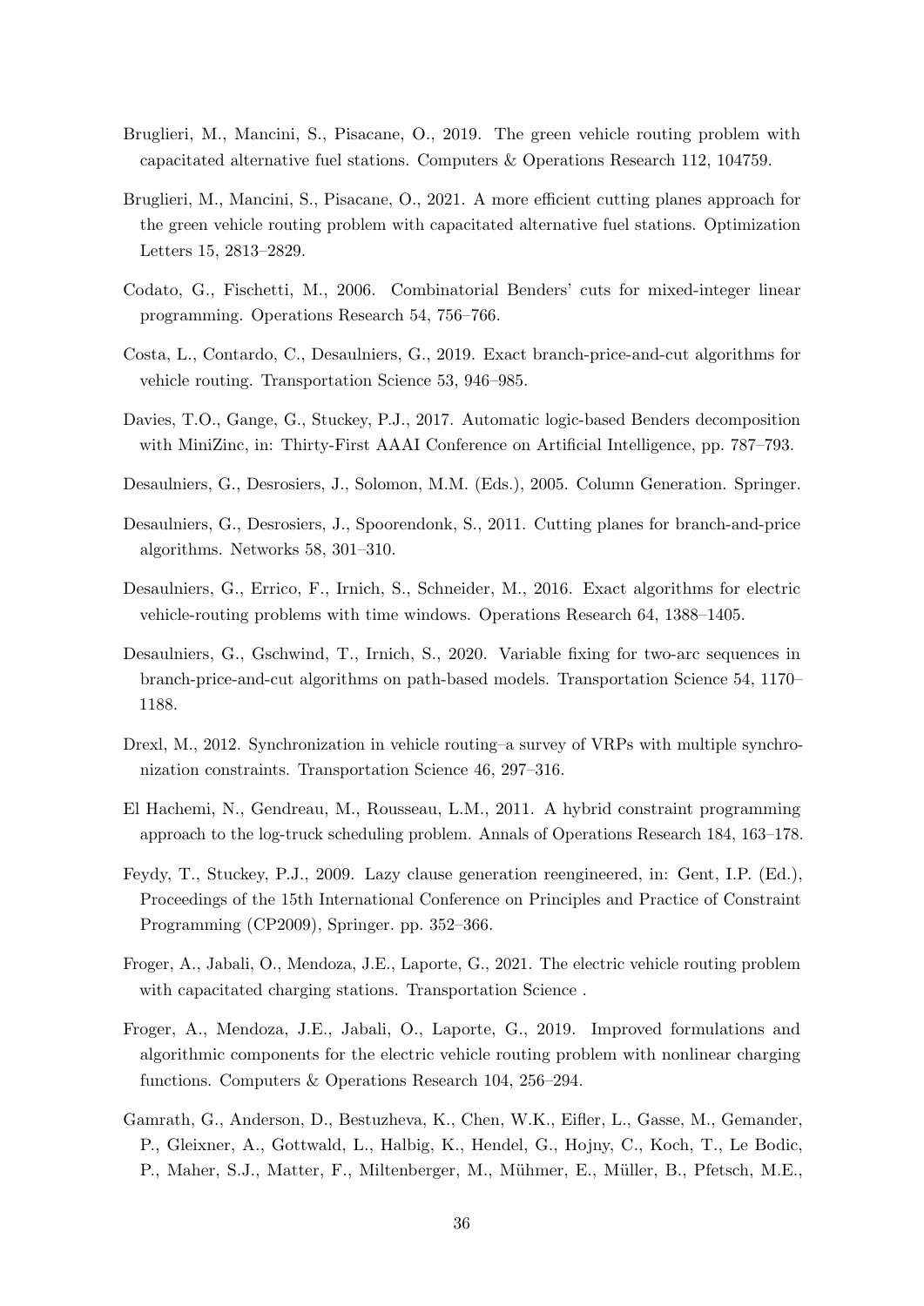Bruglieri, M., Mancini, S., Pisacane, O., 2019. The green vehicle routing problem with capacitated alternative fuel stations. Computers & Operations Research 112, 104759.

Bruglieri, M., Mancini, S., Pisacane, O., 2021. A more efficient cutting planes approach for the green vehicle routing problem with capacitated alternative fuel stations. Optimization Letters 15, 2813–2829.

Codato, G., Fischetti, M., 2006. Combinatorial Benders' cuts for mixed-integer linear programming. Operations Research 54, 756–766.

Costa, L., Contardo, C., Desaulniers, G., 2019. Exact branch-price-and-cut algorithms for vehicle routing. Transportation Science 53, 946–985.

Davies, T.O., Gange, G., Stuckey, P.J., 2017. Automatic logic-based Benders decomposition with MiniZinc, in: Thirty-First AAAI Conference on Artificial Intelligence, pp. 787–793.

Desaulniers, G., Desrosiers, J., Solomon, M.M. (Eds.), 2005. Column Generation. Springer.

Desaulniers, G., Desrosiers, J., Spoorendonk, S., 2011. Cutting planes for branch-and-price algorithms. Networks 58, 301–310.

Desaulniers, G., Errico, F., Irnich, S., Schneider, M., 2016. Exact algorithms for electric vehicle-routing problems with time windows. Operations Research 64, 1388–1405.

Desaulniers, G., Gschwind, T., Irnich, S., 2020. Variable fixing for two-arc sequences in branch-price-and-cut algorithms on path-based models. Transportation Science 54, 1170–1188.

Drexl, M., 2012. Synchronization in vehicle routing–a survey of VRPs with multiple synchronization constraints. Transportation Science 46, 297–316.

El Hachemi, N., Gendreau, M., Rousseau, L.M., 2011. A hybrid constraint programming approach to the log-truck scheduling problem. Annals of Operations Research 184, 163–178.

Feydy, T., Stuckey, P.J., 2009. Lazy clause generation reengineered, in: Gent, I.P. (Ed.), Proceedings of the 15th International Conference on Principles and Practice of Constraint Programming (CP2009), Springer. pp. 352–366.

Froger, A., Jabali, O., Mendoza, J.E., Laporte, G., 2021. The electric vehicle routing problem with capacitated charging stations. Transportation Science .

Froger, A., Mendoza, J.E., Jabali, O., Laporte, G., 2019. Improved formulations and algorithmic components for the electric vehicle routing problem with nonlinear charging functions. Computers & Operations Research 104, 256–294.

Gamrath, G., Anderson, D., Bestuzheva, K., Chen, W.K., Eifler, L., Gasse, M., Gemander, P., Gleixner, A., Gottwald, L., Halbig, K., Hendel, G., Hojny, C., Koch, T., Le Bodic, P., Maher, S.J., Matter, F., Miltenberger, M., Mühmer, E., Müller, B., Pfetsch, M.E.,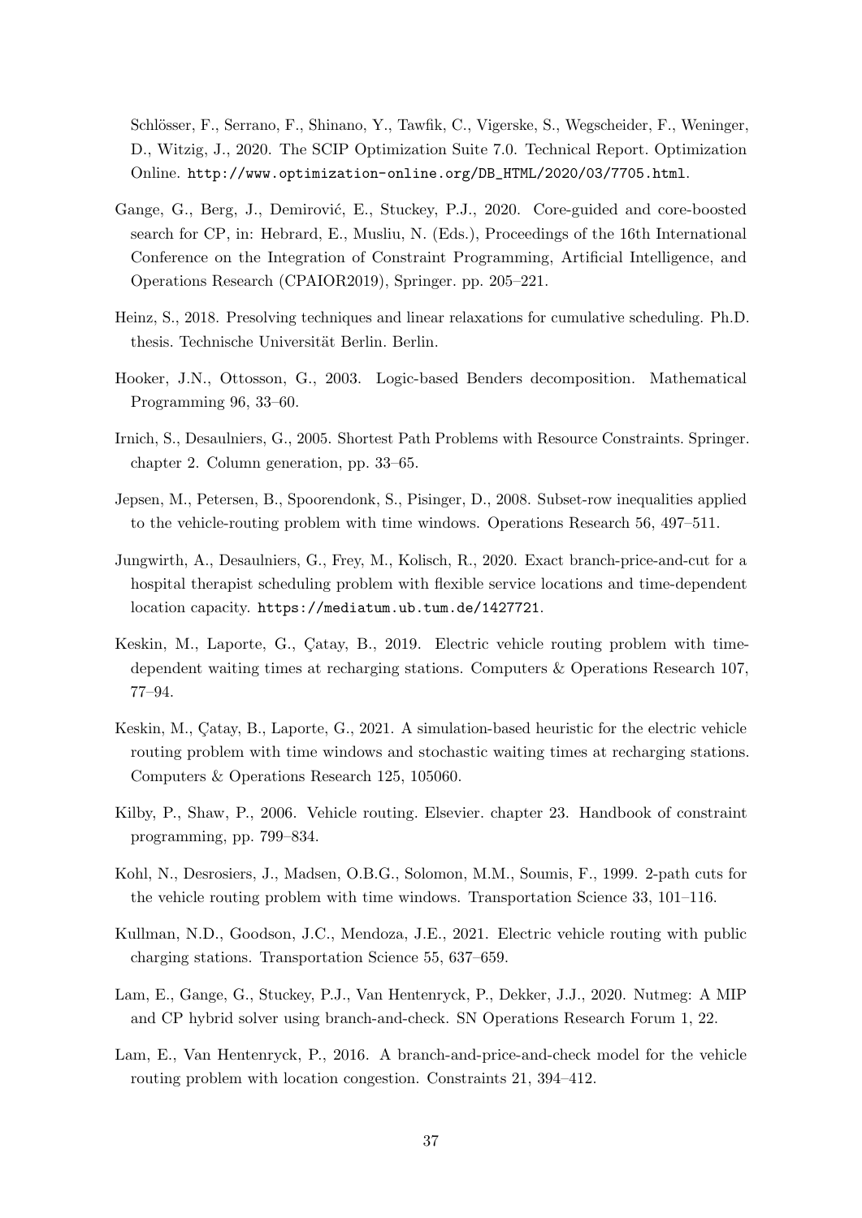Schlösser, F., Serrano, F., Shinano, Y., Tawfik, C., Vigerske, S., Wegscheider, F., Weninger, D., Witzig, J., 2020. The SCIP Optimization Suite 7.0. Technical Report. Optimization Online. http://www.optimization-online.org/DB_HTML/2020/03/7705.html.

Gange, G., Berg, J., Demirović, E., Stuckey, P.J., 2020. Core-guided and core-boosted search for CP, in: Hebrard, E., Musliu, N. (Eds.), Proceedings of the 16th International Conference on the Integration of Constraint Programming, Artificial Intelligence, and Operations Research (CPAIOR2019), Springer. pp. 205–221.

Heinz, S., 2018. Presolving techniques and linear relaxations for cumulative scheduling. Ph.D. thesis. Technische Universität Berlin. Berlin.

Hooker, J.N., Ottosson, G., 2003. Logic-based Benders decomposition. Mathematical Programming 96, 33–60.

Irnich, S., Desaulniers, G., 2005. Shortest Path Problems with Resource Constraints. Springer. chapter 2. Column generation, pp. 33–65.

Jepsen, M., Petersen, B., Spoorendonk, S., Pisinger, D., 2008. Subset-row inequalities applied to the vehicle-routing problem with time windows. Operations Research 56, 497–511.

Jungwirth, A., Desaulniers, G., Frey, M., Kolisch, R., 2020. Exact branch-price-and-cut for a hospital therapist scheduling problem with flexible service locations and time-dependent location capacity. https://mediatum.ub.tum.de/1427721.

Keskin, M., Laporte, G., Çatay, B., 2019. Electric vehicle routing problem with time-dependent waiting times at recharging stations. Computers & Operations Research 107, 77–94.

Keskin, M., Çatay, B., Laporte, G., 2021. A simulation-based heuristic for the electric vehicle routing problem with time windows and stochastic waiting times at recharging stations. Computers & Operations Research 125, 105060.

Kilby, P., Shaw, P., 2006. Vehicle routing. Elsevier. chapter 23. Handbook of constraint programming, pp. 799–834.

Kohl, N., Desrosiers, J., Madsen, O.B.G., Solomon, M.M., Soumis, F., 1999. 2-path cuts for the vehicle routing problem with time windows. Transportation Science 33, 101–116.

Kullman, N.D., Goodson, J.C., Mendoza, J.E., 2021. Electric vehicle routing with public charging stations. Transportation Science 55, 637–659.

Lam, E., Gange, G., Stuckey, P.J., Van Hentenryck, P., Dekker, J.J., 2020. Nutmeg: A MIP and CP hybrid solver using branch-and-check. SN Operations Research Forum 1, 22.

Lam, E., Van Hentenryck, P., 2016. A branch-and-price-and-check model for the vehicle routing problem with location congestion. Constraints 21, 394–412.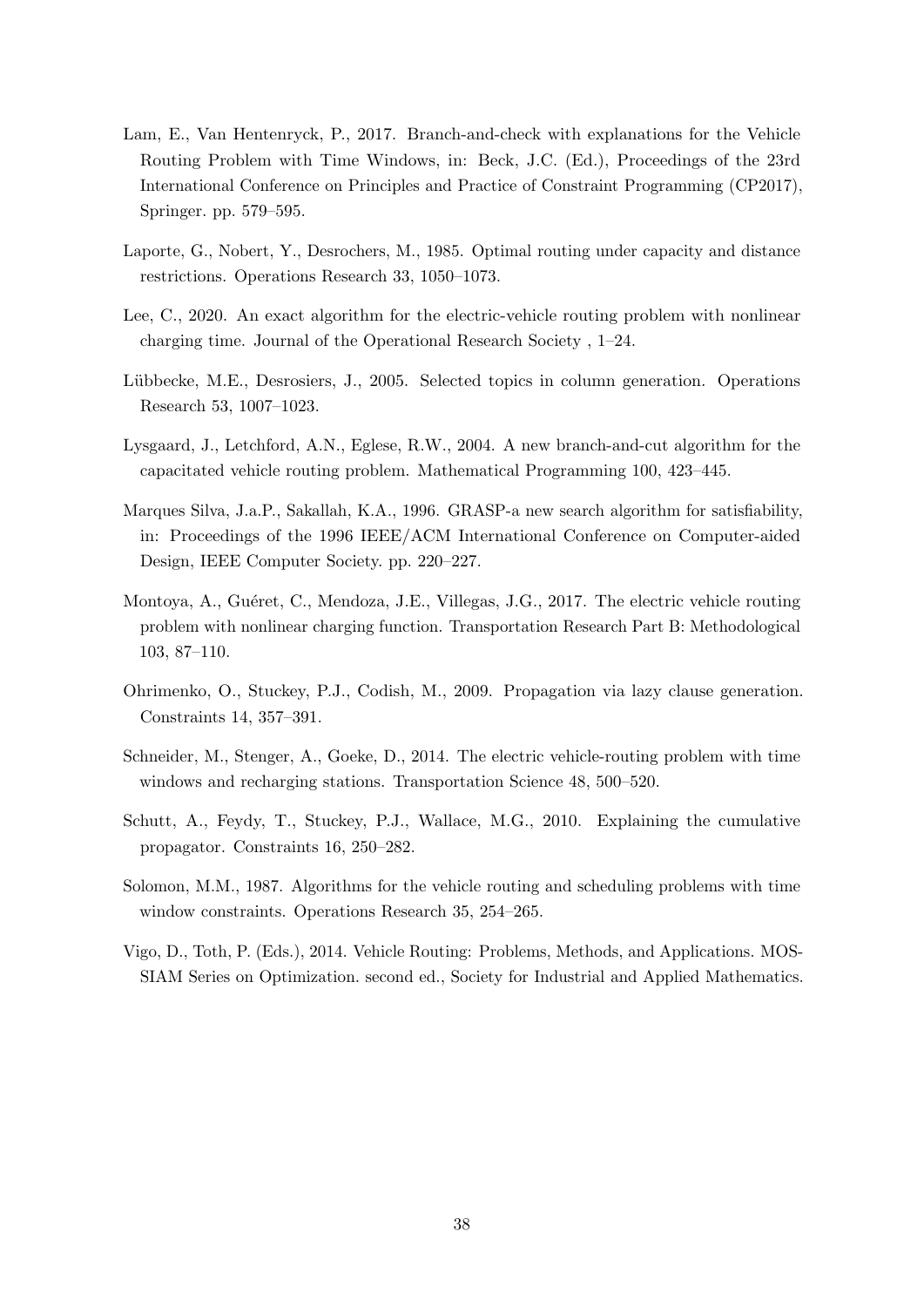Lam, E., Van Hentenryck, P., 2017. Branch-and-check with explanations for the Vehicle Routing Problem with Time Windows, in: Beck, J.C. (Ed.), Proceedings of the 23rd International Conference on Principles and Practice of Constraint Programming (CP2017), Springer. pp. 579–595.

Laporte, G., Nobert, Y., Desrochers, M., 1985. Optimal routing under capacity and distance restrictions. Operations Research 33, 1050–1073.

Lee, C., 2020. An exact algorithm for the electric-vehicle routing problem with nonlinear charging time. Journal of the Operational Research Society , 1–24.

Lübbecke, M.E., Desrosiers, J., 2005. Selected topics in column generation. Operations Research 53, 1007–1023.

Lysgaard, J., Letchford, A.N., Eglese, R.W., 2004. A new branch-and-cut algorithm for the capacitated vehicle routing problem. Mathematical Programming 100, 423–445.

Marques Silva, J.a.P., Sakallah, K.A., 1996. GRASP-a new search algorithm for satisfiability, in: Proceedings of the 1996 IEEE/ACM International Conference on Computer-aided Design, IEEE Computer Society. pp. 220–227.

Montoya, A., Guéret, C., Mendoza, J.E., Villegas, J.G., 2017. The electric vehicle routing problem with nonlinear charging function. Transportation Research Part B: Methodological 103, 87–110.

Ohrimenko, O., Stuckey, P.J., Codish, M., 2009. Propagation via lazy clause generation. Constraints 14, 357–391.

Schneider, M., Stenger, A., Goeke, D., 2014. The electric vehicle-routing problem with time windows and recharging stations. Transportation Science 48, 500–520.

Schutt, A., Feydy, T., Stuckey, P.J., Wallace, M.G., 2010. Explaining the cumulative propagator. Constraints 16, 250–282.

Solomon, M.M., 1987. Algorithms for the vehicle routing and scheduling problems with time window constraints. Operations Research 35, 254–265.

Vigo, D., Toth, P. (Eds.), 2014. Vehicle Routing: Problems, Methods, and Applications. MOS-SIAM Series on Optimization. second ed., Society for Industrial and Applied Mathematics.